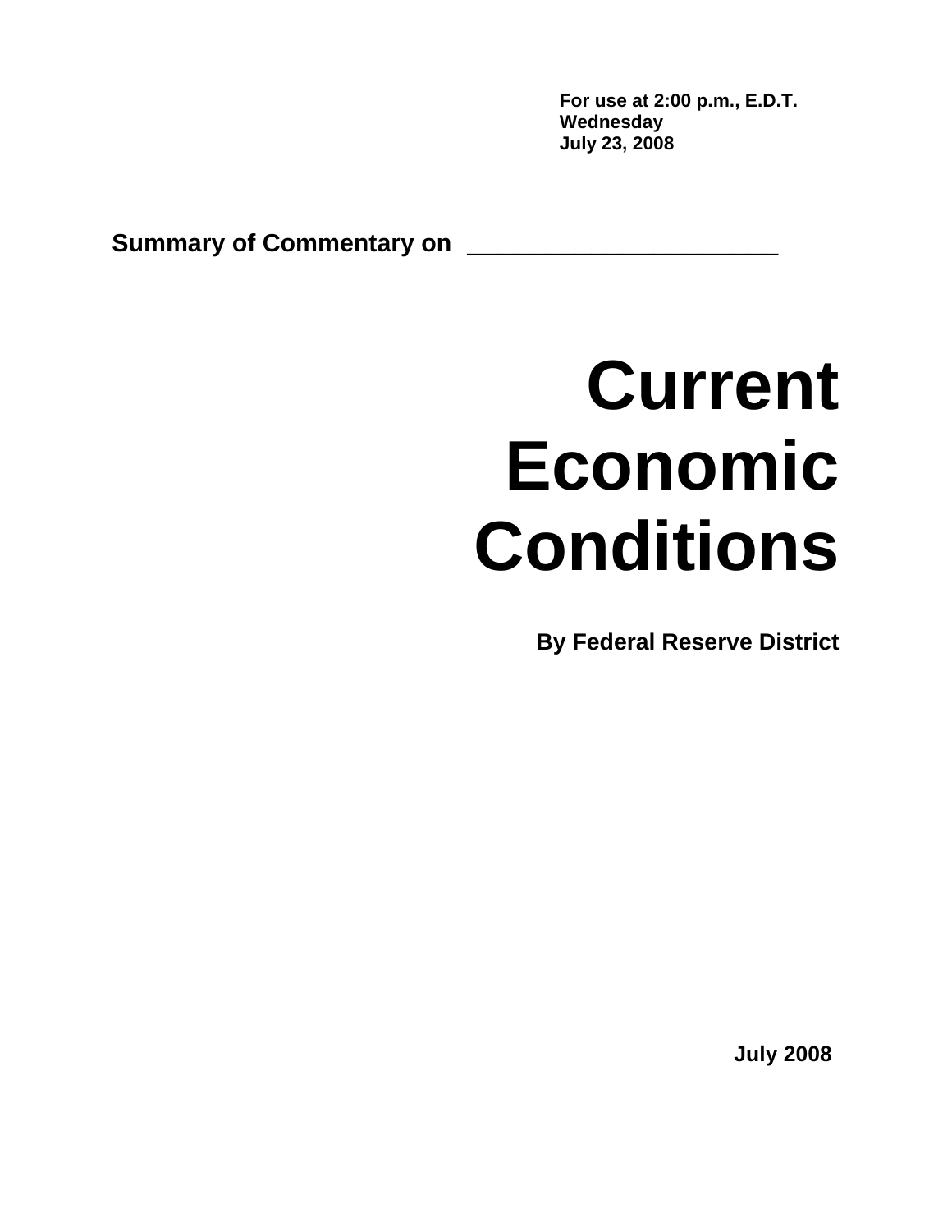**For use at 2:00 p.m., E.D.T.**
**Wednesday**
**July 23, 2008**

**Summary of Commentary on ______________________**

# Current Economic Conditions

**By Federal Reserve District**

**July 2008**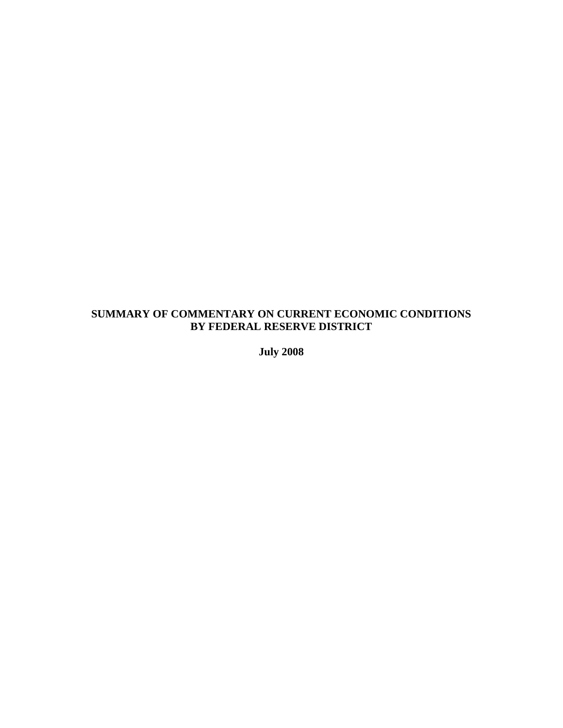# SUMMARY OF COMMENTARY ON CURRENT ECONOMIC CONDITIONS BY FEDERAL RESERVE DISTRICT

**July 2008**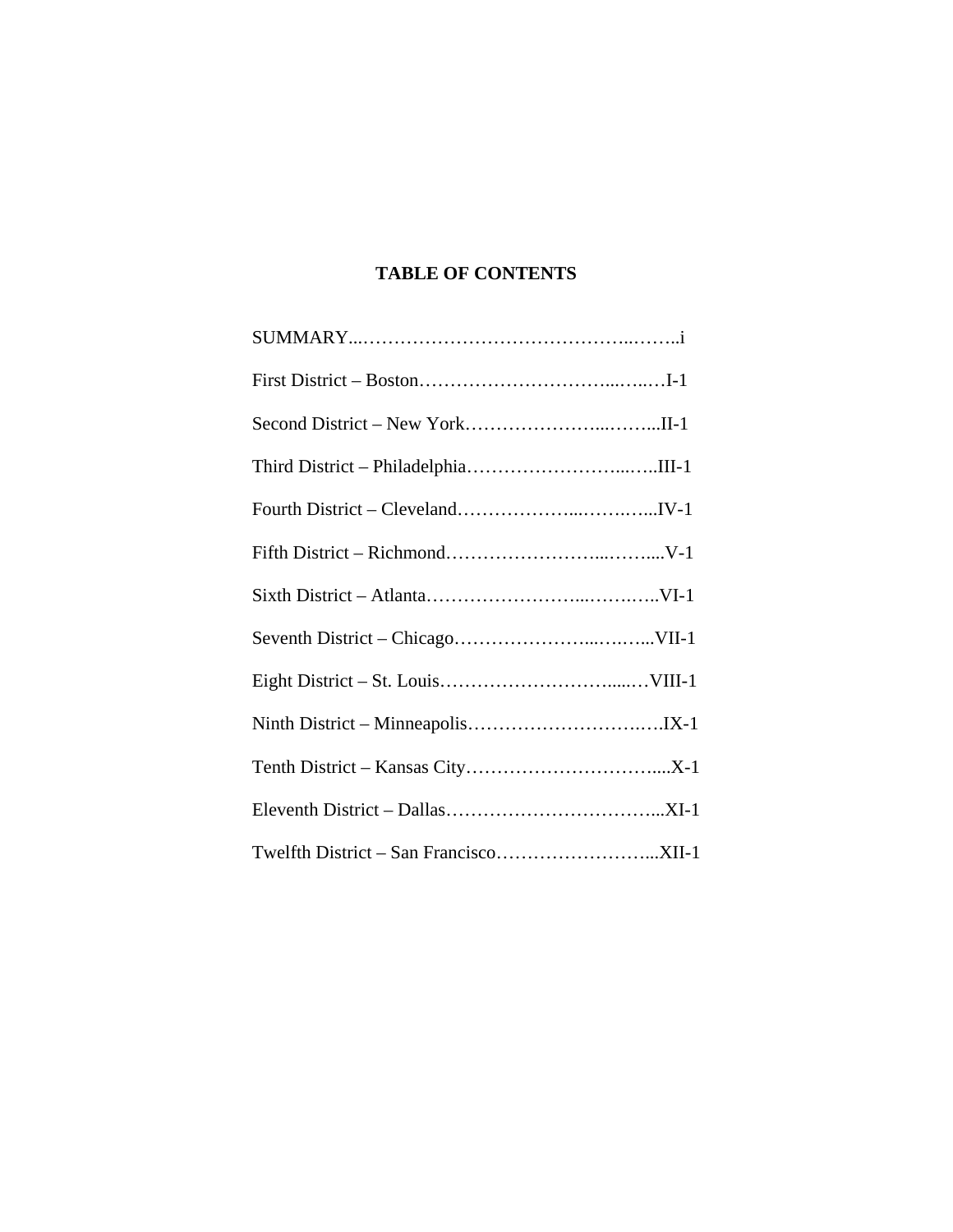# TABLE OF CONTENTS

SUMMARY...……………………………………..……..i

First District – Boston…………………………...…..…I-1

Second District – New York…………………...……...II-1

Third District – Philadelphia……………………...…..III-1

Fourth District – Cleveland………………...…….…...IV-1

Fifth District – Richmond……………………...……....V-1

Sixth District – Atlanta……………………...……….VI-1

Seventh District – Chicago…………………...….…...VII-1

Eight District – St. Louis………………………......…VIII-1

Ninth District – Minneapolis…………………….….IX-1

Tenth District – Kansas City…………………………....X-1

Eleventh District – Dallas……………………………...XI-1

Twelfth District – San Francisco……………………...XII-1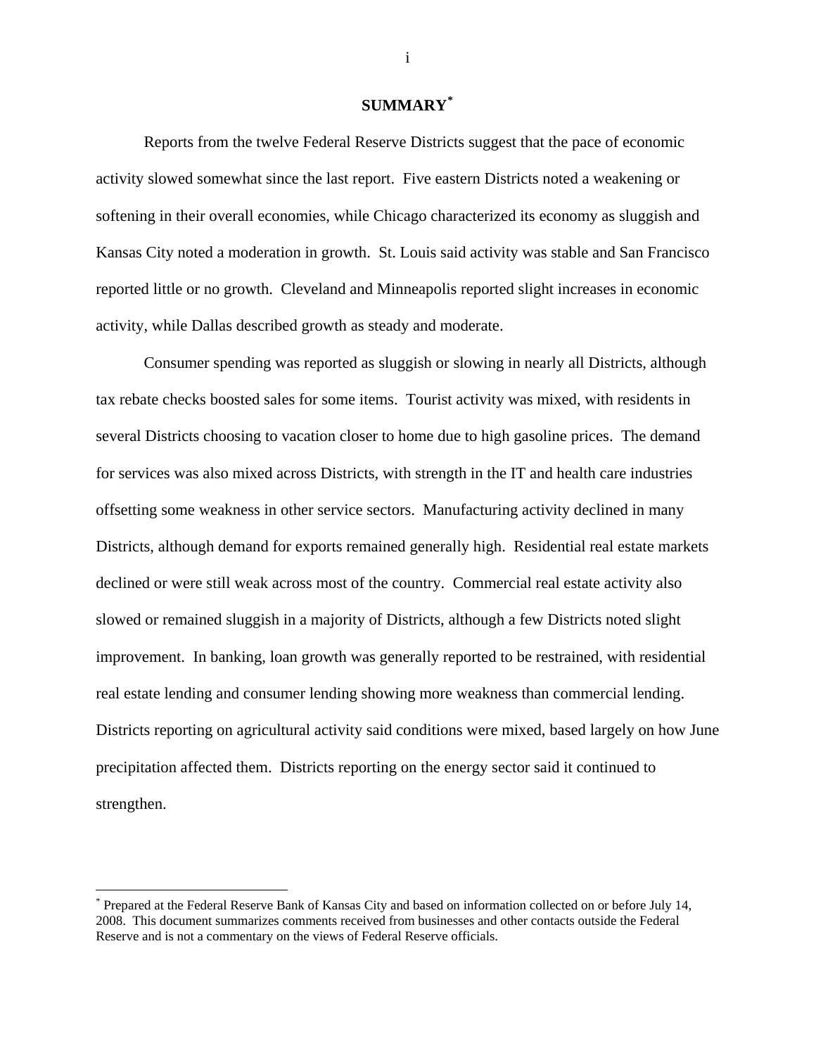## SUMMARY*

Reports from the twelve Federal Reserve Districts suggest that the pace of economic activity slowed somewhat since the last report. Five eastern Districts noted a weakening or softening in their overall economies, while Chicago characterized its economy as sluggish and Kansas City noted a moderation in growth. St. Louis said activity was stable and San Francisco reported little or no growth. Cleveland and Minneapolis reported slight increases in economic activity, while Dallas described growth as steady and moderate.

Consumer spending was reported as sluggish or slowing in nearly all Districts, although tax rebate checks boosted sales for some items. Tourist activity was mixed, with residents in several Districts choosing to vacation closer to home due to high gasoline prices. The demand for services was also mixed across Districts, with strength in the IT and health care industries offsetting some weakness in other service sectors. Manufacturing activity declined in many Districts, although demand for exports remained generally high. Residential real estate markets declined or were still weak across most of the country. Commercial real estate activity also slowed or remained sluggish in a majority of Districts, although a few Districts noted slight improvement. In banking, loan growth was generally reported to be restrained, with residential real estate lending and consumer lending showing more weakness than commercial lending. Districts reporting on agricultural activity said conditions were mixed, based largely on how June precipitation affected them. Districts reporting on the energy sector said it continued to strengthen.

---

* Prepared at the Federal Reserve Bank of Kansas City and based on information collected on or before July 14, 2008. This document summarizes comments received from businesses and other contacts outside the Federal Reserve and is not a commentary on the views of Federal Reserve officials.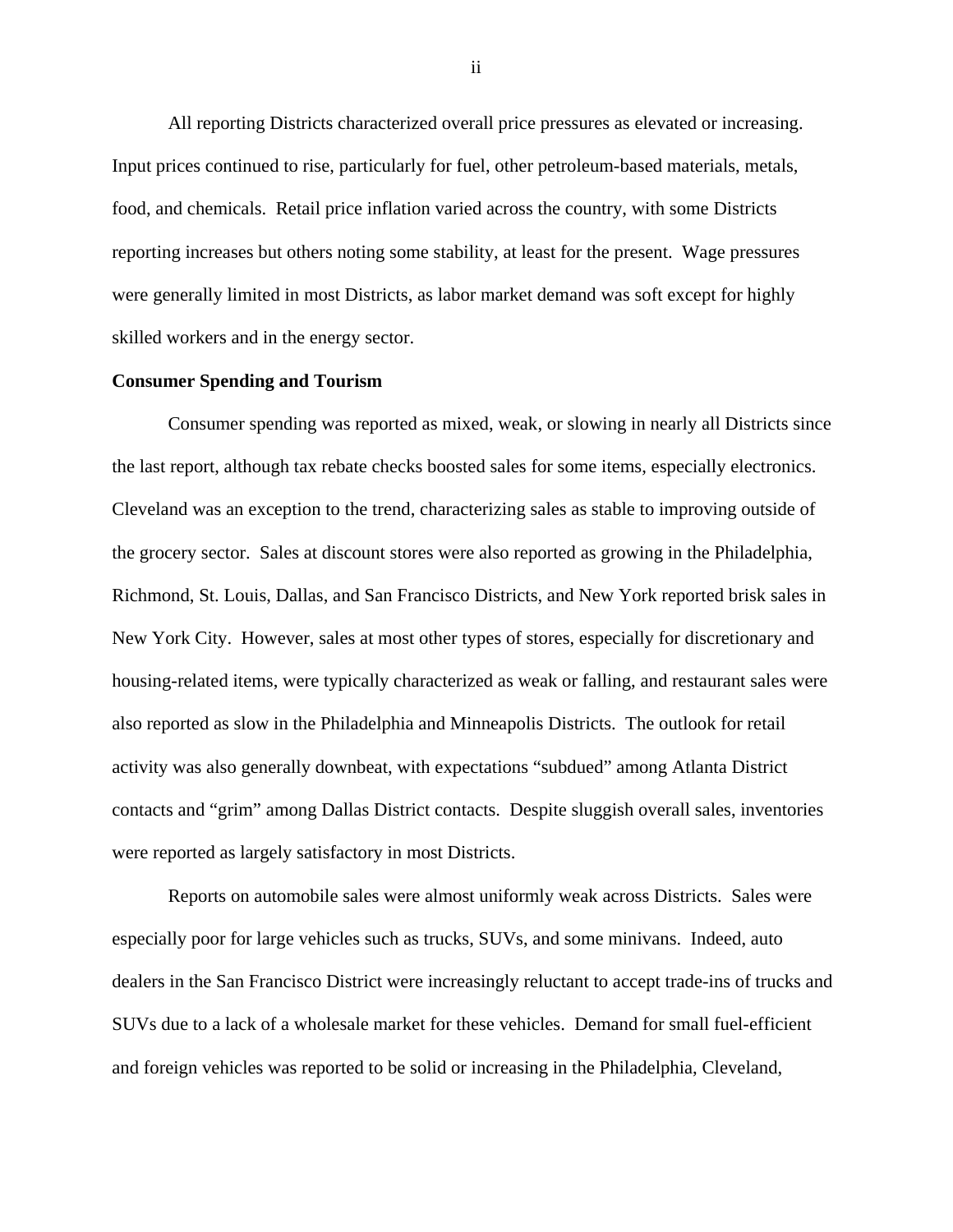All reporting Districts characterized overall price pressures as elevated or increasing. Input prices continued to rise, particularly for fuel, other petroleum-based materials, metals, food, and chemicals. Retail price inflation varied across the country, with some Districts reporting increases but others noting some stability, at least for the present. Wage pressures were generally limited in most Districts, as labor market demand was soft except for highly skilled workers and in the energy sector.

**Consumer Spending and Tourism**

Consumer spending was reported as mixed, weak, or slowing in nearly all Districts since the last report, although tax rebate checks boosted sales for some items, especially electronics. Cleveland was an exception to the trend, characterizing sales as stable to improving outside of the grocery sector. Sales at discount stores were also reported as growing in the Philadelphia, Richmond, St. Louis, Dallas, and San Francisco Districts, and New York reported brisk sales in New York City. However, sales at most other types of stores, especially for discretionary and housing-related items, were typically characterized as weak or falling, and restaurant sales were also reported as slow in the Philadelphia and Minneapolis Districts. The outlook for retail activity was also generally downbeat, with expectations "subdued" among Atlanta District contacts and "grim" among Dallas District contacts. Despite sluggish overall sales, inventories were reported as largely satisfactory in most Districts.

Reports on automobile sales were almost uniformly weak across Districts. Sales were especially poor for large vehicles such as trucks, SUVs, and some minivans. Indeed, auto dealers in the San Francisco District were increasingly reluctant to accept trade-ins of trucks and SUVs due to a lack of a wholesale market for these vehicles. Demand for small fuel-efficient and foreign vehicles was reported to be solid or increasing in the Philadelphia, Cleveland,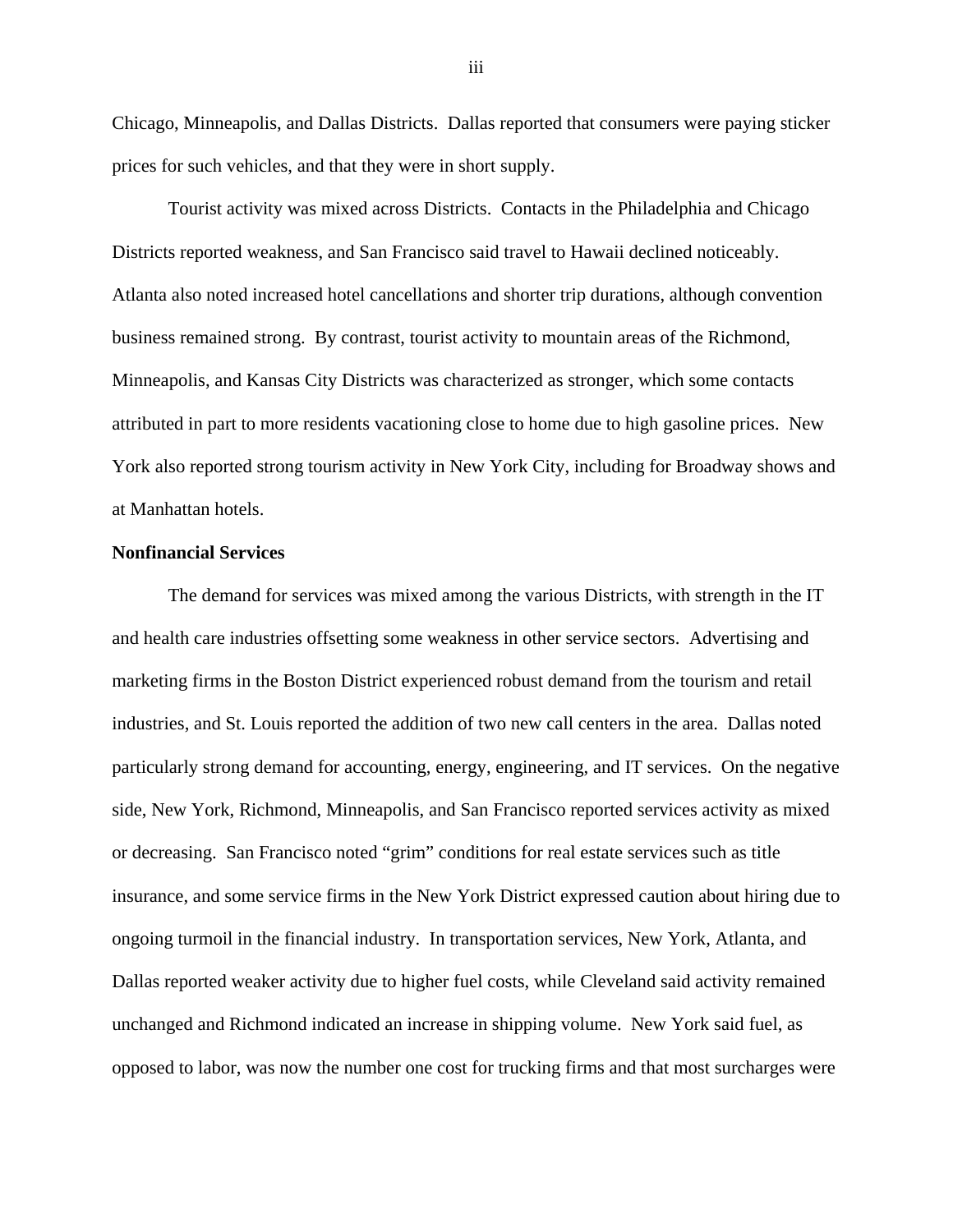Chicago, Minneapolis, and Dallas Districts. Dallas reported that consumers were paying sticker prices for such vehicles, and that they were in short supply.

Tourist activity was mixed across Districts. Contacts in the Philadelphia and Chicago Districts reported weakness, and San Francisco said travel to Hawaii declined noticeably. Atlanta also noted increased hotel cancellations and shorter trip durations, although convention business remained strong. By contrast, tourist activity to mountain areas of the Richmond, Minneapolis, and Kansas City Districts was characterized as stronger, which some contacts attributed in part to more residents vacationing close to home due to high gasoline prices. New York also reported strong tourism activity in New York City, including for Broadway shows and at Manhattan hotels.

**Nonfinancial Services**

The demand for services was mixed among the various Districts, with strength in the IT and health care industries offsetting some weakness in other service sectors. Advertising and marketing firms in the Boston District experienced robust demand from the tourism and retail industries, and St. Louis reported the addition of two new call centers in the area. Dallas noted particularly strong demand for accounting, energy, engineering, and IT services. On the negative side, New York, Richmond, Minneapolis, and San Francisco reported services activity as mixed or decreasing. San Francisco noted "grim" conditions for real estate services such as title insurance, and some service firms in the New York District expressed caution about hiring due to ongoing turmoil in the financial industry. In transportation services, New York, Atlanta, and Dallas reported weaker activity due to higher fuel costs, while Cleveland said activity remained unchanged and Richmond indicated an increase in shipping volume. New York said fuel, as opposed to labor, was now the number one cost for trucking firms and that most surcharges were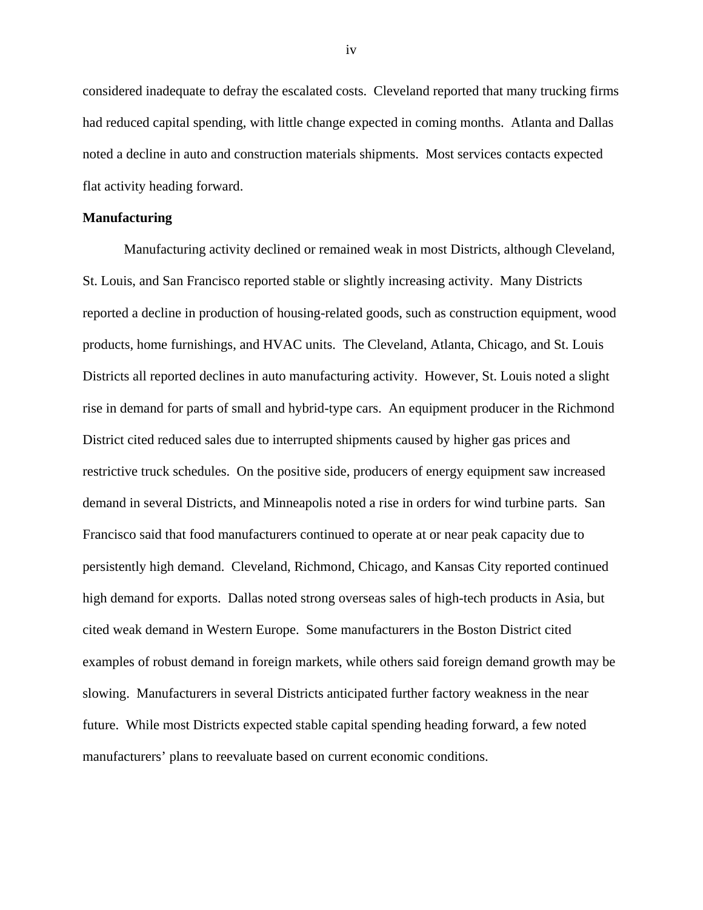considered inadequate to defray the escalated costs.  Cleveland reported that many trucking firms had reduced capital spending, with little change expected in coming months.  Atlanta and Dallas noted a decline in auto and construction materials shipments.  Most services contacts expected flat activity heading forward.

**Manufacturing**

Manufacturing activity declined or remained weak in most Districts, although Cleveland, St. Louis, and San Francisco reported stable or slightly increasing activity.  Many Districts reported a decline in production of housing-related goods, such as construction equipment, wood products, home furnishings, and HVAC units.  The Cleveland, Atlanta, Chicago, and St. Louis Districts all reported declines in auto manufacturing activity.  However, St. Louis noted a slight rise in demand for parts of small and hybrid-type cars.  An equipment producer in the Richmond District cited reduced sales due to interrupted shipments caused by higher gas prices and restrictive truck schedules.  On the positive side, producers of energy equipment saw increased demand in several Districts, and Minneapolis noted a rise in orders for wind turbine parts.  San Francisco said that food manufacturers continued to operate at or near peak capacity due to persistently high demand.  Cleveland, Richmond, Chicago, and Kansas City reported continued high demand for exports.  Dallas noted strong overseas sales of high-tech products in Asia, but cited weak demand in Western Europe.  Some manufacturers in the Boston District cited examples of robust demand in foreign markets, while others said foreign demand growth may be slowing.  Manufacturers in several Districts anticipated further factory weakness in the near future.  While most Districts expected stable capital spending heading forward, a few noted manufacturers' plans to reevaluate based on current economic conditions.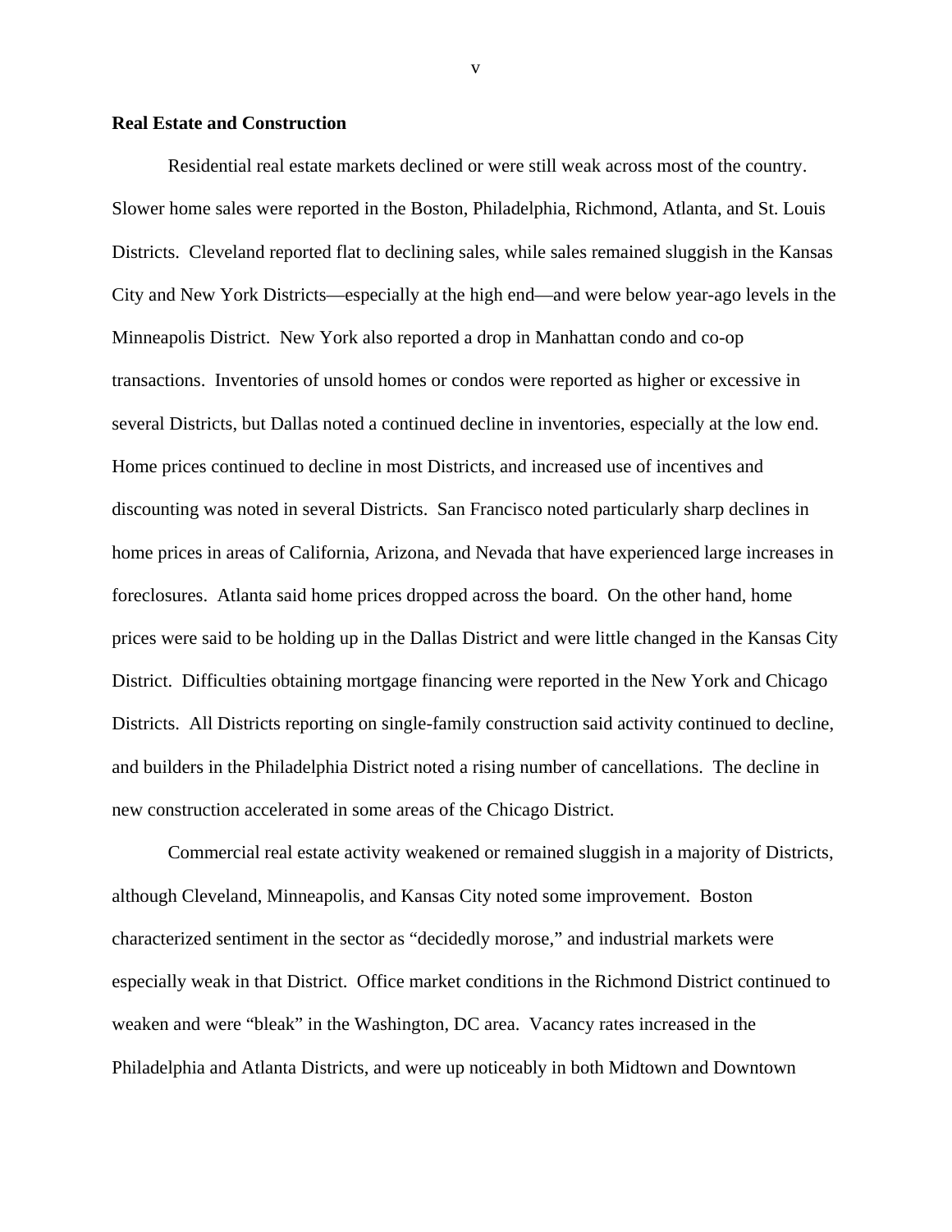**Real Estate and Construction**

Residential real estate markets declined or were still weak across most of the country. Slower home sales were reported in the Boston, Philadelphia, Richmond, Atlanta, and St. Louis Districts. Cleveland reported flat to declining sales, while sales remained sluggish in the Kansas City and New York Districts—especially at the high end—and were below year-ago levels in the Minneapolis District. New York also reported a drop in Manhattan condo and co-op transactions. Inventories of unsold homes or condos were reported as higher or excessive in several Districts, but Dallas noted a continued decline in inventories, especially at the low end. Home prices continued to decline in most Districts, and increased use of incentives and discounting was noted in several Districts. San Francisco noted particularly sharp declines in home prices in areas of California, Arizona, and Nevada that have experienced large increases in foreclosures. Atlanta said home prices dropped across the board. On the other hand, home prices were said to be holding up in the Dallas District and were little changed in the Kansas City District. Difficulties obtaining mortgage financing were reported in the New York and Chicago Districts. All Districts reporting on single-family construction said activity continued to decline, and builders in the Philadelphia District noted a rising number of cancellations. The decline in new construction accelerated in some areas of the Chicago District.

Commercial real estate activity weakened or remained sluggish in a majority of Districts, although Cleveland, Minneapolis, and Kansas City noted some improvement. Boston characterized sentiment in the sector as "decidedly morose," and industrial markets were especially weak in that District. Office market conditions in the Richmond District continued to weaken and were "bleak" in the Washington, DC area. Vacancy rates increased in the Philadelphia and Atlanta Districts, and were up noticeably in both Midtown and Downtown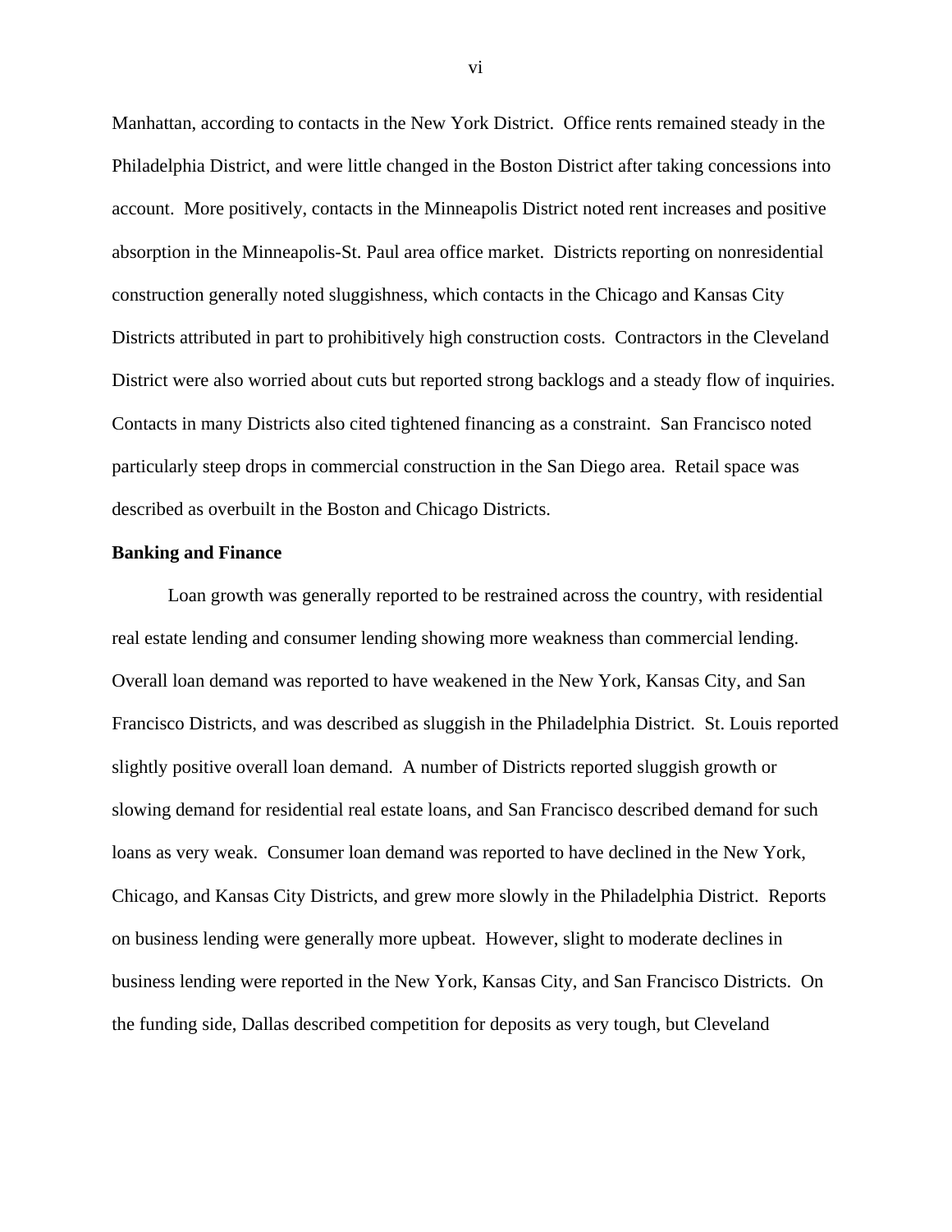Manhattan, according to contacts in the New York District. Office rents remained steady in the Philadelphia District, and were little changed in the Boston District after taking concessions into account. More positively, contacts in the Minneapolis District noted rent increases and positive absorption in the Minneapolis-St. Paul area office market. Districts reporting on nonresidential construction generally noted sluggishness, which contacts in the Chicago and Kansas City Districts attributed in part to prohibitively high construction costs. Contractors in the Cleveland District were also worried about cuts but reported strong backlogs and a steady flow of inquiries. Contacts in many Districts also cited tightened financing as a constraint. San Francisco noted particularly steep drops in commercial construction in the San Diego area. Retail space was described as overbuilt in the Boston and Chicago Districts.

**Banking and Finance**

Loan growth was generally reported to be restrained across the country, with residential real estate lending and consumer lending showing more weakness than commercial lending. Overall loan demand was reported to have weakened in the New York, Kansas City, and San Francisco Districts, and was described as sluggish in the Philadelphia District. St. Louis reported slightly positive overall loan demand. A number of Districts reported sluggish growth or slowing demand for residential real estate loans, and San Francisco described demand for such loans as very weak. Consumer loan demand was reported to have declined in the New York, Chicago, and Kansas City Districts, and grew more slowly in the Philadelphia District. Reports on business lending were generally more upbeat. However, slight to moderate declines in business lending were reported in the New York, Kansas City, and San Francisco Districts. On the funding side, Dallas described competition for deposits as very tough, but Cleveland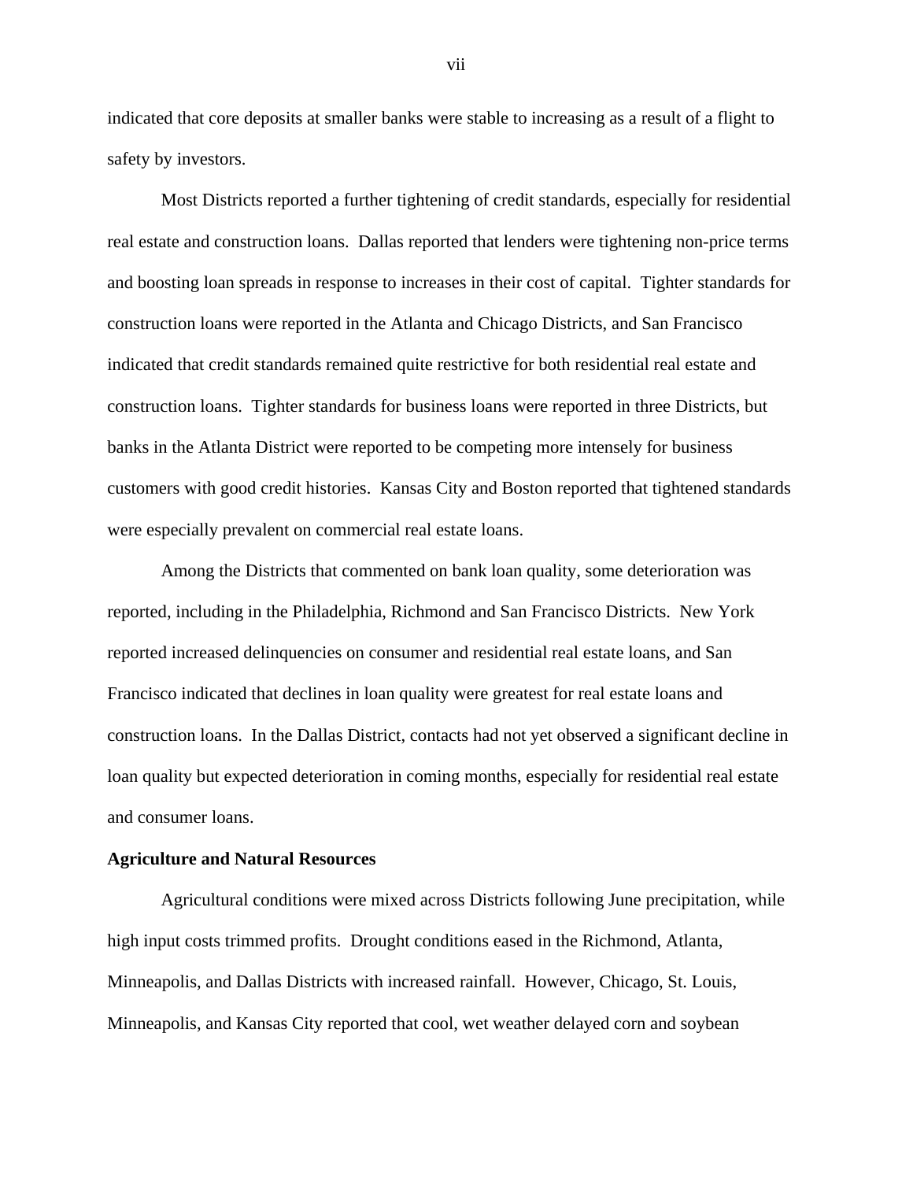indicated that core deposits at smaller banks were stable to increasing as a result of a flight to safety by investors.

Most Districts reported a further tightening of credit standards, especially for residential real estate and construction loans. Dallas reported that lenders were tightening non-price terms and boosting loan spreads in response to increases in their cost of capital. Tighter standards for construction loans were reported in the Atlanta and Chicago Districts, and San Francisco indicated that credit standards remained quite restrictive for both residential real estate and construction loans. Tighter standards for business loans were reported in three Districts, but banks in the Atlanta District were reported to be competing more intensely for business customers with good credit histories. Kansas City and Boston reported that tightened standards were especially prevalent on commercial real estate loans.

Among the Districts that commented on bank loan quality, some deterioration was reported, including in the Philadelphia, Richmond and San Francisco Districts. New York reported increased delinquencies on consumer and residential real estate loans, and San Francisco indicated that declines in loan quality were greatest for real estate loans and construction loans. In the Dallas District, contacts had not yet observed a significant decline in loan quality but expected deterioration in coming months, especially for residential real estate and consumer loans.

**Agriculture and Natural Resources**

Agricultural conditions were mixed across Districts following June precipitation, while high input costs trimmed profits. Drought conditions eased in the Richmond, Atlanta, Minneapolis, and Dallas Districts with increased rainfall. However, Chicago, St. Louis, Minneapolis, and Kansas City reported that cool, wet weather delayed corn and soybean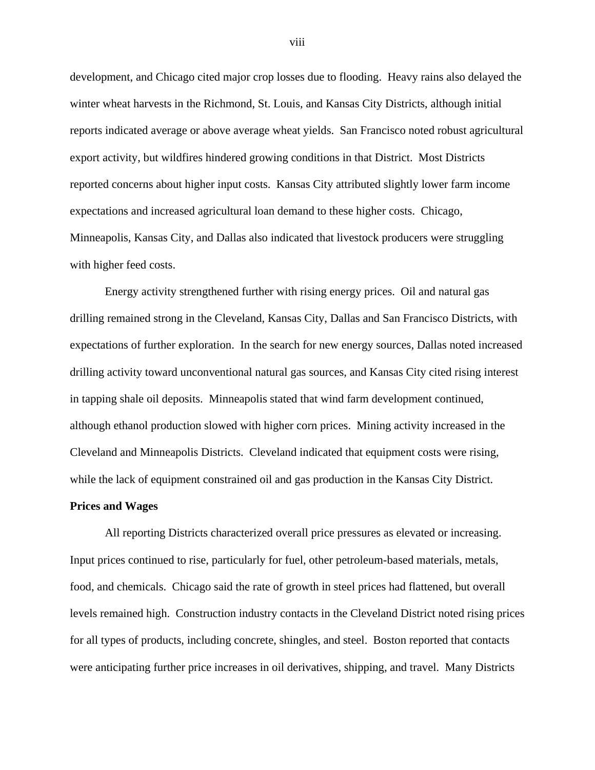development, and Chicago cited major crop losses due to flooding. Heavy rains also delayed the winter wheat harvests in the Richmond, St. Louis, and Kansas City Districts, although initial reports indicated average or above average wheat yields. San Francisco noted robust agricultural export activity, but wildfires hindered growing conditions in that District. Most Districts reported concerns about higher input costs. Kansas City attributed slightly lower farm income expectations and increased agricultural loan demand to these higher costs. Chicago, Minneapolis, Kansas City, and Dallas also indicated that livestock producers were struggling with higher feed costs.

Energy activity strengthened further with rising energy prices. Oil and natural gas drilling remained strong in the Cleveland, Kansas City, Dallas and San Francisco Districts, with expectations of further exploration. In the search for new energy sources, Dallas noted increased drilling activity toward unconventional natural gas sources, and Kansas City cited rising interest in tapping shale oil deposits. Minneapolis stated that wind farm development continued, although ethanol production slowed with higher corn prices. Mining activity increased in the Cleveland and Minneapolis Districts. Cleveland indicated that equipment costs were rising, while the lack of equipment constrained oil and gas production in the Kansas City District.

**Prices and Wages**

All reporting Districts characterized overall price pressures as elevated or increasing. Input prices continued to rise, particularly for fuel, other petroleum-based materials, metals, food, and chemicals. Chicago said the rate of growth in steel prices had flattened, but overall levels remained high. Construction industry contacts in the Cleveland District noted rising prices for all types of products, including concrete, shingles, and steel. Boston reported that contacts were anticipating further price increases in oil derivatives, shipping, and travel. Many Districts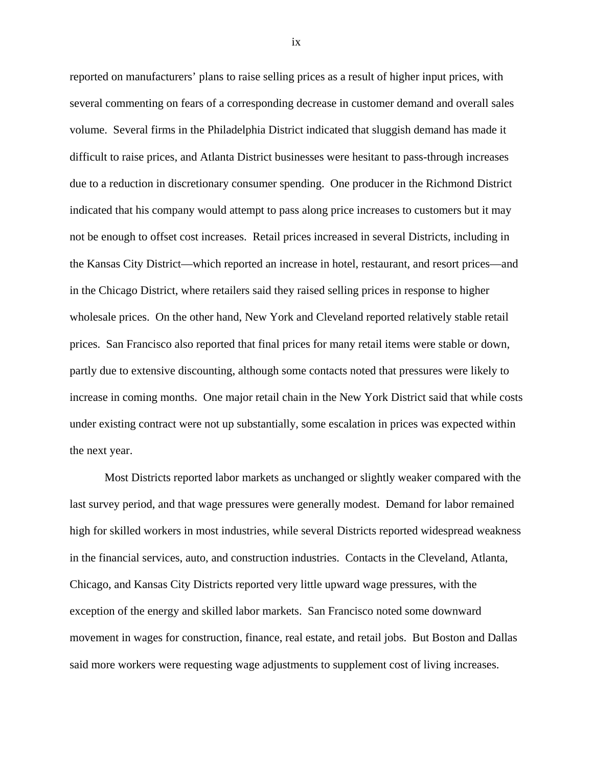reported on manufacturers' plans to raise selling prices as a result of higher input prices, with several commenting on fears of a corresponding decrease in customer demand and overall sales volume. Several firms in the Philadelphia District indicated that sluggish demand has made it difficult to raise prices, and Atlanta District businesses were hesitant to pass-through increases due to a reduction in discretionary consumer spending. One producer in the Richmond District indicated that his company would attempt to pass along price increases to customers but it may not be enough to offset cost increases. Retail prices increased in several Districts, including in the Kansas City District—which reported an increase in hotel, restaurant, and resort prices—and in the Chicago District, where retailers said they raised selling prices in response to higher wholesale prices. On the other hand, New York and Cleveland reported relatively stable retail prices. San Francisco also reported that final prices for many retail items were stable or down, partly due to extensive discounting, although some contacts noted that pressures were likely to increase in coming months. One major retail chain in the New York District said that while costs under existing contract were not up substantially, some escalation in prices was expected within the next year.

Most Districts reported labor markets as unchanged or slightly weaker compared with the last survey period, and that wage pressures were generally modest. Demand for labor remained high for skilled workers in most industries, while several Districts reported widespread weakness in the financial services, auto, and construction industries. Contacts in the Cleveland, Atlanta, Chicago, and Kansas City Districts reported very little upward wage pressures, with the exception of the energy and skilled labor markets. San Francisco noted some downward movement in wages for construction, finance, real estate, and retail jobs. But Boston and Dallas said more workers were requesting wage adjustments to supplement cost of living increases.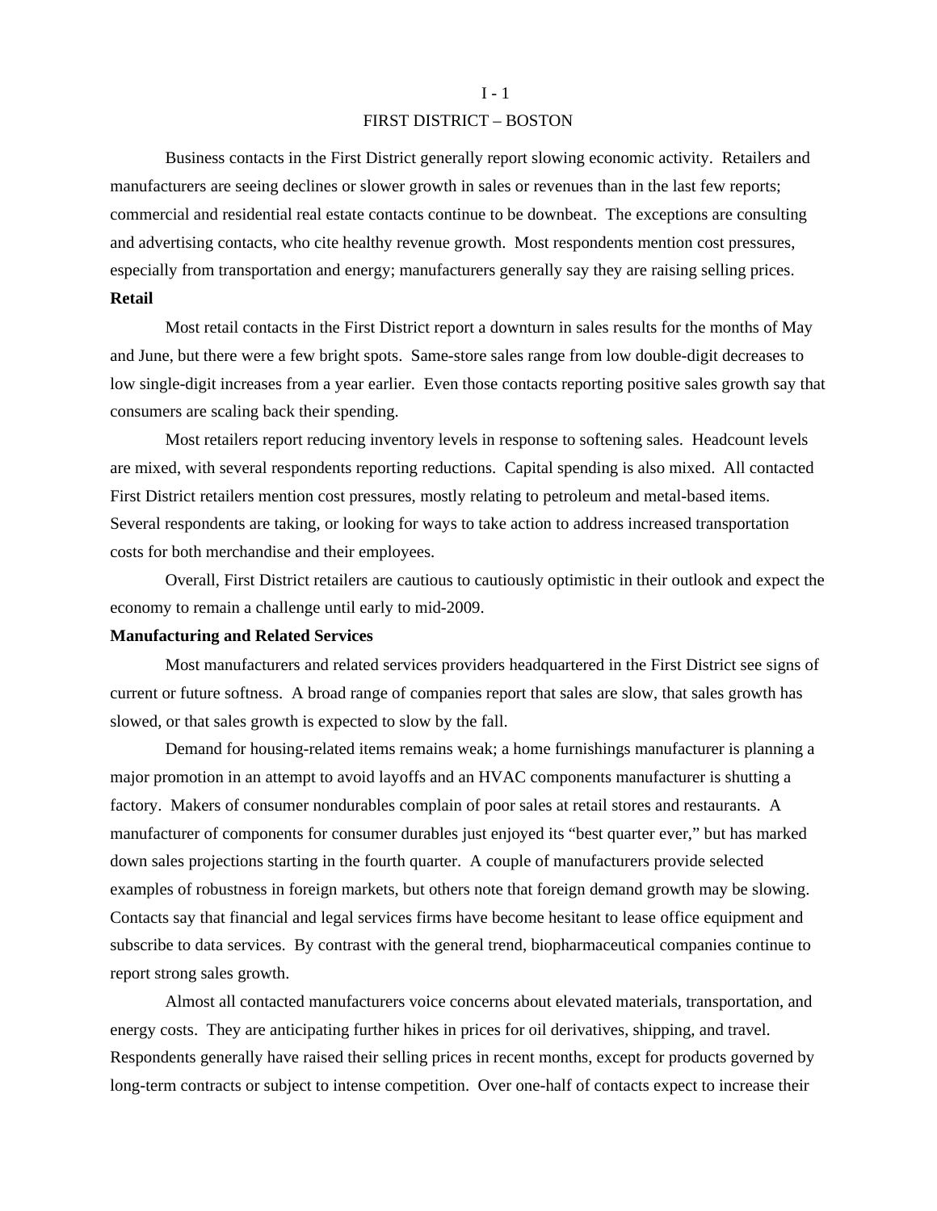## FIRST DISTRICT – BOSTON

Business contacts in the First District generally report slowing economic activity. Retailers and manufacturers are seeing declines or slower growth in sales or revenues than in the last few reports; commercial and residential real estate contacts continue to be downbeat. The exceptions are consulting and advertising contacts, who cite healthy revenue growth. Most respondents mention cost pressures, especially from transportation and energy; manufacturers generally say they are raising selling prices.

**Retail**

Most retail contacts in the First District report a downturn in sales results for the months of May and June, but there were a few bright spots. Same-store sales range from low double-digit decreases to low single-digit increases from a year earlier. Even those contacts reporting positive sales growth say that consumers are scaling back their spending.

Most retailers report reducing inventory levels in response to softening sales. Headcount levels are mixed, with several respondents reporting reductions. Capital spending is also mixed. All contacted First District retailers mention cost pressures, mostly relating to petroleum and metal-based items. Several respondents are taking, or looking for ways to take action to address increased transportation costs for both merchandise and their employees.

Overall, First District retailers are cautious to cautiously optimistic in their outlook and expect the economy to remain a challenge until early to mid-2009.

**Manufacturing and Related Services**

Most manufacturers and related services providers headquartered in the First District see signs of current or future softness. A broad range of companies report that sales are slow, that sales growth has slowed, or that sales growth is expected to slow by the fall.

Demand for housing-related items remains weak; a home furnishings manufacturer is planning a major promotion in an attempt to avoid layoffs and an HVAC components manufacturer is shutting a factory. Makers of consumer nondurables complain of poor sales at retail stores and restaurants. A manufacturer of components for consumer durables just enjoyed its "best quarter ever," but has marked down sales projections starting in the fourth quarter. A couple of manufacturers provide selected examples of robustness in foreign markets, but others note that foreign demand growth may be slowing. Contacts say that financial and legal services firms have become hesitant to lease office equipment and subscribe to data services. By contrast with the general trend, biopharmaceutical companies continue to report strong sales growth.

Almost all contacted manufacturers voice concerns about elevated materials, transportation, and energy costs. They are anticipating further hikes in prices for oil derivatives, shipping, and travel. Respondents generally have raised their selling prices in recent months, except for products governed by long-term contracts or subject to intense competition. Over one-half of contacts expect to increase their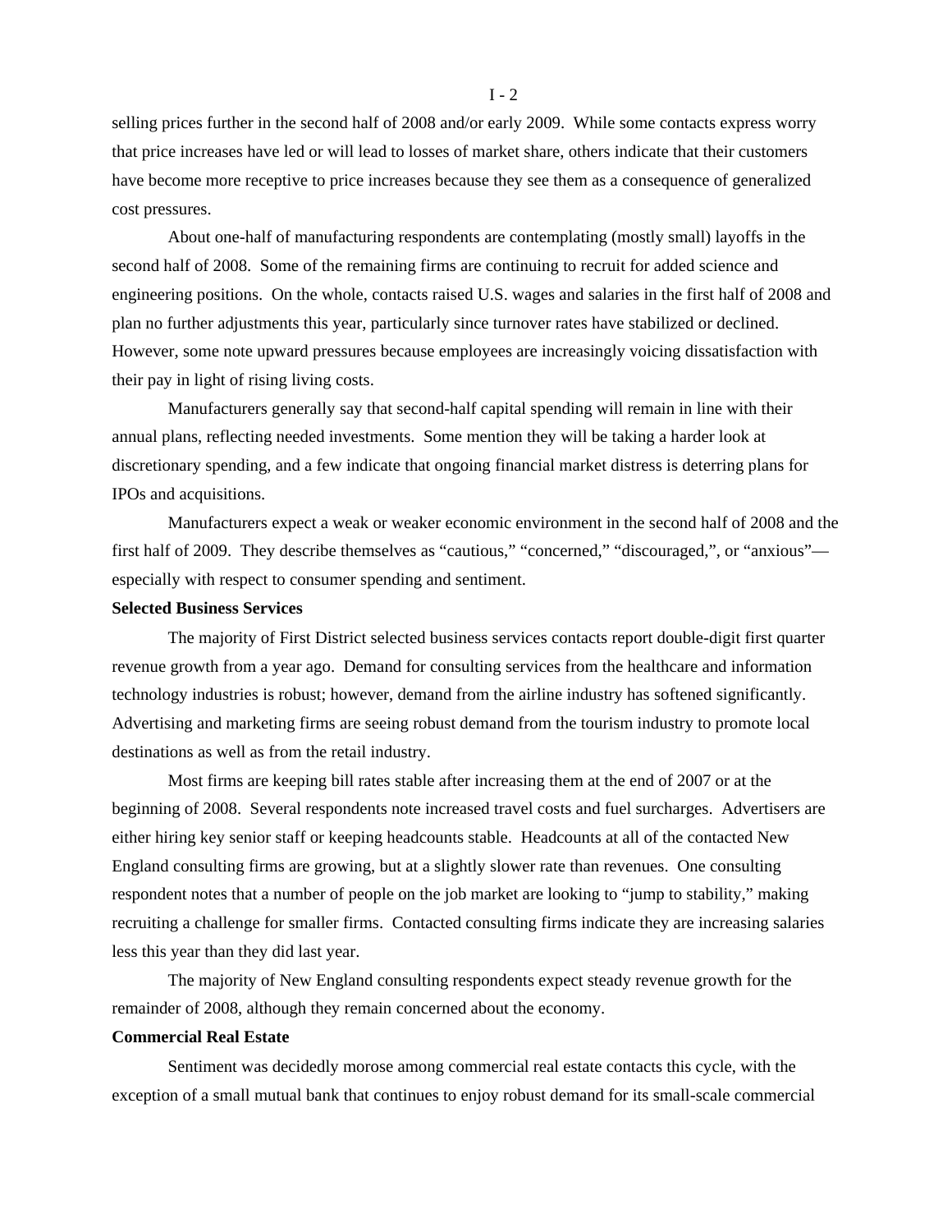selling prices further in the second half of 2008 and/or early 2009. While some contacts express worry that price increases have led or will lead to losses of market share, others indicate that their customers have become more receptive to price increases because they see them as a consequence of generalized cost pressures.

About one-half of manufacturing respondents are contemplating (mostly small) layoffs in the second half of 2008. Some of the remaining firms are continuing to recruit for added science and engineering positions. On the whole, contacts raised U.S. wages and salaries in the first half of 2008 and plan no further adjustments this year, particularly since turnover rates have stabilized or declined. However, some note upward pressures because employees are increasingly voicing dissatisfaction with their pay in light of rising living costs.

Manufacturers generally say that second-half capital spending will remain in line with their annual plans, reflecting needed investments. Some mention they will be taking a harder look at discretionary spending, and a few indicate that ongoing financial market distress is deterring plans for IPOs and acquisitions.

Manufacturers expect a weak or weaker economic environment in the second half of 2008 and the first half of 2009. They describe themselves as "cautious," "concerned," "discouraged,", or "anxious"—especially with respect to consumer spending and sentiment.

**Selected Business Services**

The majority of First District selected business services contacts report double-digit first quarter revenue growth from a year ago. Demand for consulting services from the healthcare and information technology industries is robust; however, demand from the airline industry has softened significantly. Advertising and marketing firms are seeing robust demand from the tourism industry to promote local destinations as well as from the retail industry.

Most firms are keeping bill rates stable after increasing them at the end of 2007 or at the beginning of 2008. Several respondents note increased travel costs and fuel surcharges. Advertisers are either hiring key senior staff or keeping headcounts stable. Headcounts at all of the contacted New England consulting firms are growing, but at a slightly slower rate than revenues. One consulting respondent notes that a number of people on the job market are looking to "jump to stability," making recruiting a challenge for smaller firms. Contacted consulting firms indicate they are increasing salaries less this year than they did last year.

The majority of New England consulting respondents expect steady revenue growth for the remainder of 2008, although they remain concerned about the economy.

**Commercial Real Estate**

Sentiment was decidedly morose among commercial real estate contacts this cycle, with the exception of a small mutual bank that continues to enjoy robust demand for its small-scale commercial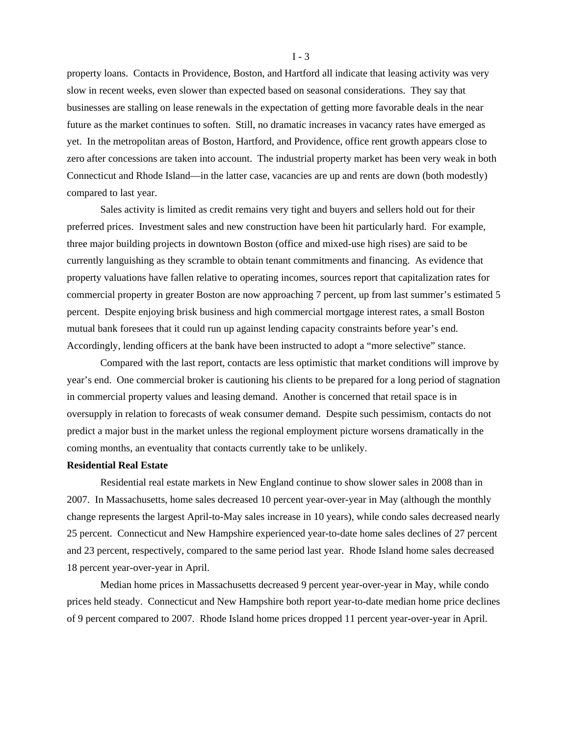property loans. Contacts in Providence, Boston, and Hartford all indicate that leasing activity was very slow in recent weeks, even slower than expected based on seasonal considerations. They say that businesses are stalling on lease renewals in the expectation of getting more favorable deals in the near future as the market continues to soften. Still, no dramatic increases in vacancy rates have emerged as yet. In the metropolitan areas of Boston, Hartford, and Providence, office rent growth appears close to zero after concessions are taken into account. The industrial property market has been very weak in both Connecticut and Rhode Island—in the latter case, vacancies are up and rents are down (both modestly) compared to last year.

Sales activity is limited as credit remains very tight and buyers and sellers hold out for their preferred prices. Investment sales and new construction have been hit particularly hard. For example, three major building projects in downtown Boston (office and mixed-use high rises) are said to be currently languishing as they scramble to obtain tenant commitments and financing. As evidence that property valuations have fallen relative to operating incomes, sources report that capitalization rates for commercial property in greater Boston are now approaching 7 percent, up from last summer's estimated 5 percent. Despite enjoying brisk business and high commercial mortgage interest rates, a small Boston mutual bank foresees that it could run up against lending capacity constraints before year's end. Accordingly, lending officers at the bank have been instructed to adopt a "more selective" stance.

Compared with the last report, contacts are less optimistic that market conditions will improve by year's end. One commercial broker is cautioning his clients to be prepared for a long period of stagnation in commercial property values and leasing demand. Another is concerned that retail space is in oversupply in relation to forecasts of weak consumer demand. Despite such pessimism, contacts do not predict a major bust in the market unless the regional employment picture worsens dramatically in the coming months, an eventuality that contacts currently take to be unlikely.

**Residential Real Estate**

Residential real estate markets in New England continue to show slower sales in 2008 than in 2007. In Massachusetts, home sales decreased 10 percent year-over-year in May (although the monthly change represents the largest April-to-May sales increase in 10 years), while condo sales decreased nearly 25 percent. Connecticut and New Hampshire experienced year-to-date home sales declines of 27 percent and 23 percent, respectively, compared to the same period last year. Rhode Island home sales decreased 18 percent year-over-year in April.

Median home prices in Massachusetts decreased 9 percent year-over-year in May, while condo prices held steady. Connecticut and New Hampshire both report year-to-date median home price declines of 9 percent compared to 2007. Rhode Island home prices dropped 11 percent year-over-year in April.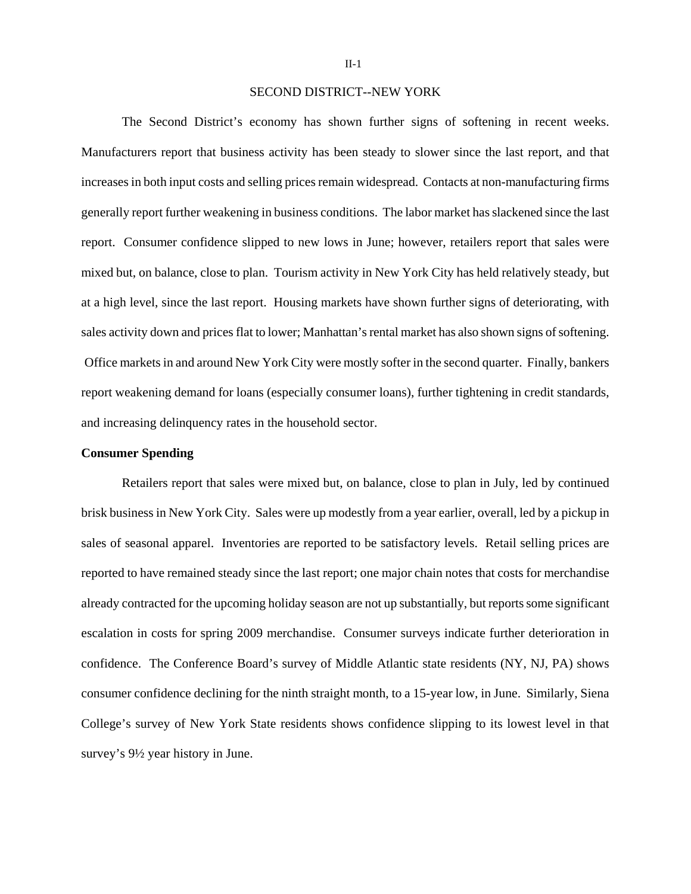# SECOND DISTRICT--NEW YORK

The Second District's economy has shown further signs of softening in recent weeks. Manufacturers report that business activity has been steady to slower since the last report, and that increases in both input costs and selling prices remain widespread. Contacts at non-manufacturing firms generally report further weakening in business conditions. The labor market has slackened since the last report. Consumer confidence slipped to new lows in June; however, retailers report that sales were mixed but, on balance, close to plan. Tourism activity in New York City has held relatively steady, but at a high level, since the last report. Housing markets have shown further signs of deteriorating, with sales activity down and prices flat to lower; Manhattan's rental market has also shown signs of softening. Office markets in and around New York City were mostly softer in the second quarter. Finally, bankers report weakening demand for loans (especially consumer loans), further tightening in credit standards, and increasing delinquency rates in the household sector.

**Consumer Spending**

Retailers report that sales were mixed but, on balance, close to plan in July, led by continued brisk business in New York City. Sales were up modestly from a year earlier, overall, led by a pickup in sales of seasonal apparel. Inventories are reported to be satisfactory levels. Retail selling prices are reported to have remained steady since the last report; one major chain notes that costs for merchandise already contracted for the upcoming holiday season are not up substantially, but reports some significant escalation in costs for spring 2009 merchandise. Consumer surveys indicate further deterioration in confidence. The Conference Board's survey of Middle Atlantic state residents (NY, NJ, PA) shows consumer confidence declining for the ninth straight month, to a 15-year low, in June. Similarly, Siena College's survey of New York State residents shows confidence slipping to its lowest level in that survey's 9½ year history in June.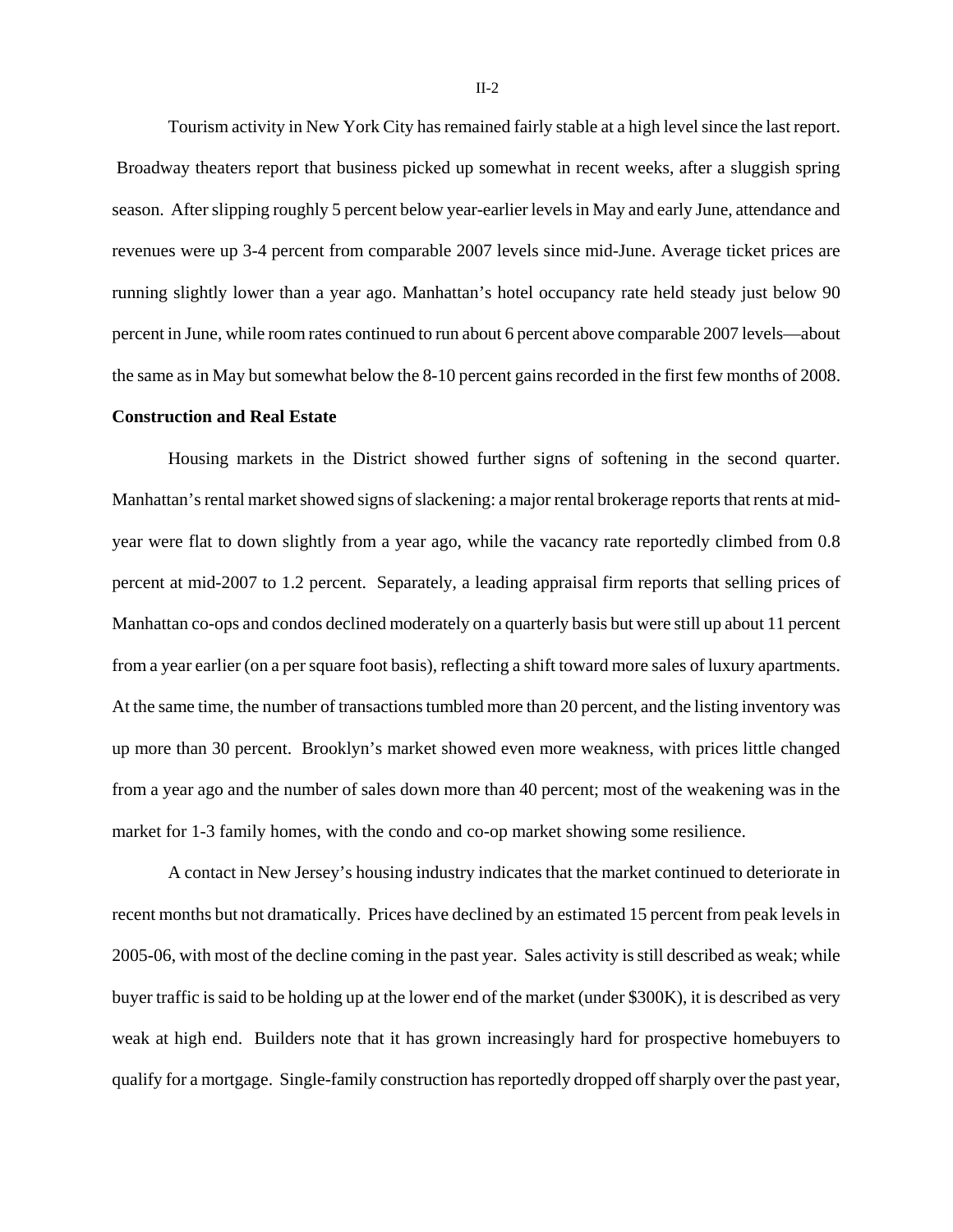Tourism activity in New York City has remained fairly stable at a high level since the last report. Broadway theaters report that business picked up somewhat in recent weeks, after a sluggish spring season. After slipping roughly 5 percent below year-earlier levels in May and early June, attendance and revenues were up 3-4 percent from comparable 2007 levels since mid-June. Average ticket prices are running slightly lower than a year ago. Manhattan's hotel occupancy rate held steady just below 90 percent in June, while room rates continued to run about 6 percent above comparable 2007 levels—about the same as in May but somewhat below the 8-10 percent gains recorded in the first few months of 2008.

**Construction and Real Estate**

Housing markets in the District showed further signs of softening in the second quarter. Manhattan's rental market showed signs of slackening: a major rental brokerage reports that rents at mid-year were flat to down slightly from a year ago, while the vacancy rate reportedly climbed from 0.8 percent at mid-2007 to 1.2 percent. Separately, a leading appraisal firm reports that selling prices of Manhattan co-ops and condos declined moderately on a quarterly basis but were still up about 11 percent from a year earlier (on a per square foot basis), reflecting a shift toward more sales of luxury apartments. At the same time, the number of transactions tumbled more than 20 percent, and the listing inventory was up more than 30 percent. Brooklyn's market showed even more weakness, with prices little changed from a year ago and the number of sales down more than 40 percent; most of the weakening was in the market for 1-3 family homes, with the condo and co-op market showing some resilience.

A contact in New Jersey's housing industry indicates that the market continued to deteriorate in recent months but not dramatically. Prices have declined by an estimated 15 percent from peak levels in 2005-06, with most of the decline coming in the past year. Sales activity is still described as weak; while buyer traffic is said to be holding up at the lower end of the market (under $300K), it is described as very weak at high end. Builders note that it has grown increasingly hard for prospective homebuyers to qualify for a mortgage. Single-family construction has reportedly dropped off sharply over the past year,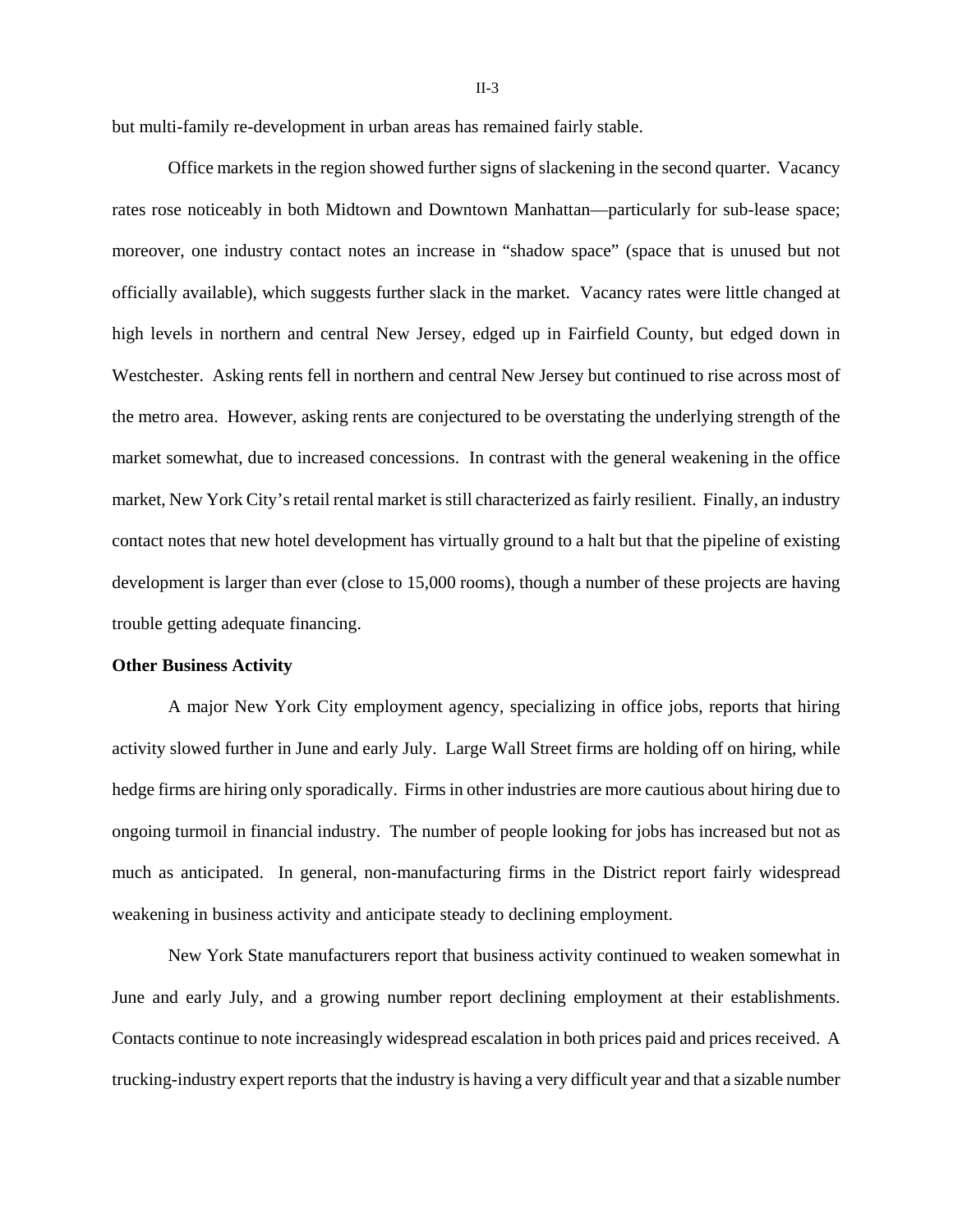but multi-family re-development in urban areas has remained fairly stable.

Office markets in the region showed further signs of slackening in the second quarter. Vacancy rates rose noticeably in both Midtown and Downtown Manhattan—particularly for sub-lease space; moreover, one industry contact notes an increase in "shadow space" (space that is unused but not officially available), which suggests further slack in the market. Vacancy rates were little changed at high levels in northern and central New Jersey, edged up in Fairfield County, but edged down in Westchester. Asking rents fell in northern and central New Jersey but continued to rise across most of the metro area. However, asking rents are conjectured to be overstating the underlying strength of the market somewhat, due to increased concessions. In contrast with the general weakening in the office market, New York City's retail rental market is still characterized as fairly resilient. Finally, an industry contact notes that new hotel development has virtually ground to a halt but that the pipeline of existing development is larger than ever (close to 15,000 rooms), though a number of these projects are having trouble getting adequate financing.

**Other Business Activity**

A major New York City employment agency, specializing in office jobs, reports that hiring activity slowed further in June and early July. Large Wall Street firms are holding off on hiring, while hedge firms are hiring only sporadically. Firms in other industries are more cautious about hiring due to ongoing turmoil in financial industry. The number of people looking for jobs has increased but not as much as anticipated. In general, non-manufacturing firms in the District report fairly widespread weakening in business activity and anticipate steady to declining employment.

New York State manufacturers report that business activity continued to weaken somewhat in June and early July, and a growing number report declining employment at their establishments. Contacts continue to note increasingly widespread escalation in both prices paid and prices received. A trucking-industry expert reports that the industry is having a very difficult year and that a sizable number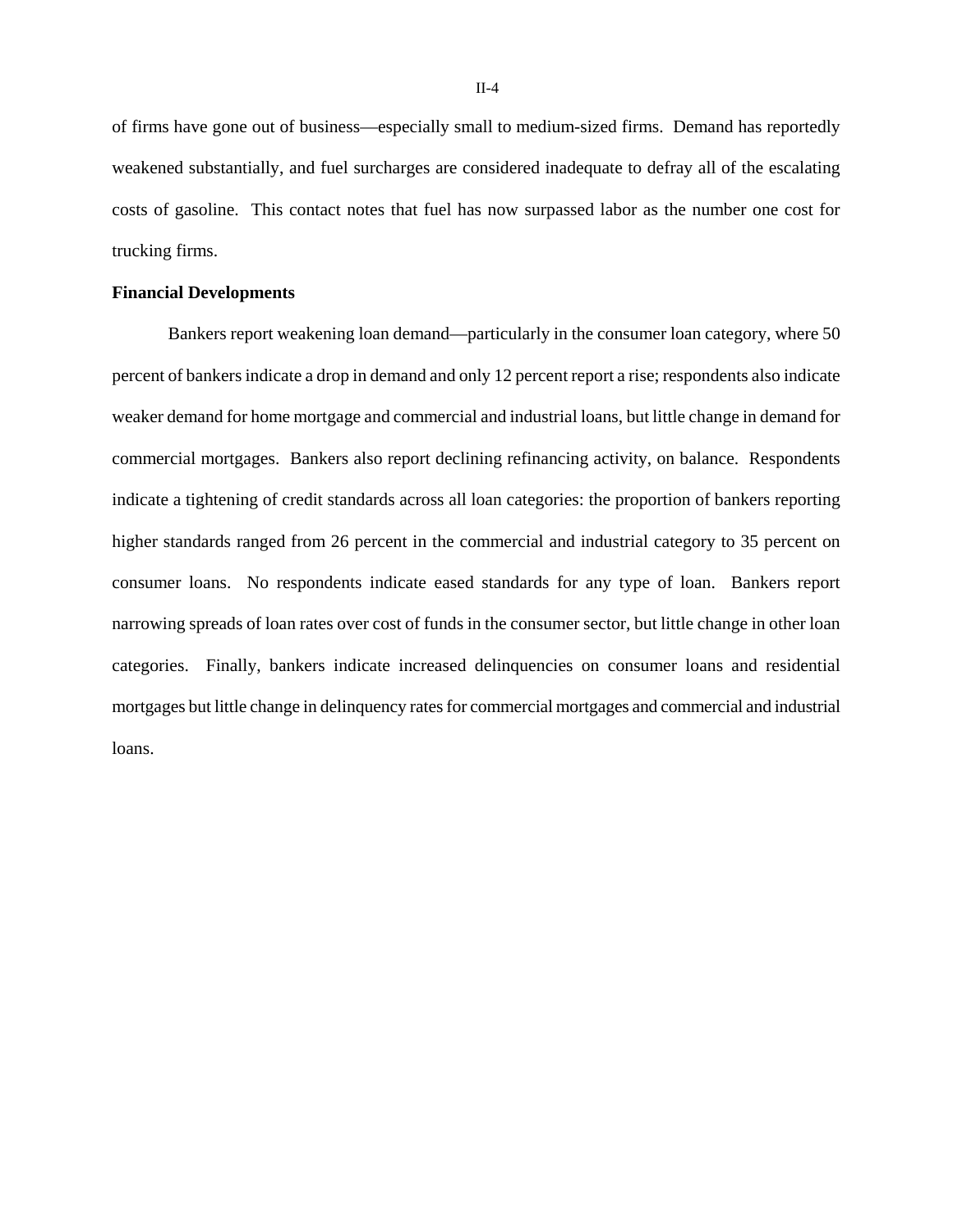of firms have gone out of business—especially small to medium-sized firms. Demand has reportedly weakened substantially, and fuel surcharges are considered inadequate to defray all of the escalating costs of gasoline. This contact notes that fuel has now surpassed labor as the number one cost for trucking firms.

**Financial Developments**

Bankers report weakening loan demand—particularly in the consumer loan category, where 50 percent of bankers indicate a drop in demand and only 12 percent report a rise; respondents also indicate weaker demand for home mortgage and commercial and industrial loans, but little change in demand for commercial mortgages. Bankers also report declining refinancing activity, on balance. Respondents indicate a tightening of credit standards across all loan categories: the proportion of bankers reporting higher standards ranged from 26 percent in the commercial and industrial category to 35 percent on consumer loans. No respondents indicate eased standards for any type of loan. Bankers report narrowing spreads of loan rates over cost of funds in the consumer sector, but little change in other loan categories. Finally, bankers indicate increased delinquencies on consumer loans and residential mortgages but little change in delinquency rates for commercial mortgages and commercial and industrial loans.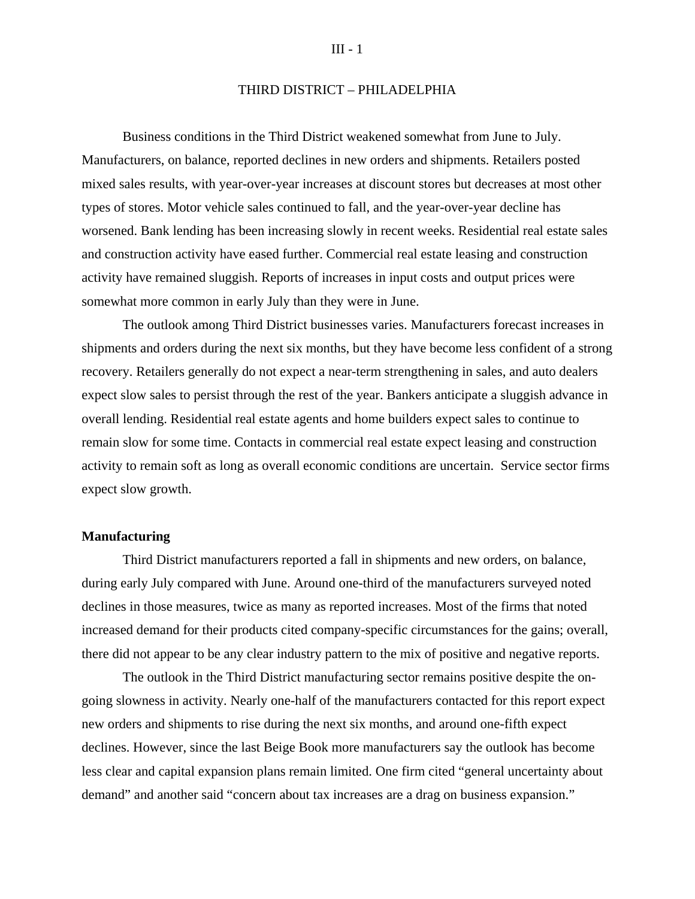# THIRD DISTRICT – PHILADELPHIA

Business conditions in the Third District weakened somewhat from June to July. Manufacturers, on balance, reported declines in new orders and shipments. Retailers posted mixed sales results, with year-over-year increases at discount stores but decreases at most other types of stores. Motor vehicle sales continued to fall, and the year-over-year decline has worsened. Bank lending has been increasing slowly in recent weeks. Residential real estate sales and construction activity have eased further. Commercial real estate leasing and construction activity have remained sluggish. Reports of increases in input costs and output prices were somewhat more common in early July than they were in June.

The outlook among Third District businesses varies. Manufacturers forecast increases in shipments and orders during the next six months, but they have become less confident of a strong recovery. Retailers generally do not expect a near-term strengthening in sales, and auto dealers expect slow sales to persist through the rest of the year. Bankers anticipate a sluggish advance in overall lending. Residential real estate agents and home builders expect sales to continue to remain slow for some time. Contacts in commercial real estate expect leasing and construction activity to remain soft as long as overall economic conditions are uncertain. Service sector firms expect slow growth.

**Manufacturing**

Third District manufacturers reported a fall in shipments and new orders, on balance, during early July compared with June. Around one-third of the manufacturers surveyed noted declines in those measures, twice as many as reported increases. Most of the firms that noted increased demand for their products cited company-specific circumstances for the gains; overall, there did not appear to be any clear industry pattern to the mix of positive and negative reports.

The outlook in the Third District manufacturing sector remains positive despite the on-going slowness in activity. Nearly one-half of the manufacturers contacted for this report expect new orders and shipments to rise during the next six months, and around one-fifth expect declines. However, since the last Beige Book more manufacturers say the outlook has become less clear and capital expansion plans remain limited. One firm cited "general uncertainty about demand" and another said "concern about tax increases are a drag on business expansion."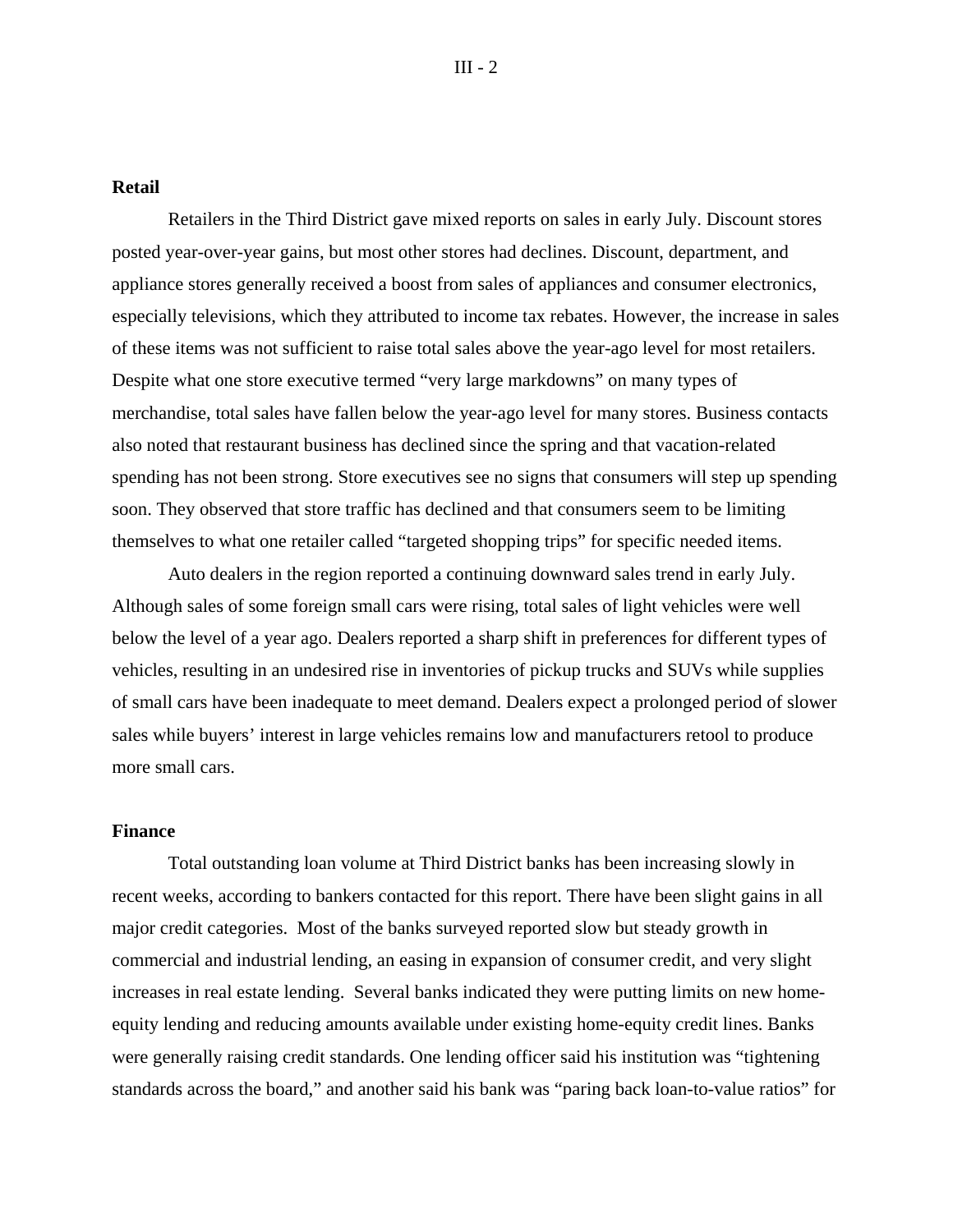**Retail**

Retailers in the Third District gave mixed reports on sales in early July. Discount stores posted year-over-year gains, but most other stores had declines. Discount, department, and appliance stores generally received a boost from sales of appliances and consumer electronics, especially televisions, which they attributed to income tax rebates. However, the increase in sales of these items was not sufficient to raise total sales above the year-ago level for most retailers. Despite what one store executive termed "very large markdowns" on many types of merchandise, total sales have fallen below the year-ago level for many stores. Business contacts also noted that restaurant business has declined since the spring and that vacation-related spending has not been strong. Store executives see no signs that consumers will step up spending soon. They observed that store traffic has declined and that consumers seem to be limiting themselves to what one retailer called "targeted shopping trips" for specific needed items.

Auto dealers in the region reported a continuing downward sales trend in early July. Although sales of some foreign small cars were rising, total sales of light vehicles were well below the level of a year ago. Dealers reported a sharp shift in preferences for different types of vehicles, resulting in an undesired rise in inventories of pickup trucks and SUVs while supplies of small cars have been inadequate to meet demand. Dealers expect a prolonged period of slower sales while buyers' interest in large vehicles remains low and manufacturers retool to produce more small cars.

**Finance**

Total outstanding loan volume at Third District banks has been increasing slowly in recent weeks, according to bankers contacted for this report. There have been slight gains in all major credit categories. Most of the banks surveyed reported slow but steady growth in commercial and industrial lending, an easing in expansion of consumer credit, and very slight increases in real estate lending. Several banks indicated they were putting limits on new home-equity lending and reducing amounts available under existing home-equity credit lines. Banks were generally raising credit standards. One lending officer said his institution was "tightening standards across the board," and another said his bank was "paring back loan-to-value ratios" for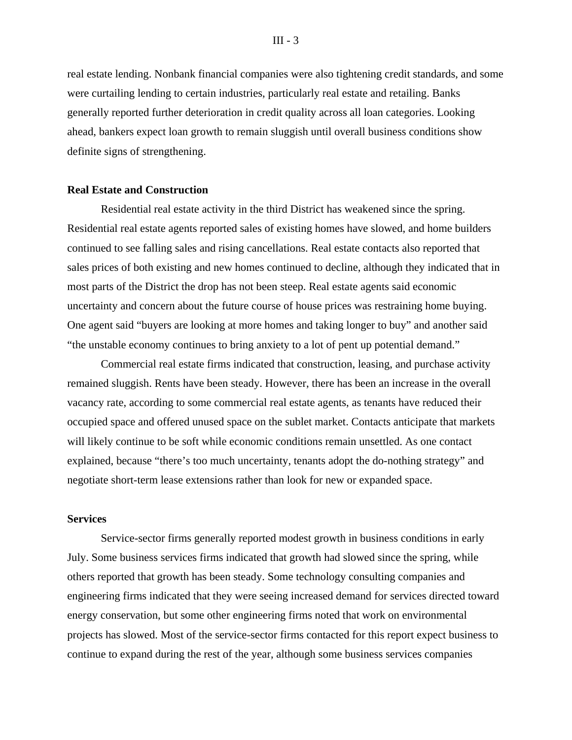real estate lending. Nonbank financial companies were also tightening credit standards, and some were curtailing lending to certain industries, particularly real estate and retailing. Banks generally reported further deterioration in credit quality across all loan categories. Looking ahead, bankers expect loan growth to remain sluggish until overall business conditions show definite signs of strengthening.

**Real Estate and Construction**

Residential real estate activity in the third District has weakened since the spring. Residential real estate agents reported sales of existing homes have slowed, and home builders continued to see falling sales and rising cancellations. Real estate contacts also reported that sales prices of both existing and new homes continued to decline, although they indicated that in most parts of the District the drop has not been steep. Real estate agents said economic uncertainty and concern about the future course of house prices was restraining home buying. One agent said "buyers are looking at more homes and taking longer to buy" and another said "the unstable economy continues to bring anxiety to a lot of pent up potential demand."

Commercial real estate firms indicated that construction, leasing, and purchase activity remained sluggish. Rents have been steady. However, there has been an increase in the overall vacancy rate, according to some commercial real estate agents, as tenants have reduced their occupied space and offered unused space on the sublet market. Contacts anticipate that markets will likely continue to be soft while economic conditions remain unsettled. As one contact explained, because "there's too much uncertainty, tenants adopt the do-nothing strategy" and negotiate short-term lease extensions rather than look for new or expanded space.

**Services**

Service-sector firms generally reported modest growth in business conditions in early July. Some business services firms indicated that growth had slowed since the spring, while others reported that growth has been steady. Some technology consulting companies and engineering firms indicated that they were seeing increased demand for services directed toward energy conservation, but some other engineering firms noted that work on environmental projects has slowed. Most of the service-sector firms contacted for this report expect business to continue to expand during the rest of the year, although some business services companies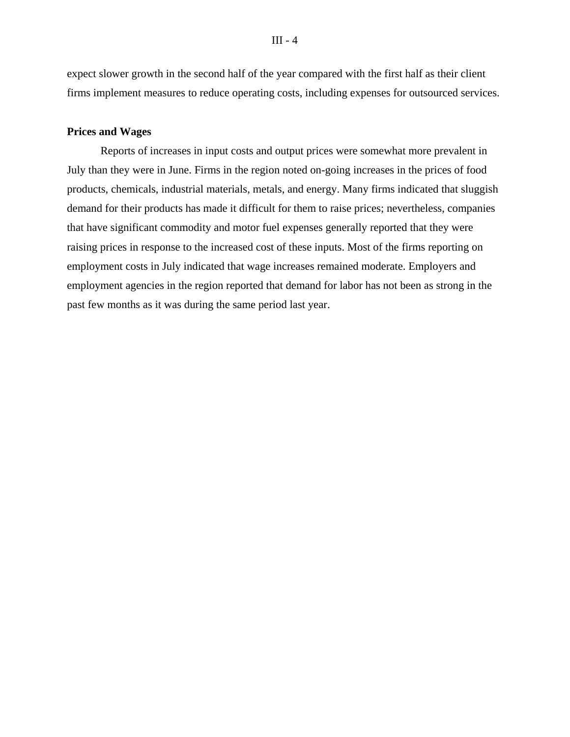expect slower growth in the second half of the year compared with the first half as their client firms implement measures to reduce operating costs, including expenses for outsourced services.

**Prices and Wages**

Reports of increases in input costs and output prices were somewhat more prevalent in July than they were in June. Firms in the region noted on-going increases in the prices of food products, chemicals, industrial materials, metals, and energy. Many firms indicated that sluggish demand for their products has made it difficult for them to raise prices; nevertheless, companies that have significant commodity and motor fuel expenses generally reported that they were raising prices in response to the increased cost of these inputs. Most of the firms reporting on employment costs in July indicated that wage increases remained moderate. Employers and employment agencies in the region reported that demand for labor has not been as strong in the past few months as it was during the same period last year.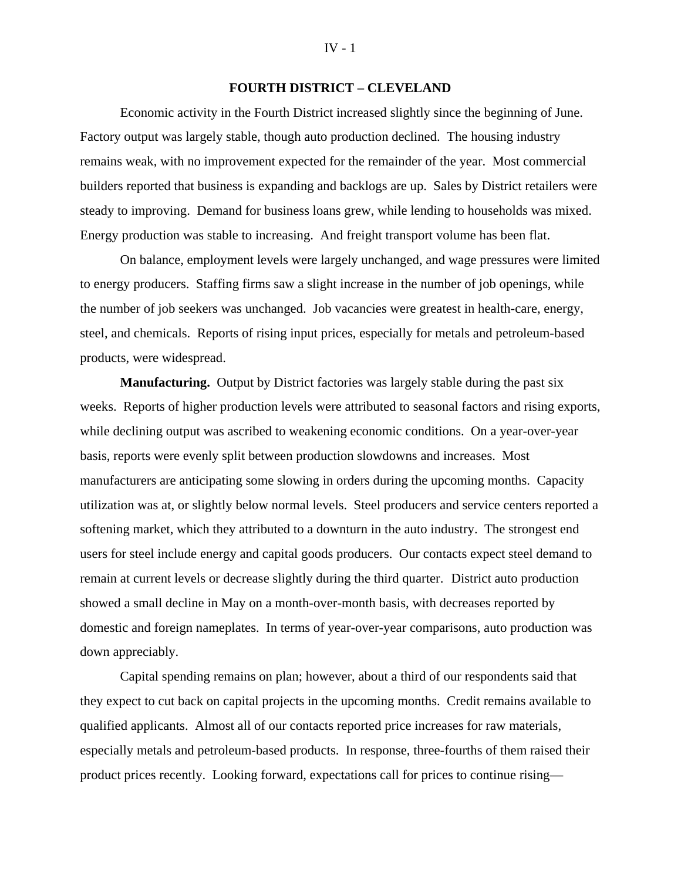## FOURTH DISTRICT – CLEVELAND

Economic activity in the Fourth District increased slightly since the beginning of June. Factory output was largely stable, though auto production declined. The housing industry remains weak, with no improvement expected for the remainder of the year. Most commercial builders reported that business is expanding and backlogs are up. Sales by District retailers were steady to improving. Demand for business loans grew, while lending to households was mixed. Energy production was stable to increasing. And freight transport volume has been flat.

On balance, employment levels were largely unchanged, and wage pressures were limited to energy producers. Staffing firms saw a slight increase in the number of job openings, while the number of job seekers was unchanged. Job vacancies were greatest in health-care, energy, steel, and chemicals. Reports of rising input prices, especially for metals and petroleum-based products, were widespread.

**Manufacturing.** Output by District factories was largely stable during the past six weeks. Reports of higher production levels were attributed to seasonal factors and rising exports, while declining output was ascribed to weakening economic conditions. On a year-over-year basis, reports were evenly split between production slowdowns and increases. Most manufacturers are anticipating some slowing in orders during the upcoming months. Capacity utilization was at, or slightly below normal levels. Steel producers and service centers reported a softening market, which they attributed to a downturn in the auto industry. The strongest end users for steel include energy and capital goods producers. Our contacts expect steel demand to remain at current levels or decrease slightly during the third quarter. District auto production showed a small decline in May on a month-over-month basis, with decreases reported by domestic and foreign nameplates. In terms of year-over-year comparisons, auto production was down appreciably.

Capital spending remains on plan; however, about a third of our respondents said that they expect to cut back on capital projects in the upcoming months. Credit remains available to qualified applicants. Almost all of our contacts reported price increases for raw materials, especially metals and petroleum-based products. In response, three-fourths of them raised their product prices recently. Looking forward, expectations call for prices to continue rising—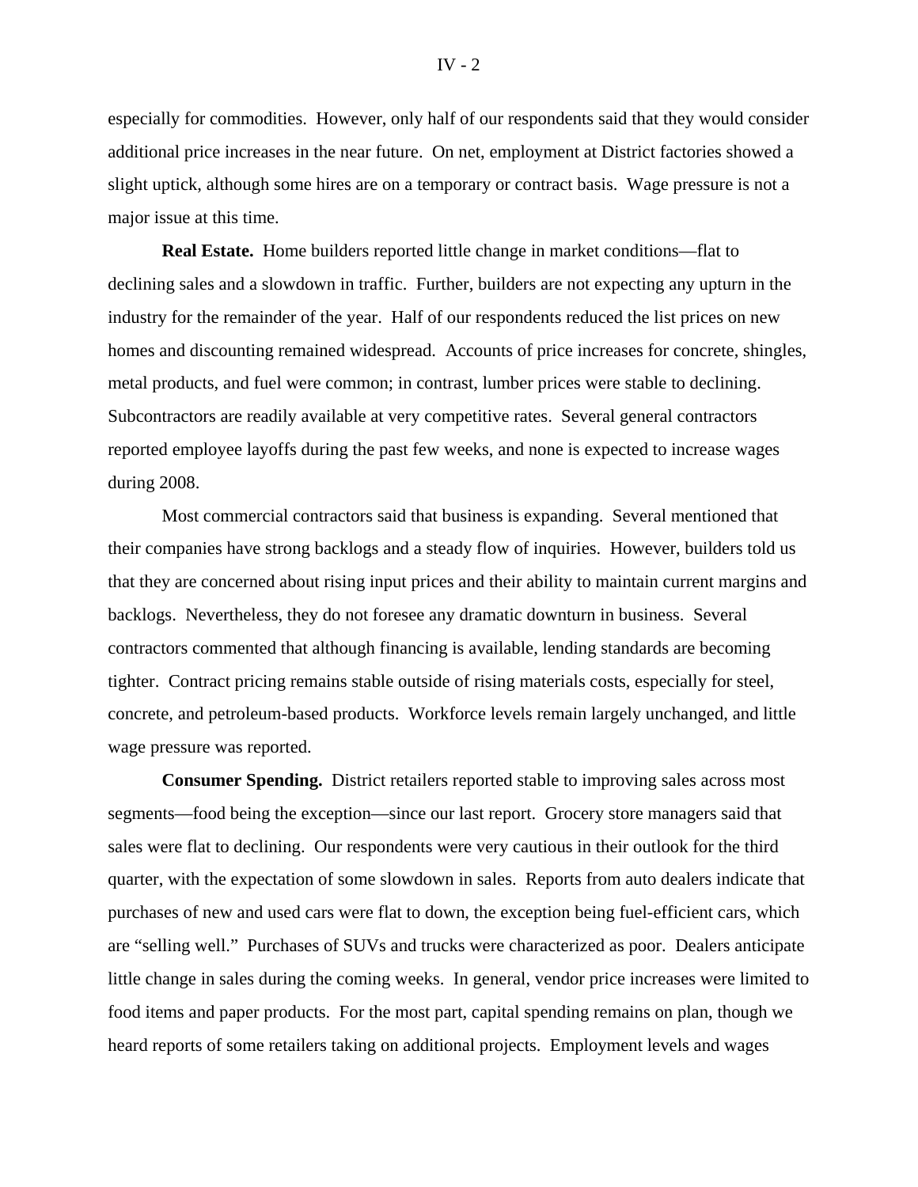especially for commodities. However, only half of our respondents said that they would consider additional price increases in the near future. On net, employment at District factories showed a slight uptick, although some hires are on a temporary or contract basis. Wage pressure is not a major issue at this time.

**Real Estate.** Home builders reported little change in market conditions—flat to declining sales and a slowdown in traffic. Further, builders are not expecting any upturn in the industry for the remainder of the year. Half of our respondents reduced the list prices on new homes and discounting remained widespread. Accounts of price increases for concrete, shingles, metal products, and fuel were common; in contrast, lumber prices were stable to declining. Subcontractors are readily available at very competitive rates. Several general contractors reported employee layoffs during the past few weeks, and none is expected to increase wages during 2008.

Most commercial contractors said that business is expanding. Several mentioned that their companies have strong backlogs and a steady flow of inquiries. However, builders told us that they are concerned about rising input prices and their ability to maintain current margins and backlogs. Nevertheless, they do not foresee any dramatic downturn in business. Several contractors commented that although financing is available, lending standards are becoming tighter. Contract pricing remains stable outside of rising materials costs, especially for steel, concrete, and petroleum-based products. Workforce levels remain largely unchanged, and little wage pressure was reported.

**Consumer Spending.** District retailers reported stable to improving sales across most segments—food being the exception—since our last report. Grocery store managers said that sales were flat to declining. Our respondents were very cautious in their outlook for the third quarter, with the expectation of some slowdown in sales. Reports from auto dealers indicate that purchases of new and used cars were flat to down, the exception being fuel-efficient cars, which are "selling well." Purchases of SUVs and trucks were characterized as poor. Dealers anticipate little change in sales during the coming weeks. In general, vendor price increases were limited to food items and paper products. For the most part, capital spending remains on plan, though we heard reports of some retailers taking on additional projects. Employment levels and wages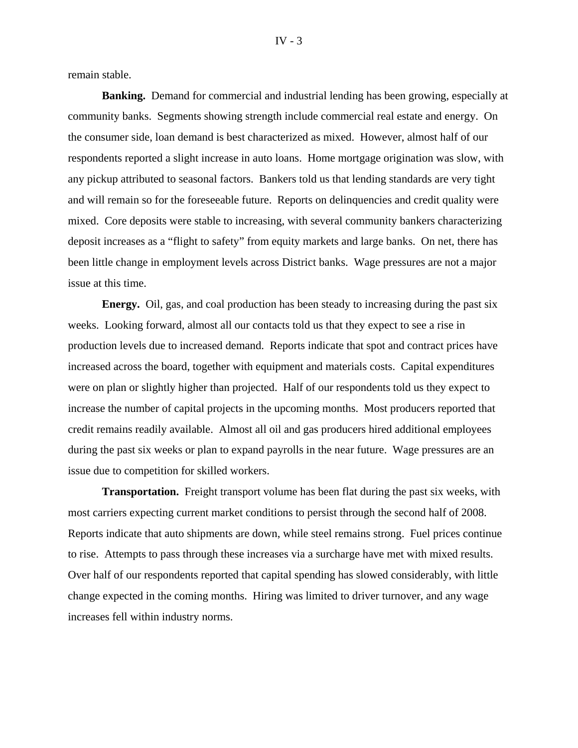remain stable.

**Banking.** Demand for commercial and industrial lending has been growing, especially at community banks. Segments showing strength include commercial real estate and energy. On the consumer side, loan demand is best characterized as mixed. However, almost half of our respondents reported a slight increase in auto loans. Home mortgage origination was slow, with any pickup attributed to seasonal factors. Bankers told us that lending standards are very tight and will remain so for the foreseeable future. Reports on delinquencies and credit quality were mixed. Core deposits were stable to increasing, with several community bankers characterizing deposit increases as a "flight to safety" from equity markets and large banks. On net, there has been little change in employment levels across District banks. Wage pressures are not a major issue at this time.

**Energy.** Oil, gas, and coal production has been steady to increasing during the past six weeks. Looking forward, almost all our contacts told us that they expect to see a rise in production levels due to increased demand. Reports indicate that spot and contract prices have increased across the board, together with equipment and materials costs. Capital expenditures were on plan or slightly higher than projected. Half of our respondents told us they expect to increase the number of capital projects in the upcoming months. Most producers reported that credit remains readily available. Almost all oil and gas producers hired additional employees during the past six weeks or plan to expand payrolls in the near future. Wage pressures are an issue due to competition for skilled workers.

**Transportation.** Freight transport volume has been flat during the past six weeks, with most carriers expecting current market conditions to persist through the second half of 2008. Reports indicate that auto shipments are down, while steel remains strong. Fuel prices continue to rise. Attempts to pass through these increases via a surcharge have met with mixed results. Over half of our respondents reported that capital spending has slowed considerably, with little change expected in the coming months. Hiring was limited to driver turnover, and any wage increases fell within industry norms.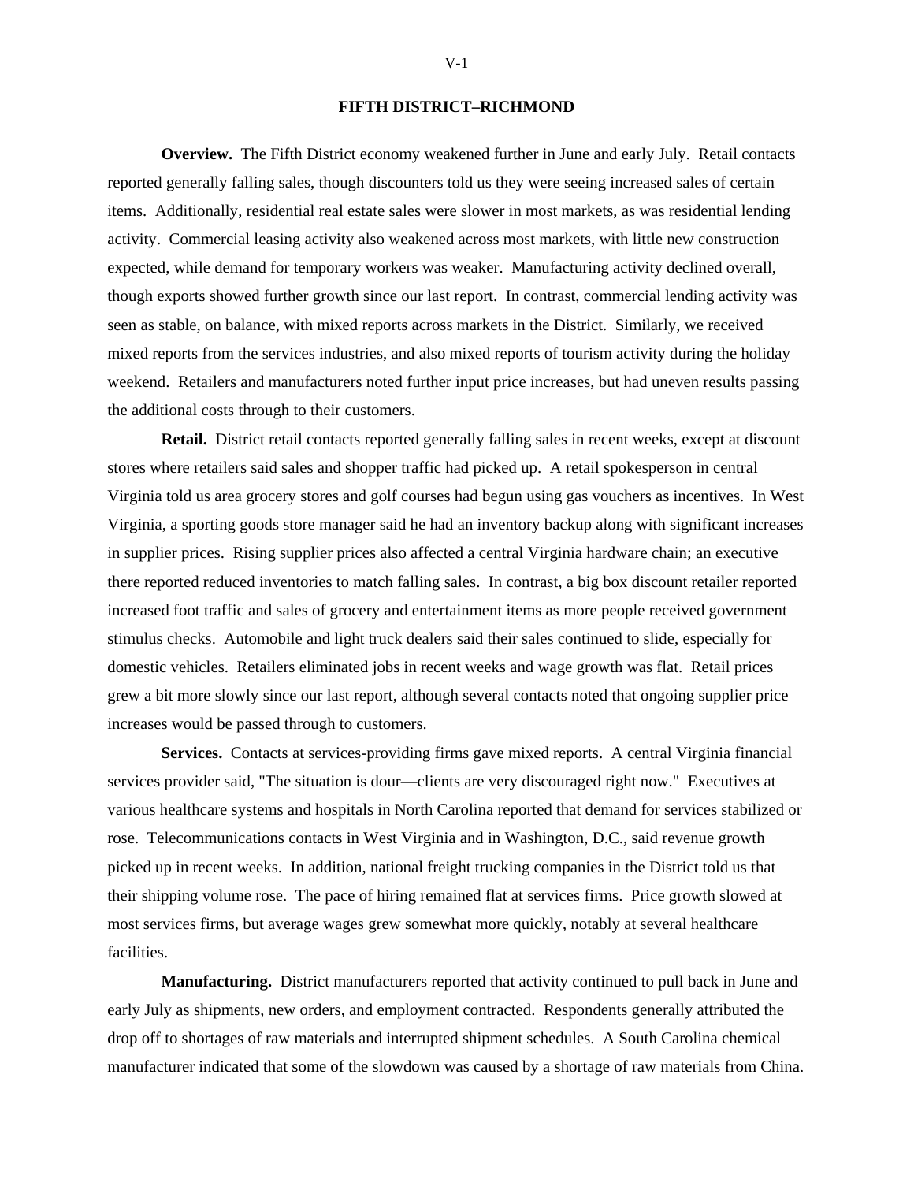## FIFTH DISTRICT–RICHMOND

**Overview.** The Fifth District economy weakened further in June and early July. Retail contacts reported generally falling sales, though discounters told us they were seeing increased sales of certain items. Additionally, residential real estate sales were slower in most markets, as was residential lending activity. Commercial leasing activity also weakened across most markets, with little new construction expected, while demand for temporary workers was weaker. Manufacturing activity declined overall, though exports showed further growth since our last report. In contrast, commercial lending activity was seen as stable, on balance, with mixed reports across markets in the District. Similarly, we received mixed reports from the services industries, and also mixed reports of tourism activity during the holiday weekend. Retailers and manufacturers noted further input price increases, but had uneven results passing the additional costs through to their customers.

**Retail.** District retail contacts reported generally falling sales in recent weeks, except at discount stores where retailers said sales and shopper traffic had picked up. A retail spokesperson in central Virginia told us area grocery stores and golf courses had begun using gas vouchers as incentives. In West Virginia, a sporting goods store manager said he had an inventory backup along with significant increases in supplier prices. Rising supplier prices also affected a central Virginia hardware chain; an executive there reported reduced inventories to match falling sales. In contrast, a big box discount retailer reported increased foot traffic and sales of grocery and entertainment items as more people received government stimulus checks. Automobile and light truck dealers said their sales continued to slide, especially for domestic vehicles. Retailers eliminated jobs in recent weeks and wage growth was flat. Retail prices grew a bit more slowly since our last report, although several contacts noted that ongoing supplier price increases would be passed through to customers.

**Services.** Contacts at services-providing firms gave mixed reports. A central Virginia financial services provider said, "The situation is dour—clients are very discouraged right now." Executives at various healthcare systems and hospitals in North Carolina reported that demand for services stabilized or rose. Telecommunications contacts in West Virginia and in Washington, D.C., said revenue growth picked up in recent weeks. In addition, national freight trucking companies in the District told us that their shipping volume rose. The pace of hiring remained flat at services firms. Price growth slowed at most services firms, but average wages grew somewhat more quickly, notably at several healthcare facilities.

**Manufacturing.** District manufacturers reported that activity continued to pull back in June and early July as shipments, new orders, and employment contracted. Respondents generally attributed the drop off to shortages of raw materials and interrupted shipment schedules. A South Carolina chemical manufacturer indicated that some of the slowdown was caused by a shortage of raw materials from China.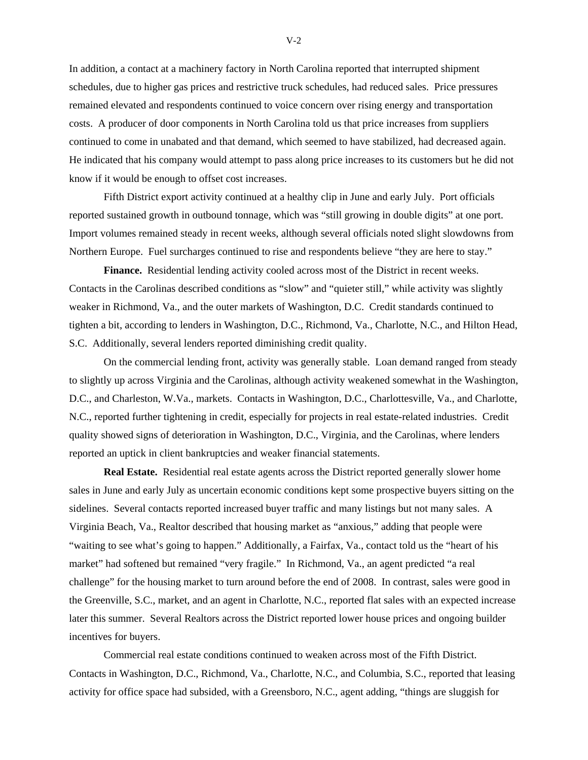In addition, a contact at a machinery factory in North Carolina reported that interrupted shipment schedules, due to higher gas prices and restrictive truck schedules, had reduced sales. Price pressures remained elevated and respondents continued to voice concern over rising energy and transportation costs. A producer of door components in North Carolina told us that price increases from suppliers continued to come in unabated and that demand, which seemed to have stabilized, had decreased again. He indicated that his company would attempt to pass along price increases to its customers but he did not know if it would be enough to offset cost increases.

Fifth District export activity continued at a healthy clip in June and early July. Port officials reported sustained growth in outbound tonnage, which was "still growing in double digits" at one port. Import volumes remained steady in recent weeks, although several officials noted slight slowdowns from Northern Europe. Fuel surcharges continued to rise and respondents believe "they are here to stay."

**Finance.** Residential lending activity cooled across most of the District in recent weeks. Contacts in the Carolinas described conditions as "slow" and "quieter still," while activity was slightly weaker in Richmond, Va., and the outer markets of Washington, D.C. Credit standards continued to tighten a bit, according to lenders in Washington, D.C., Richmond, Va., Charlotte, N.C., and Hilton Head, S.C. Additionally, several lenders reported diminishing credit quality.

On the commercial lending front, activity was generally stable. Loan demand ranged from steady to slightly up across Virginia and the Carolinas, although activity weakened somewhat in the Washington, D.C., and Charleston, W.Va., markets. Contacts in Washington, D.C., Charlottesville, Va., and Charlotte, N.C., reported further tightening in credit, especially for projects in real estate-related industries. Credit quality showed signs of deterioration in Washington, D.C., Virginia, and the Carolinas, where lenders reported an uptick in client bankruptcies and weaker financial statements.

**Real Estate.** Residential real estate agents across the District reported generally slower home sales in June and early July as uncertain economic conditions kept some prospective buyers sitting on the sidelines. Several contacts reported increased buyer traffic and many listings but not many sales. A Virginia Beach, Va., Realtor described that housing market as "anxious," adding that people were "waiting to see what's going to happen." Additionally, a Fairfax, Va., contact told us the "heart of his market" had softened but remained "very fragile." In Richmond, Va., an agent predicted "a real challenge" for the housing market to turn around before the end of 2008. In contrast, sales were good in the Greenville, S.C., market, and an agent in Charlotte, N.C., reported flat sales with an expected increase later this summer. Several Realtors across the District reported lower house prices and ongoing builder incentives for buyers.

Commercial real estate conditions continued to weaken across most of the Fifth District. Contacts in Washington, D.C., Richmond, Va., Charlotte, N.C., and Columbia, S.C., reported that leasing activity for office space had subsided, with a Greensboro, N.C., agent adding, "things are sluggish for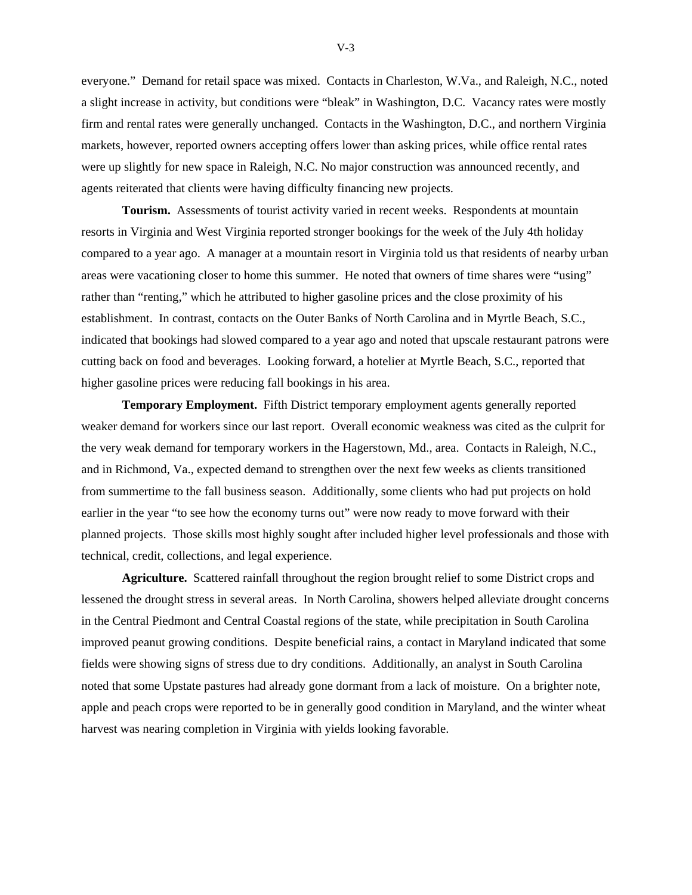everyone." Demand for retail space was mixed. Contacts in Charleston, W.Va., and Raleigh, N.C., noted a slight increase in activity, but conditions were "bleak" in Washington, D.C. Vacancy rates were mostly firm and rental rates were generally unchanged. Contacts in the Washington, D.C., and northern Virginia markets, however, reported owners accepting offers lower than asking prices, while office rental rates were up slightly for new space in Raleigh, N.C. No major construction was announced recently, and agents reiterated that clients were having difficulty financing new projects.

**Tourism.** Assessments of tourist activity varied in recent weeks. Respondents at mountain resorts in Virginia and West Virginia reported stronger bookings for the week of the July 4th holiday compared to a year ago. A manager at a mountain resort in Virginia told us that residents of nearby urban areas were vacationing closer to home this summer. He noted that owners of time shares were "using" rather than "renting," which he attributed to higher gasoline prices and the close proximity of his establishment. In contrast, contacts on the Outer Banks of North Carolina and in Myrtle Beach, S.C., indicated that bookings had slowed compared to a year ago and noted that upscale restaurant patrons were cutting back on food and beverages. Looking forward, a hotelier at Myrtle Beach, S.C., reported that higher gasoline prices were reducing fall bookings in his area.

**Temporary Employment.** Fifth District temporary employment agents generally reported weaker demand for workers since our last report. Overall economic weakness was cited as the culprit for the very weak demand for temporary workers in the Hagerstown, Md., area. Contacts in Raleigh, N.C., and in Richmond, Va., expected demand to strengthen over the next few weeks as clients transitioned from summertime to the fall business season. Additionally, some clients who had put projects on hold earlier in the year "to see how the economy turns out" were now ready to move forward with their planned projects. Those skills most highly sought after included higher level professionals and those with technical, credit, collections, and legal experience.

**Agriculture.** Scattered rainfall throughout the region brought relief to some District crops and lessened the drought stress in several areas. In North Carolina, showers helped alleviate drought concerns in the Central Piedmont and Central Coastal regions of the state, while precipitation in South Carolina improved peanut growing conditions. Despite beneficial rains, a contact in Maryland indicated that some fields were showing signs of stress due to dry conditions. Additionally, an analyst in South Carolina noted that some Upstate pastures had already gone dormant from a lack of moisture. On a brighter note, apple and peach crops were reported to be in generally good condition in Maryland, and the winter wheat harvest was nearing completion in Virginia with yields looking favorable.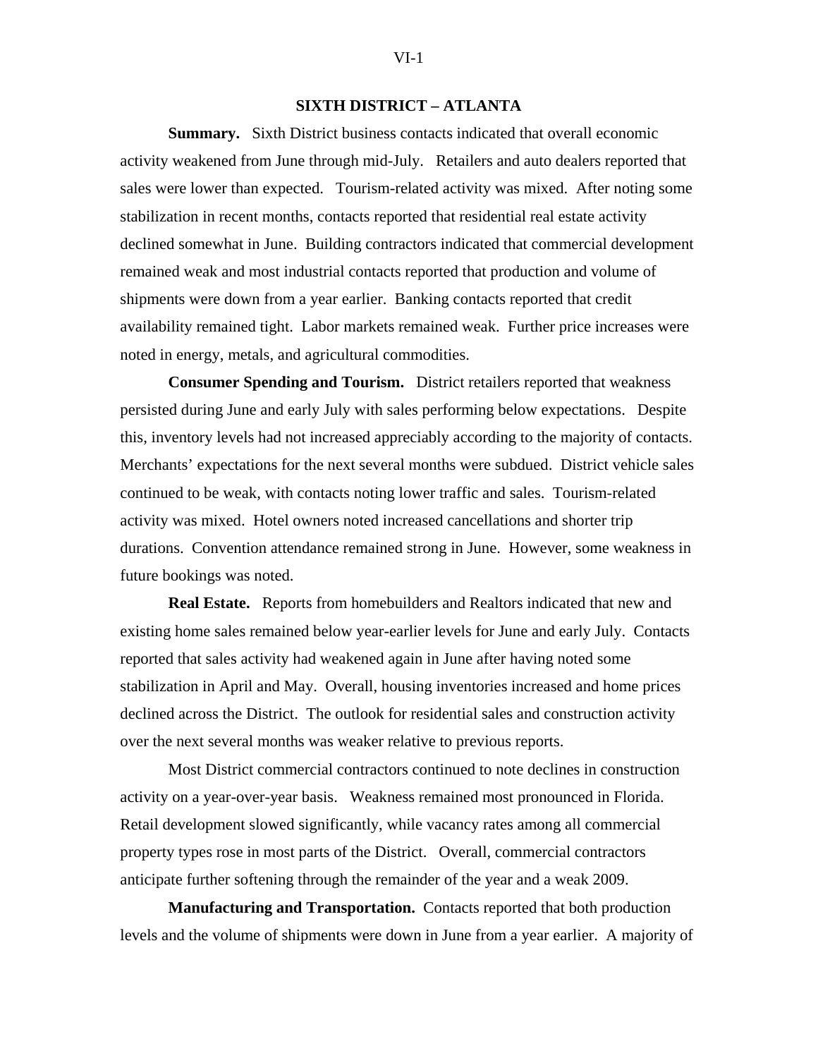## SIXTH DISTRICT – ATLANTA

**Summary.** Sixth District business contacts indicated that overall economic activity weakened from June through mid-July. Retailers and auto dealers reported that sales were lower than expected. Tourism-related activity was mixed. After noting some stabilization in recent months, contacts reported that residential real estate activity declined somewhat in June. Building contractors indicated that commercial development remained weak and most industrial contacts reported that production and volume of shipments were down from a year earlier. Banking contacts reported that credit availability remained tight. Labor markets remained weak. Further price increases were noted in energy, metals, and agricultural commodities.

**Consumer Spending and Tourism.** District retailers reported that weakness persisted during June and early July with sales performing below expectations. Despite this, inventory levels had not increased appreciably according to the majority of contacts. Merchants' expectations for the next several months were subdued. District vehicle sales continued to be weak, with contacts noting lower traffic and sales. Tourism-related activity was mixed. Hotel owners noted increased cancellations and shorter trip durations. Convention attendance remained strong in June. However, some weakness in future bookings was noted.

**Real Estate.** Reports from homebuilders and Realtors indicated that new and existing home sales remained below year-earlier levels for June and early July. Contacts reported that sales activity had weakened again in June after having noted some stabilization in April and May. Overall, housing inventories increased and home prices declined across the District. The outlook for residential sales and construction activity over the next several months was weaker relative to previous reports.

Most District commercial contractors continued to note declines in construction activity on a year-over-year basis. Weakness remained most pronounced in Florida. Retail development slowed significantly, while vacancy rates among all commercial property types rose in most parts of the District. Overall, commercial contractors anticipate further softening through the remainder of the year and a weak 2009.

**Manufacturing and Transportation.** Contacts reported that both production levels and the volume of shipments were down in June from a year earlier. A majority of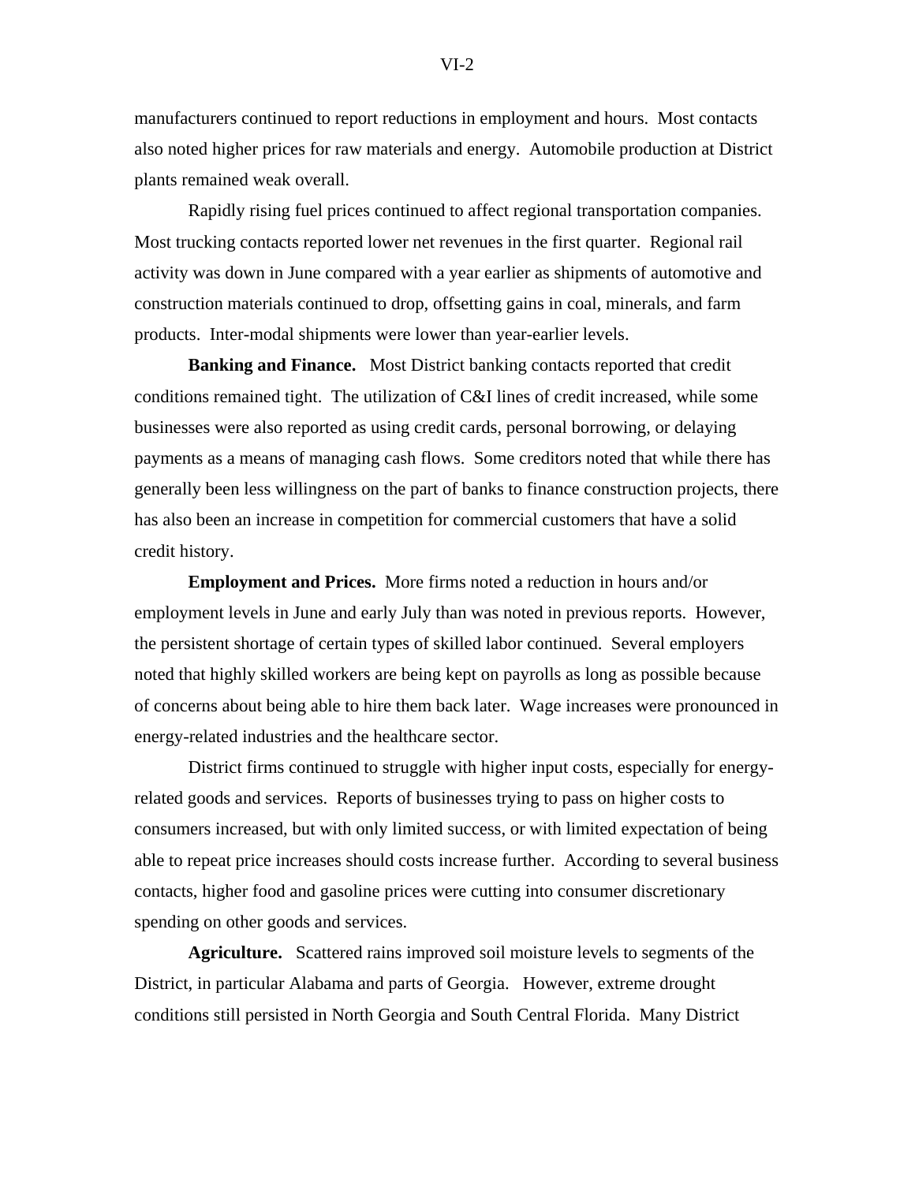manufacturers continued to report reductions in employment and hours. Most contacts also noted higher prices for raw materials and energy. Automobile production at District plants remained weak overall.

Rapidly rising fuel prices continued to affect regional transportation companies. Most trucking contacts reported lower net revenues in the first quarter. Regional rail activity was down in June compared with a year earlier as shipments of automotive and construction materials continued to drop, offsetting gains in coal, minerals, and farm products. Inter-modal shipments were lower than year-earlier levels.

**Banking and Finance.** Most District banking contacts reported that credit conditions remained tight. The utilization of C&I lines of credit increased, while some businesses were also reported as using credit cards, personal borrowing, or delaying payments as a means of managing cash flows. Some creditors noted that while there has generally been less willingness on the part of banks to finance construction projects, there has also been an increase in competition for commercial customers that have a solid credit history.

**Employment and Prices.** More firms noted a reduction in hours and/or employment levels in June and early July than was noted in previous reports. However, the persistent shortage of certain types of skilled labor continued. Several employers noted that highly skilled workers are being kept on payrolls as long as possible because of concerns about being able to hire them back later. Wage increases were pronounced in energy-related industries and the healthcare sector.

District firms continued to struggle with higher input costs, especially for energy-related goods and services. Reports of businesses trying to pass on higher costs to consumers increased, but with only limited success, or with limited expectation of being able to repeat price increases should costs increase further. According to several business contacts, higher food and gasoline prices were cutting into consumer discretionary spending on other goods and services.

**Agriculture.** Scattered rains improved soil moisture levels to segments of the District, in particular Alabama and parts of Georgia. However, extreme drought conditions still persisted in North Georgia and South Central Florida. Many District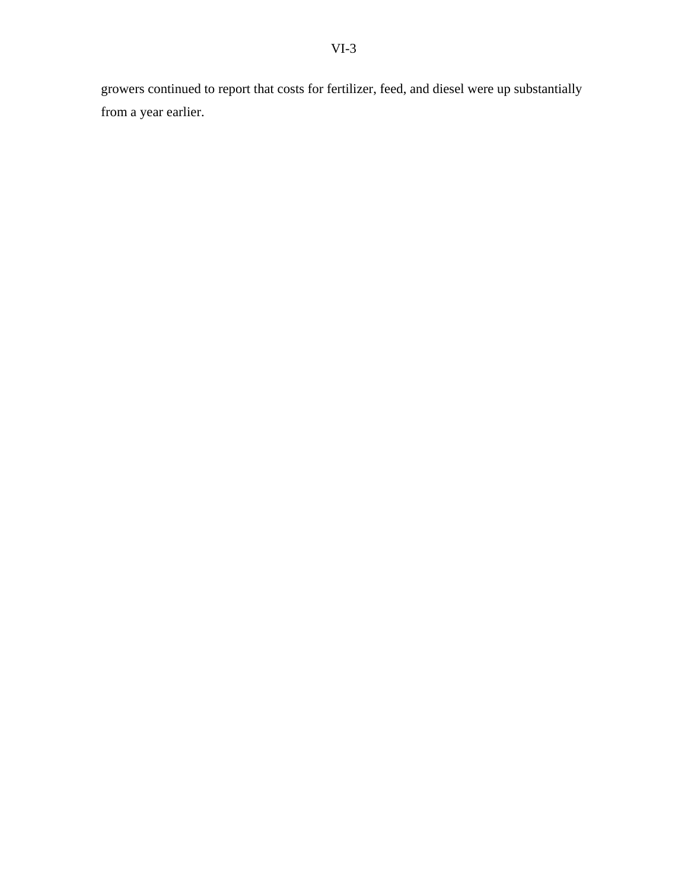growers continued to report that costs for fertilizer, feed, and diesel were up substantially from a year earlier.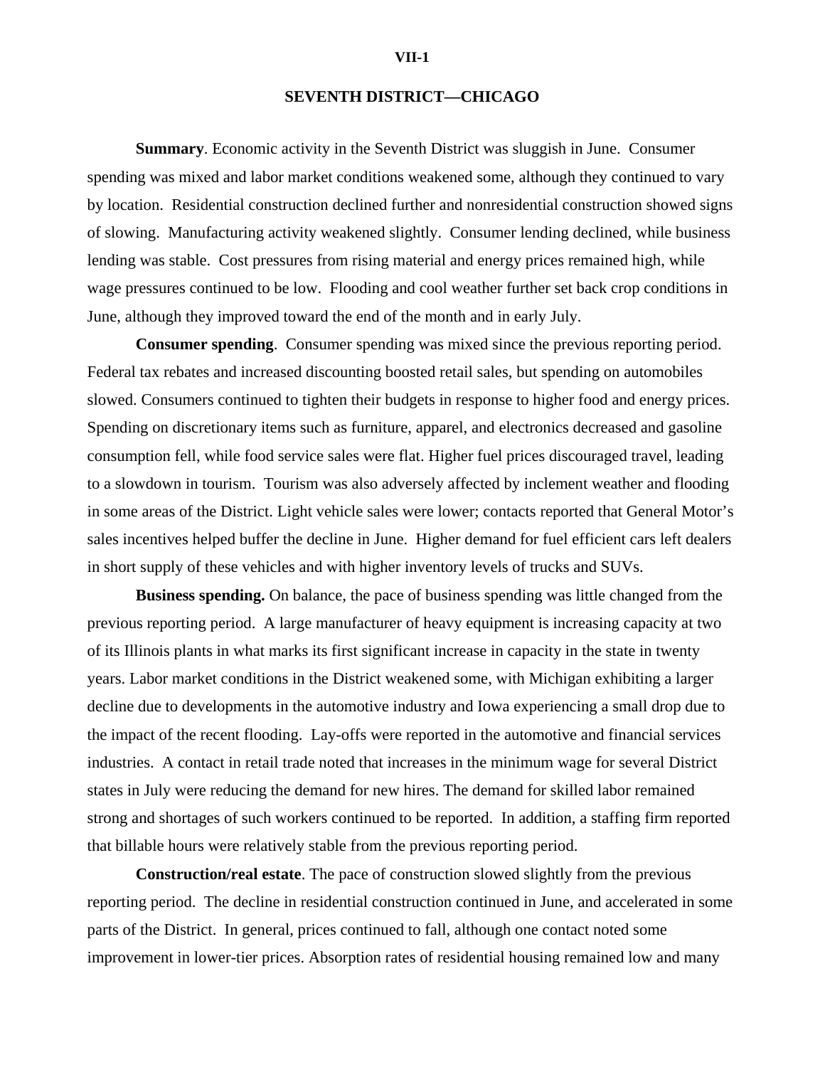# SEVENTH DISTRICT—CHICAGO

**Summary**. Economic activity in the Seventh District was sluggish in June. Consumer spending was mixed and labor market conditions weakened some, although they continued to vary by location. Residential construction declined further and nonresidential construction showed signs of slowing. Manufacturing activity weakened slightly. Consumer lending declined, while business lending was stable. Cost pressures from rising material and energy prices remained high, while wage pressures continued to be low. Flooding and cool weather further set back crop conditions in June, although they improved toward the end of the month and in early July.

**Consumer spending**. Consumer spending was mixed since the previous reporting period. Federal tax rebates and increased discounting boosted retail sales, but spending on automobiles slowed. Consumers continued to tighten their budgets in response to higher food and energy prices. Spending on discretionary items such as furniture, apparel, and electronics decreased and gasoline consumption fell, while food service sales were flat. Higher fuel prices discouraged travel, leading to a slowdown in tourism. Tourism was also adversely affected by inclement weather and flooding in some areas of the District. Light vehicle sales were lower; contacts reported that General Motor's sales incentives helped buffer the decline in June. Higher demand for fuel efficient cars left dealers in short supply of these vehicles and with higher inventory levels of trucks and SUVs.

**Business spending.** On balance, the pace of business spending was little changed from the previous reporting period. A large manufacturer of heavy equipment is increasing capacity at two of its Illinois plants in what marks its first significant increase in capacity in the state in twenty years. Labor market conditions in the District weakened some, with Michigan exhibiting a larger decline due to developments in the automotive industry and Iowa experiencing a small drop due to the impact of the recent flooding. Lay-offs were reported in the automotive and financial services industries. A contact in retail trade noted that increases in the minimum wage for several District states in July were reducing the demand for new hires. The demand for skilled labor remained strong and shortages of such workers continued to be reported. In addition, a staffing firm reported that billable hours were relatively stable from the previous reporting period.

**Construction/real estate**. The pace of construction slowed slightly from the previous reporting period. The decline in residential construction continued in June, and accelerated in some parts of the District. In general, prices continued to fall, although one contact noted some improvement in lower-tier prices. Absorption rates of residential housing remained low and many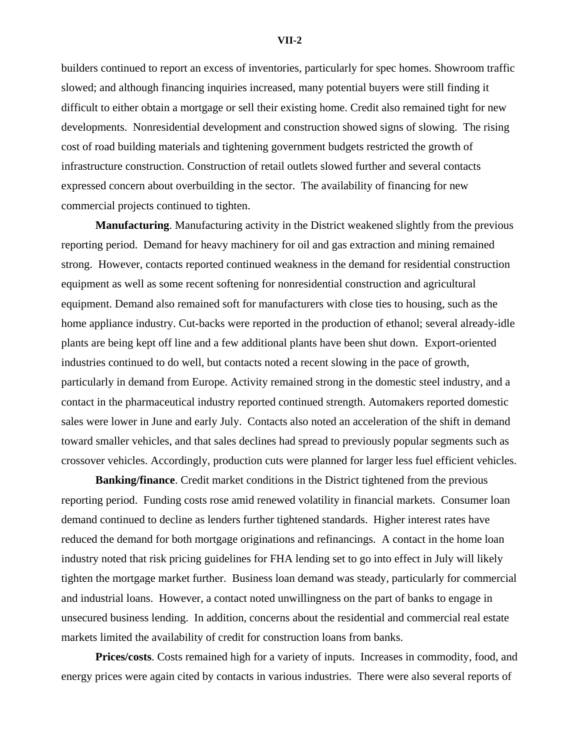builders continued to report an excess of inventories, particularly for spec homes. Showroom traffic slowed; and although financing inquiries increased, many potential buyers were still finding it difficult to either obtain a mortgage or sell their existing home. Credit also remained tight for new developments. Nonresidential development and construction showed signs of slowing. The rising cost of road building materials and tightening government budgets restricted the growth of infrastructure construction. Construction of retail outlets slowed further and several contacts expressed concern about overbuilding in the sector. The availability of financing for new commercial projects continued to tighten.

**Manufacturing**. Manufacturing activity in the District weakened slightly from the previous reporting period. Demand for heavy machinery for oil and gas extraction and mining remained strong. However, contacts reported continued weakness in the demand for residential construction equipment as well as some recent softening for nonresidential construction and agricultural equipment. Demand also remained soft for manufacturers with close ties to housing, such as the home appliance industry. Cut-backs were reported in the production of ethanol; several already-idle plants are being kept off line and a few additional plants have been shut down. Export-oriented industries continued to do well, but contacts noted a recent slowing in the pace of growth, particularly in demand from Europe. Activity remained strong in the domestic steel industry, and a contact in the pharmaceutical industry reported continued strength. Automakers reported domestic sales were lower in June and early July. Contacts also noted an acceleration of the shift in demand toward smaller vehicles, and that sales declines had spread to previously popular segments such as crossover vehicles. Accordingly, production cuts were planned for larger less fuel efficient vehicles.

**Banking/finance**. Credit market conditions in the District tightened from the previous reporting period. Funding costs rose amid renewed volatility in financial markets. Consumer loan demand continued to decline as lenders further tightened standards. Higher interest rates have reduced the demand for both mortgage originations and refinancings. A contact in the home loan industry noted that risk pricing guidelines for FHA lending set to go into effect in July will likely tighten the mortgage market further. Business loan demand was steady, particularly for commercial and industrial loans. However, a contact noted unwillingness on the part of banks to engage in unsecured business lending. In addition, concerns about the residential and commercial real estate markets limited the availability of credit for construction loans from banks.

**Prices/costs**. Costs remained high for a variety of inputs. Increases in commodity, food, and energy prices were again cited by contacts in various industries. There were also several reports of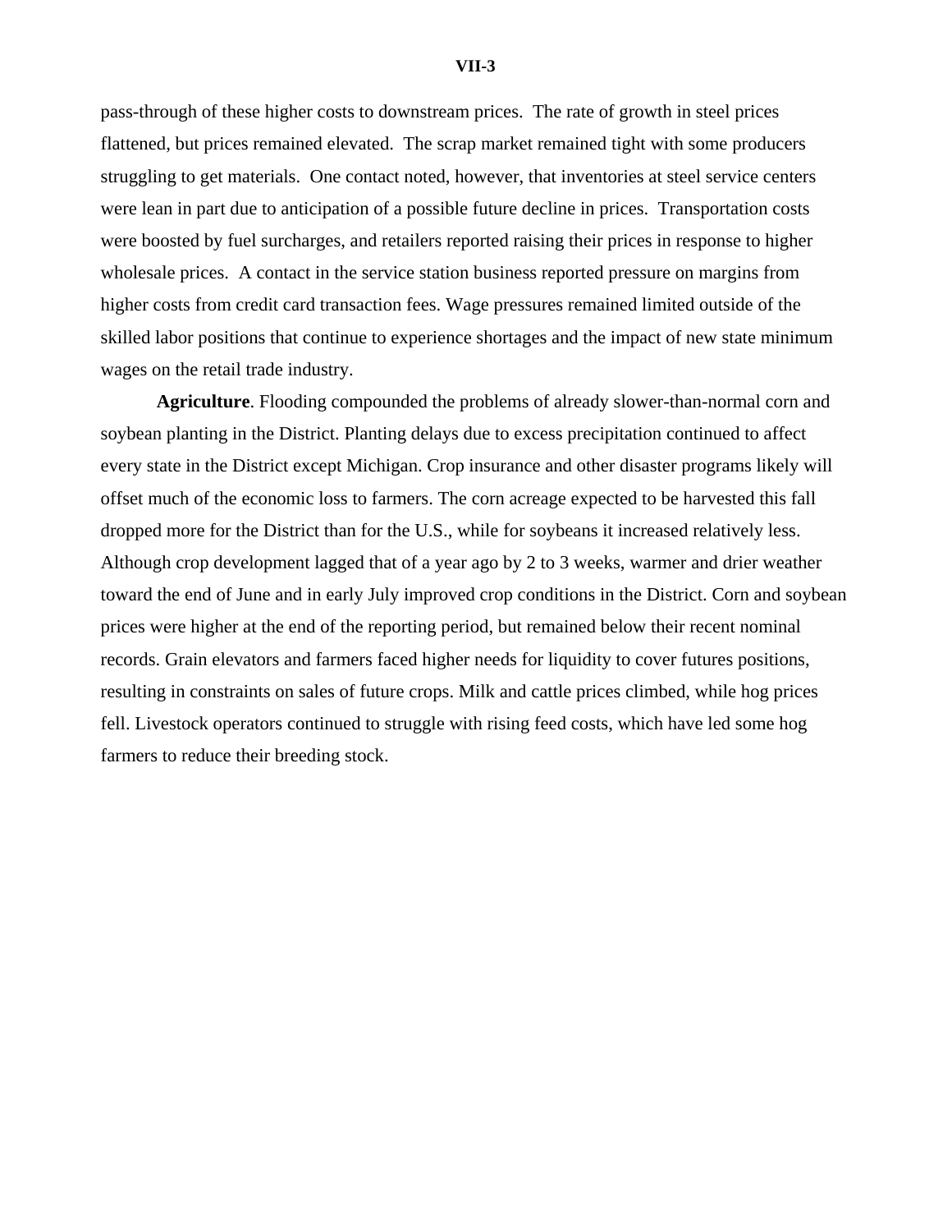pass-through of these higher costs to downstream prices. The rate of growth in steel prices flattened, but prices remained elevated. The scrap market remained tight with some producers struggling to get materials. One contact noted, however, that inventories at steel service centers were lean in part due to anticipation of a possible future decline in prices. Transportation costs were boosted by fuel surcharges, and retailers reported raising their prices in response to higher wholesale prices. A contact in the service station business reported pressure on margins from higher costs from credit card transaction fees. Wage pressures remained limited outside of the skilled labor positions that continue to experience shortages and the impact of new state minimum wages on the retail trade industry.

**Agriculture**. Flooding compounded the problems of already slower-than-normal corn and soybean planting in the District. Planting delays due to excess precipitation continued to affect every state in the District except Michigan. Crop insurance and other disaster programs likely will offset much of the economic loss to farmers. The corn acreage expected to be harvested this fall dropped more for the District than for the U.S., while for soybeans it increased relatively less. Although crop development lagged that of a year ago by 2 to 3 weeks, warmer and drier weather toward the end of June and in early July improved crop conditions in the District. Corn and soybean prices were higher at the end of the reporting period, but remained below their recent nominal records. Grain elevators and farmers faced higher needs for liquidity to cover futures positions, resulting in constraints on sales of future crops. Milk and cattle prices climbed, while hog prices fell. Livestock operators continued to struggle with rising feed costs, which have led some hog farmers to reduce their breeding stock.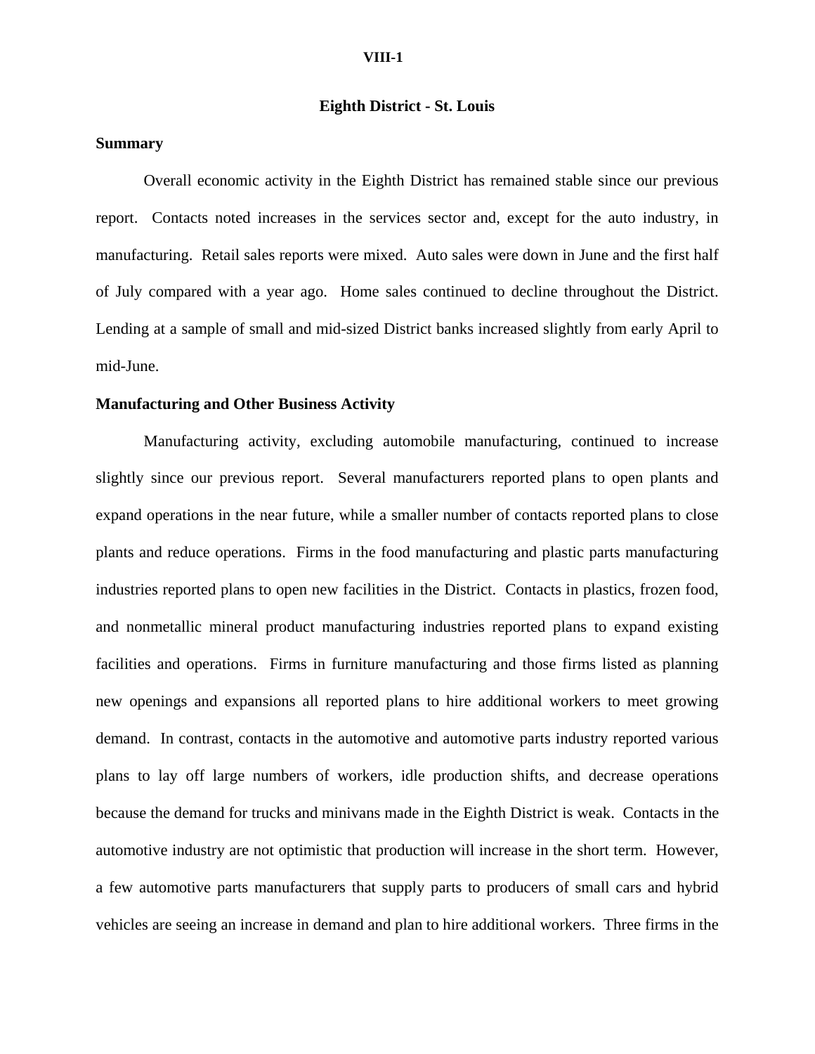# Eighth District - St. Louis

## Summary

Overall economic activity in the Eighth District has remained stable since our previous report. Contacts noted increases in the services sector and, except for the auto industry, in manufacturing. Retail sales reports were mixed. Auto sales were down in June and the first half of July compared with a year ago. Home sales continued to decline throughout the District. Lending at a sample of small and mid-sized District banks increased slightly from early April to mid-June.

## Manufacturing and Other Business Activity

Manufacturing activity, excluding automobile manufacturing, continued to increase slightly since our previous report. Several manufacturers reported plans to open plants and expand operations in the near future, while a smaller number of contacts reported plans to close plants and reduce operations. Firms in the food manufacturing and plastic parts manufacturing industries reported plans to open new facilities in the District. Contacts in plastics, frozen food, and nonmetallic mineral product manufacturing industries reported plans to expand existing facilities and operations. Firms in furniture manufacturing and those firms listed as planning new openings and expansions all reported plans to hire additional workers to meet growing demand. In contrast, contacts in the automotive and automotive parts industry reported various plans to lay off large numbers of workers, idle production shifts, and decrease operations because the demand for trucks and minivans made in the Eighth District is weak. Contacts in the automotive industry are not optimistic that production will increase in the short term. However, a few automotive parts manufacturers that supply parts to producers of small cars and hybrid vehicles are seeing an increase in demand and plan to hire additional workers. Three firms in the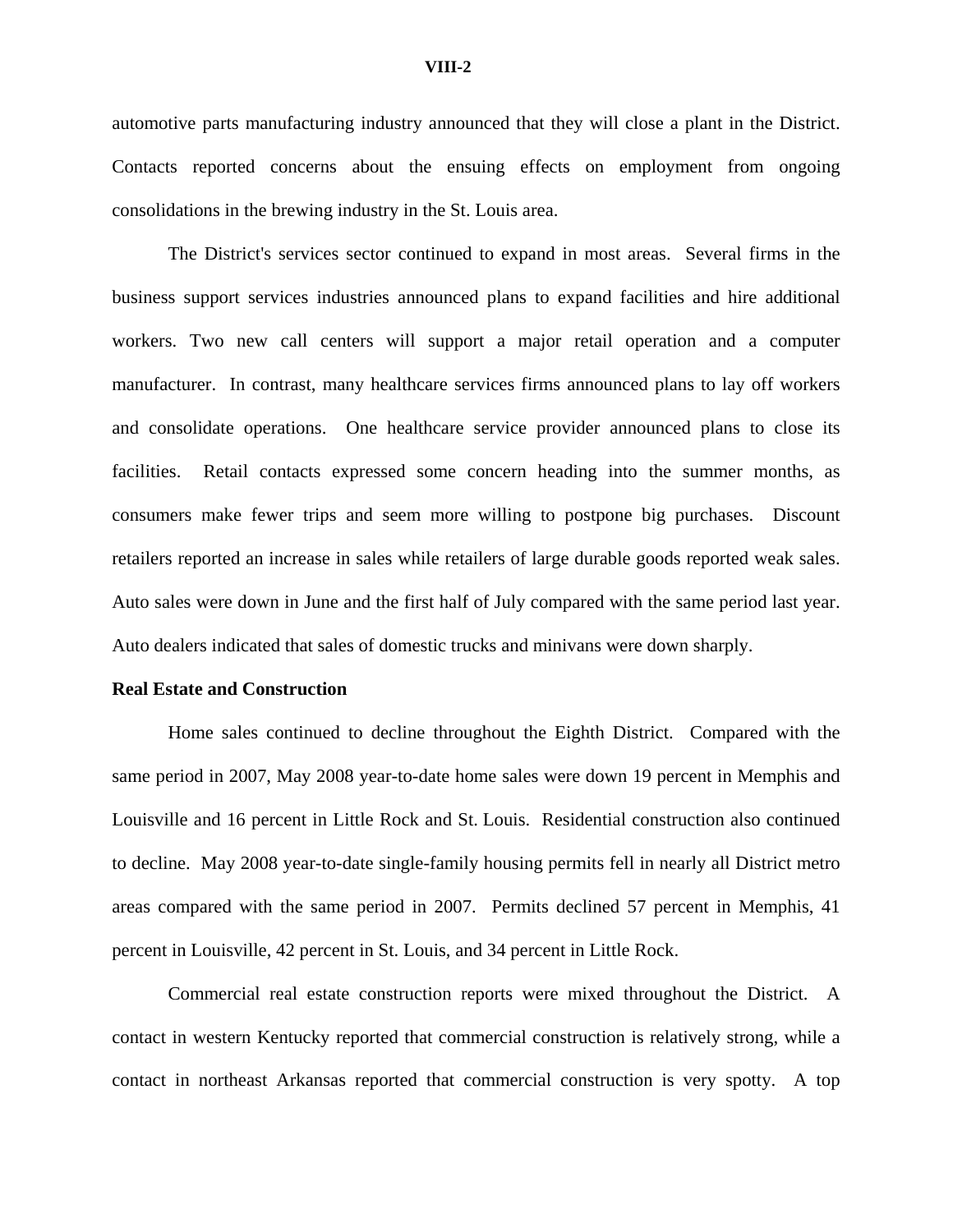automotive parts manufacturing industry announced that they will close a plant in the District. Contacts reported concerns about the ensuing effects on employment from ongoing consolidations in the brewing industry in the St. Louis area.

The District's services sector continued to expand in most areas. Several firms in the business support services industries announced plans to expand facilities and hire additional workers. Two new call centers will support a major retail operation and a computer manufacturer. In contrast, many healthcare services firms announced plans to lay off workers and consolidate operations. One healthcare service provider announced plans to close its facilities. Retail contacts expressed some concern heading into the summer months, as consumers make fewer trips and seem more willing to postpone big purchases. Discount retailers reported an increase in sales while retailers of large durable goods reported weak sales. Auto sales were down in June and the first half of July compared with the same period last year. Auto dealers indicated that sales of domestic trucks and minivans were down sharply.

**Real Estate and Construction**

Home sales continued to decline throughout the Eighth District. Compared with the same period in 2007, May 2008 year-to-date home sales were down 19 percent in Memphis and Louisville and 16 percent in Little Rock and St. Louis. Residential construction also continued to decline. May 2008 year-to-date single-family housing permits fell in nearly all District metro areas compared with the same period in 2007. Permits declined 57 percent in Memphis, 41 percent in Louisville, 42 percent in St. Louis, and 34 percent in Little Rock.

Commercial real estate construction reports were mixed throughout the District. A contact in western Kentucky reported that commercial construction is relatively strong, while a contact in northeast Arkansas reported that commercial construction is very spotty. A top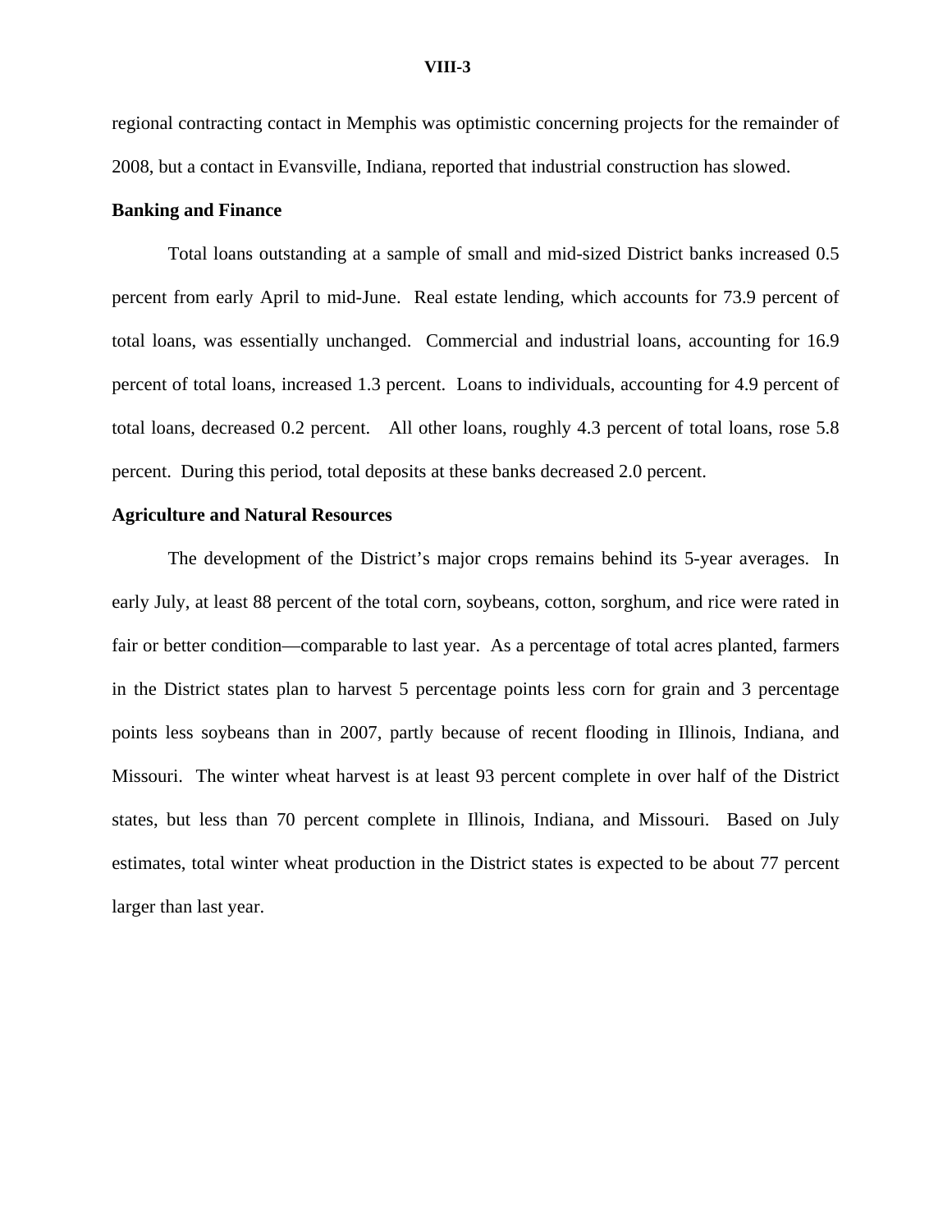regional contracting contact in Memphis was optimistic concerning projects for the remainder of 2008, but a contact in Evansville, Indiana, reported that industrial construction has slowed.

**Banking and Finance**

Total loans outstanding at a sample of small and mid-sized District banks increased 0.5 percent from early April to mid-June. Real estate lending, which accounts for 73.9 percent of total loans, was essentially unchanged. Commercial and industrial loans, accounting for 16.9 percent of total loans, increased 1.3 percent. Loans to individuals, accounting for 4.9 percent of total loans, decreased 0.2 percent. All other loans, roughly 4.3 percent of total loans, rose 5.8 percent. During this period, total deposits at these banks decreased 2.0 percent.

**Agriculture and Natural Resources**

The development of the District's major crops remains behind its 5-year averages. In early July, at least 88 percent of the total corn, soybeans, cotton, sorghum, and rice were rated in fair or better condition—comparable to last year. As a percentage of total acres planted, farmers in the District states plan to harvest 5 percentage points less corn for grain and 3 percentage points less soybeans than in 2007, partly because of recent flooding in Illinois, Indiana, and Missouri. The winter wheat harvest is at least 93 percent complete in over half of the District states, but less than 70 percent complete in Illinois, Indiana, and Missouri. Based on July estimates, total winter wheat production in the District states is expected to be about 77 percent larger than last year.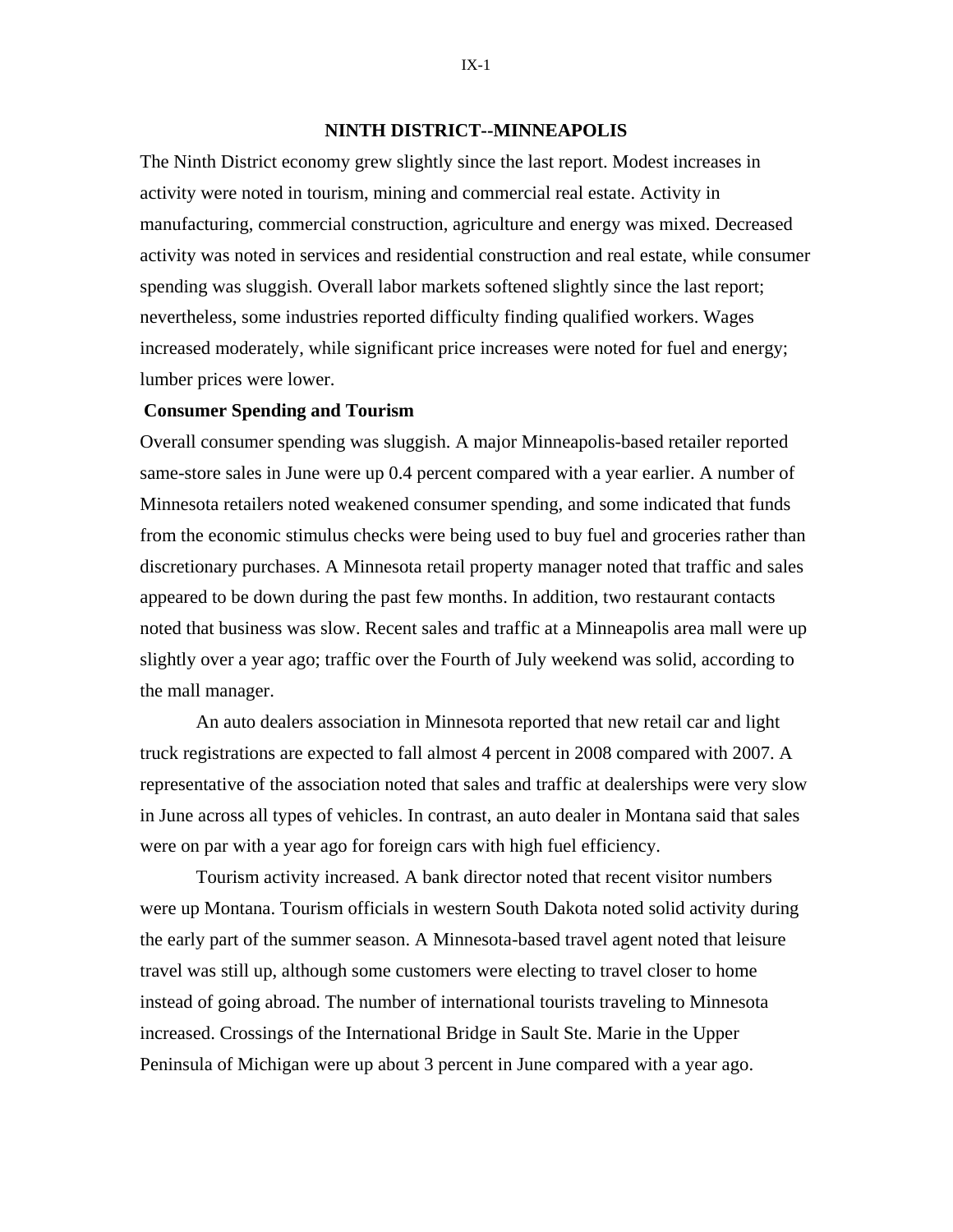## NINTH DISTRICT--MINNEAPOLIS

The Ninth District economy grew slightly since the last report. Modest increases in activity were noted in tourism, mining and commercial real estate. Activity in manufacturing, commercial construction, agriculture and energy was mixed. Decreased activity was noted in services and residential construction and real estate, while consumer spending was sluggish. Overall labor markets softened slightly since the last report; nevertheless, some industries reported difficulty finding qualified workers. Wages increased moderately, while significant price increases were noted for fuel and energy; lumber prices were lower.

### Consumer Spending and Tourism

Overall consumer spending was sluggish. A major Minneapolis-based retailer reported same-store sales in June were up 0.4 percent compared with a year earlier. A number of Minnesota retailers noted weakened consumer spending, and some indicated that funds from the economic stimulus checks were being used to buy fuel and groceries rather than discretionary purchases. A Minnesota retail property manager noted that traffic and sales appeared to be down during the past few months. In addition, two restaurant contacts noted that business was slow. Recent sales and traffic at a Minneapolis area mall were up slightly over a year ago; traffic over the Fourth of July weekend was solid, according to the mall manager.

An auto dealers association in Minnesota reported that new retail car and light truck registrations are expected to fall almost 4 percent in 2008 compared with 2007. A representative of the association noted that sales and traffic at dealerships were very slow in June across all types of vehicles. In contrast, an auto dealer in Montana said that sales were on par with a year ago for foreign cars with high fuel efficiency.

Tourism activity increased. A bank director noted that recent visitor numbers were up Montana. Tourism officials in western South Dakota noted solid activity during the early part of the summer season. A Minnesota-based travel agent noted that leisure travel was still up, although some customers were electing to travel closer to home instead of going abroad. The number of international tourists traveling to Minnesota increased. Crossings of the International Bridge in Sault Ste. Marie in the Upper Peninsula of Michigan were up about 3 percent in June compared with a year ago.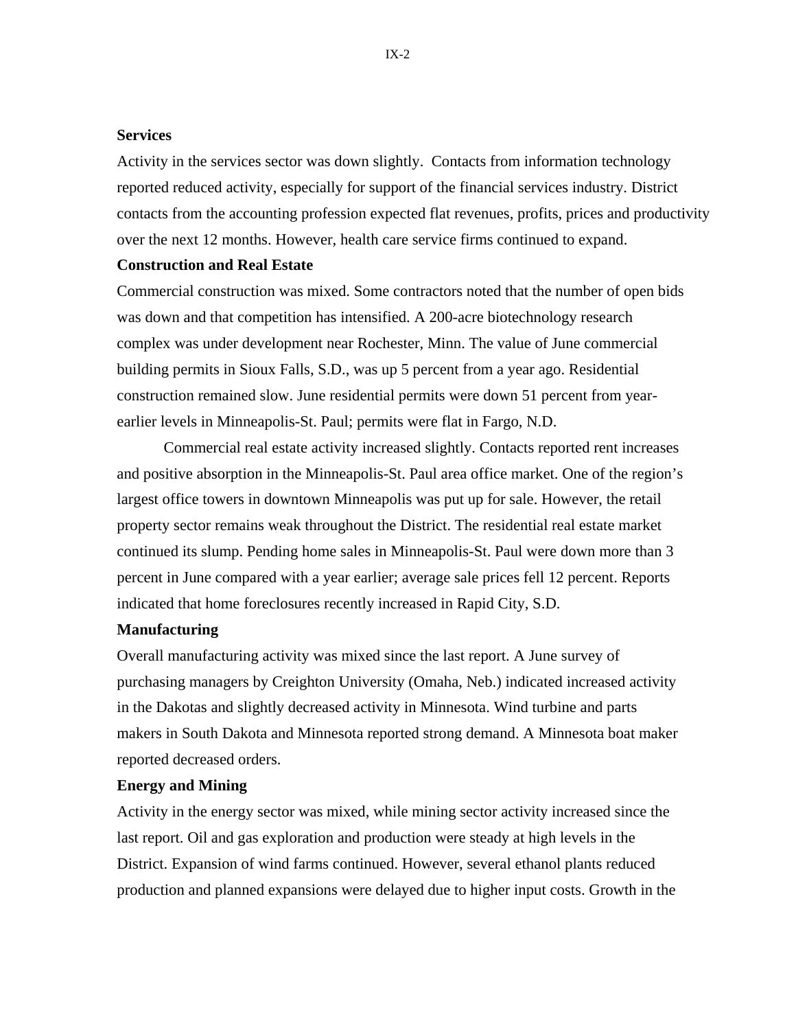**Services**

Activity in the services sector was down slightly. Contacts from information technology reported reduced activity, especially for support of the financial services industry. District contacts from the accounting profession expected flat revenues, profits, prices and productivity over the next 12 months. However, health care service firms continued to expand.

**Construction and Real Estate**

Commercial construction was mixed. Some contractors noted that the number of open bids was down and that competition has intensified. A 200-acre biotechnology research complex was under development near Rochester, Minn. The value of June commercial building permits in Sioux Falls, S.D., was up 5 percent from a year ago. Residential construction remained slow. June residential permits were down 51 percent from year-earlier levels in Minneapolis-St. Paul; permits were flat in Fargo, N.D.

Commercial real estate activity increased slightly. Contacts reported rent increases and positive absorption in the Minneapolis-St. Paul area office market. One of the region's largest office towers in downtown Minneapolis was put up for sale. However, the retail property sector remains weak throughout the District. The residential real estate market continued its slump. Pending home sales in Minneapolis-St. Paul were down more than 3 percent in June compared with a year earlier; average sale prices fell 12 percent. Reports indicated that home foreclosures recently increased in Rapid City, S.D.

**Manufacturing**

Overall manufacturing activity was mixed since the last report. A June survey of purchasing managers by Creighton University (Omaha, Neb.) indicated increased activity in the Dakotas and slightly decreased activity in Minnesota. Wind turbine and parts makers in South Dakota and Minnesota reported strong demand. A Minnesota boat maker reported decreased orders.

**Energy and Mining**

Activity in the energy sector was mixed, while mining sector activity increased since the last report. Oil and gas exploration and production were steady at high levels in the District. Expansion of wind farms continued. However, several ethanol plants reduced production and planned expansions were delayed due to higher input costs. Growth in the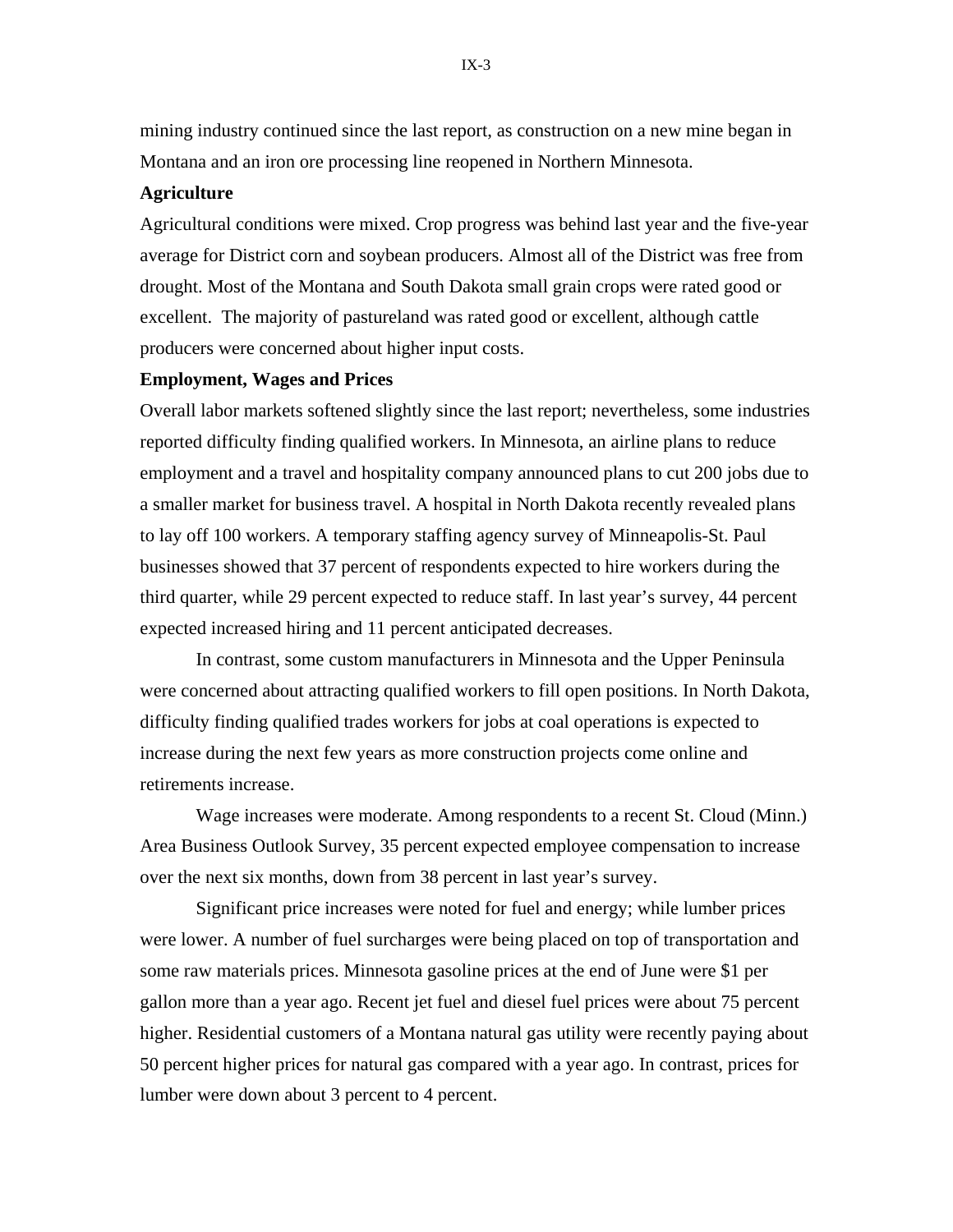mining industry continued since the last report, as construction on a new mine began in Montana and an iron ore processing line reopened in Northern Minnesota.

**Agriculture**

Agricultural conditions were mixed. Crop progress was behind last year and the five-year average for District corn and soybean producers. Almost all of the District was free from drought. Most of the Montana and South Dakota small grain crops were rated good or excellent. The majority of pastureland was rated good or excellent, although cattle producers were concerned about higher input costs.

**Employment, Wages and Prices**

Overall labor markets softened slightly since the last report; nevertheless, some industries reported difficulty finding qualified workers. In Minnesota, an airline plans to reduce employment and a travel and hospitality company announced plans to cut 200 jobs due to a smaller market for business travel. A hospital in North Dakota recently revealed plans to lay off 100 workers. A temporary staffing agency survey of Minneapolis-St. Paul businesses showed that 37 percent of respondents expected to hire workers during the third quarter, while 29 percent expected to reduce staff. In last year's survey, 44 percent expected increased hiring and 11 percent anticipated decreases.

In contrast, some custom manufacturers in Minnesota and the Upper Peninsula were concerned about attracting qualified workers to fill open positions. In North Dakota, difficulty finding qualified trades workers for jobs at coal operations is expected to increase during the next few years as more construction projects come online and retirements increase.

Wage increases were moderate. Among respondents to a recent St. Cloud (Minn.) Area Business Outlook Survey, 35 percent expected employee compensation to increase over the next six months, down from 38 percent in last year's survey.

Significant price increases were noted for fuel and energy; while lumber prices were lower. A number of fuel surcharges were being placed on top of transportation and some raw materials prices. Minnesota gasoline prices at the end of June were $1 per gallon more than a year ago. Recent jet fuel and diesel fuel prices were about 75 percent higher. Residential customers of a Montana natural gas utility were recently paying about 50 percent higher prices for natural gas compared with a year ago. In contrast, prices for lumber were down about 3 percent to 4 percent.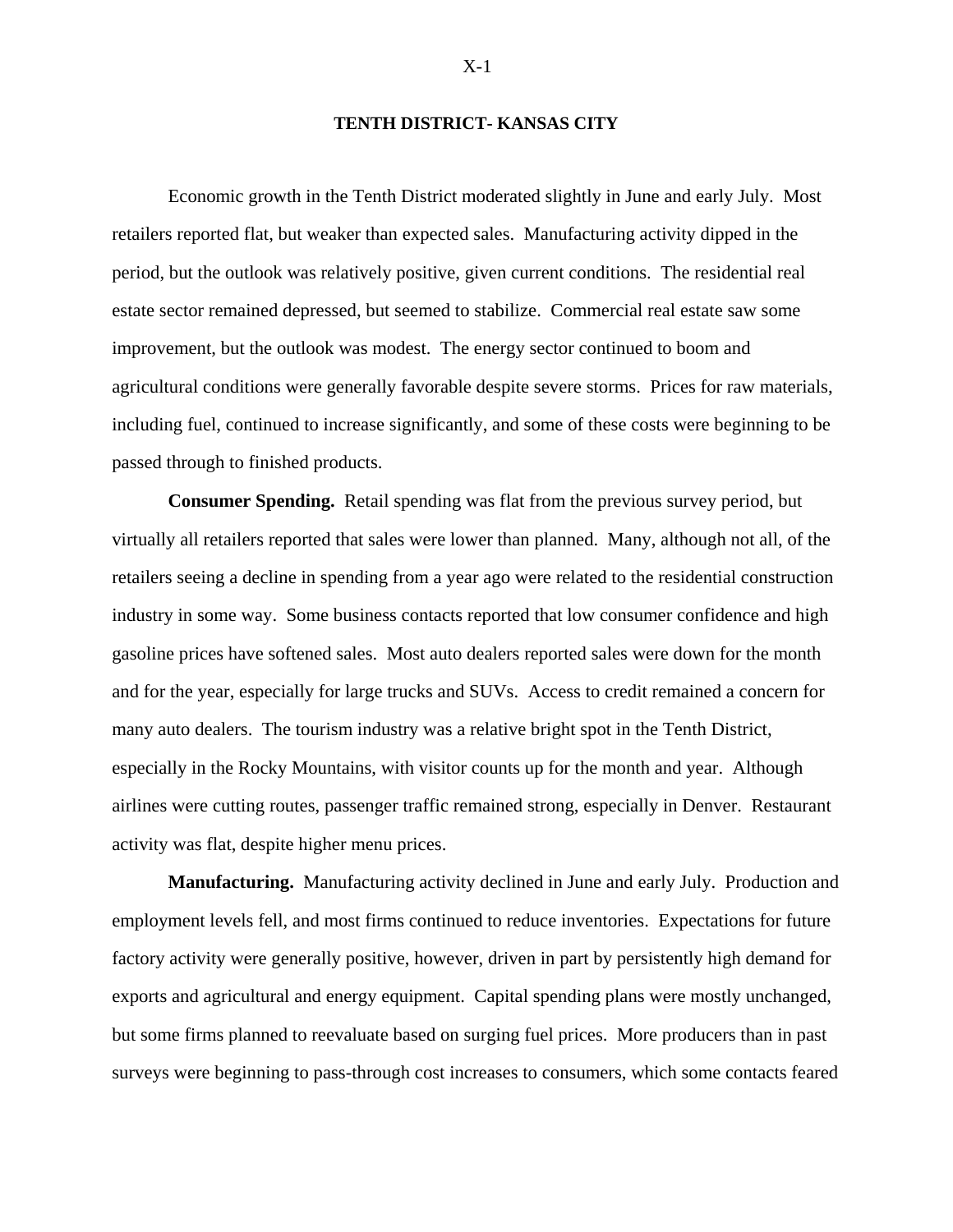## TENTH DISTRICT- KANSAS CITY

Economic growth in the Tenth District moderated slightly in June and early July. Most retailers reported flat, but weaker than expected sales. Manufacturing activity dipped in the period, but the outlook was relatively positive, given current conditions. The residential real estate sector remained depressed, but seemed to stabilize. Commercial real estate saw some improvement, but the outlook was modest. The energy sector continued to boom and agricultural conditions were generally favorable despite severe storms. Prices for raw materials, including fuel, continued to increase significantly, and some of these costs were beginning to be passed through to finished products.

**Consumer Spending.** Retail spending was flat from the previous survey period, but virtually all retailers reported that sales were lower than planned. Many, although not all, of the retailers seeing a decline in spending from a year ago were related to the residential construction industry in some way. Some business contacts reported that low consumer confidence and high gasoline prices have softened sales. Most auto dealers reported sales were down for the month and for the year, especially for large trucks and SUVs. Access to credit remained a concern for many auto dealers. The tourism industry was a relative bright spot in the Tenth District, especially in the Rocky Mountains, with visitor counts up for the month and year. Although airlines were cutting routes, passenger traffic remained strong, especially in Denver. Restaurant activity was flat, despite higher menu prices.

**Manufacturing.** Manufacturing activity declined in June and early July. Production and employment levels fell, and most firms continued to reduce inventories. Expectations for future factory activity were generally positive, however, driven in part by persistently high demand for exports and agricultural and energy equipment. Capital spending plans were mostly unchanged, but some firms planned to reevaluate based on surging fuel prices. More producers than in past surveys were beginning to pass-through cost increases to consumers, which some contacts feared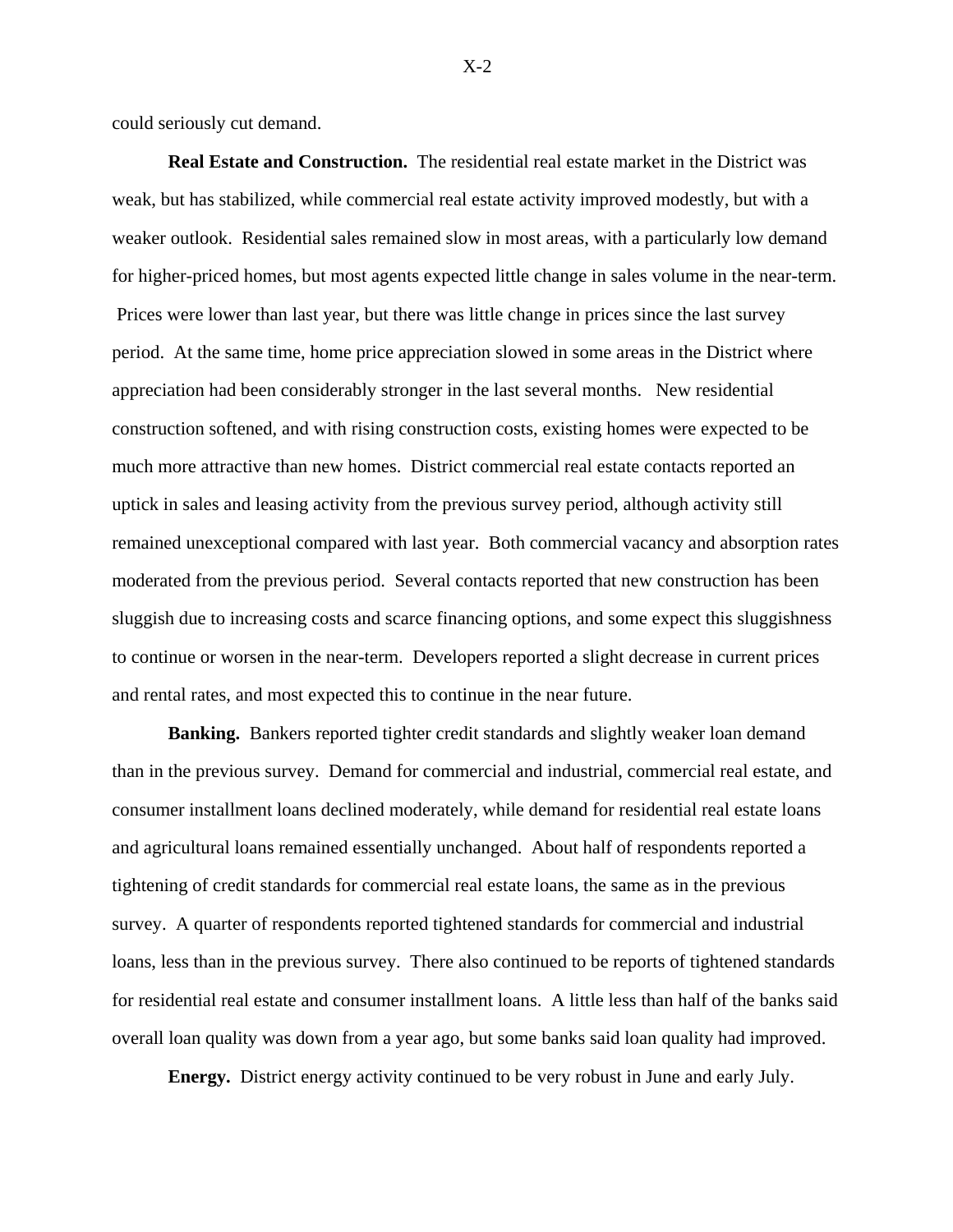could seriously cut demand.

**Real Estate and Construction.** The residential real estate market in the District was weak, but has stabilized, while commercial real estate activity improved modestly, but with a weaker outlook. Residential sales remained slow in most areas, with a particularly low demand for higher-priced homes, but most agents expected little change in sales volume in the near-term. Prices were lower than last year, but there was little change in prices since the last survey period. At the same time, home price appreciation slowed in some areas in the District where appreciation had been considerably stronger in the last several months. New residential construction softened, and with rising construction costs, existing homes were expected to be much more attractive than new homes. District commercial real estate contacts reported an uptick in sales and leasing activity from the previous survey period, although activity still remained unexceptional compared with last year. Both commercial vacancy and absorption rates moderated from the previous period. Several contacts reported that new construction has been sluggish due to increasing costs and scarce financing options, and some expect this sluggishness to continue or worsen in the near-term. Developers reported a slight decrease in current prices and rental rates, and most expected this to continue in the near future.

**Banking.** Bankers reported tighter credit standards and slightly weaker loan demand than in the previous survey. Demand for commercial and industrial, commercial real estate, and consumer installment loans declined moderately, while demand for residential real estate loans and agricultural loans remained essentially unchanged. About half of respondents reported a tightening of credit standards for commercial real estate loans, the same as in the previous survey. A quarter of respondents reported tightened standards for commercial and industrial loans, less than in the previous survey. There also continued to be reports of tightened standards for residential real estate and consumer installment loans. A little less than half of the banks said overall loan quality was down from a year ago, but some banks said loan quality had improved.

**Energy.** District energy activity continued to be very robust in June and early July.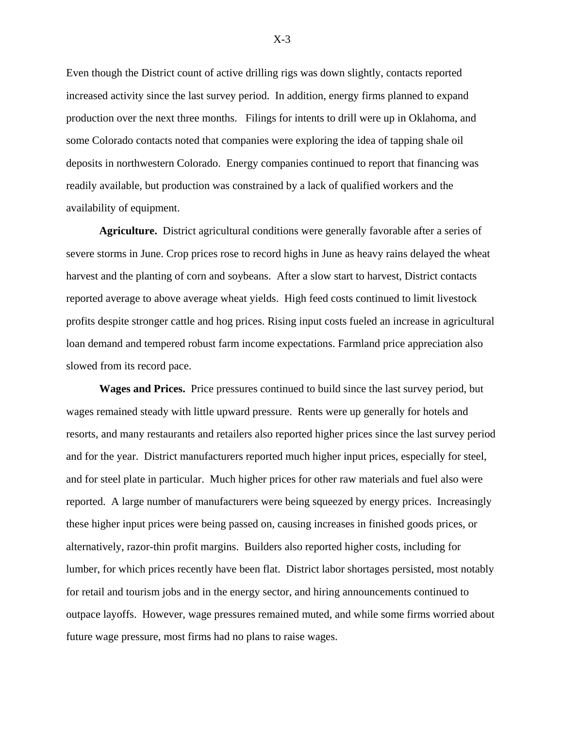Even though the District count of active drilling rigs was down slightly, contacts reported increased activity since the last survey period. In addition, energy firms planned to expand production over the next three months. Filings for intents to drill were up in Oklahoma, and some Colorado contacts noted that companies were exploring the idea of tapping shale oil deposits in northwestern Colorado. Energy companies continued to report that financing was readily available, but production was constrained by a lack of qualified workers and the availability of equipment.

**Agriculture.** District agricultural conditions were generally favorable after a series of severe storms in June. Crop prices rose to record highs in June as heavy rains delayed the wheat harvest and the planting of corn and soybeans. After a slow start to harvest, District contacts reported average to above average wheat yields. High feed costs continued to limit livestock profits despite stronger cattle and hog prices. Rising input costs fueled an increase in agricultural loan demand and tempered robust farm income expectations. Farmland price appreciation also slowed from its record pace.

**Wages and Prices.** Price pressures continued to build since the last survey period, but wages remained steady with little upward pressure. Rents were up generally for hotels and resorts, and many restaurants and retailers also reported higher prices since the last survey period and for the year. District manufacturers reported much higher input prices, especially for steel, and for steel plate in particular. Much higher prices for other raw materials and fuel also were reported. A large number of manufacturers were being squeezed by energy prices. Increasingly these higher input prices were being passed on, causing increases in finished goods prices, or alternatively, razor-thin profit margins. Builders also reported higher costs, including for lumber, for which prices recently have been flat. District labor shortages persisted, most notably for retail and tourism jobs and in the energy sector, and hiring announcements continued to outpace layoffs. However, wage pressures remained muted, and while some firms worried about future wage pressure, most firms had no plans to raise wages.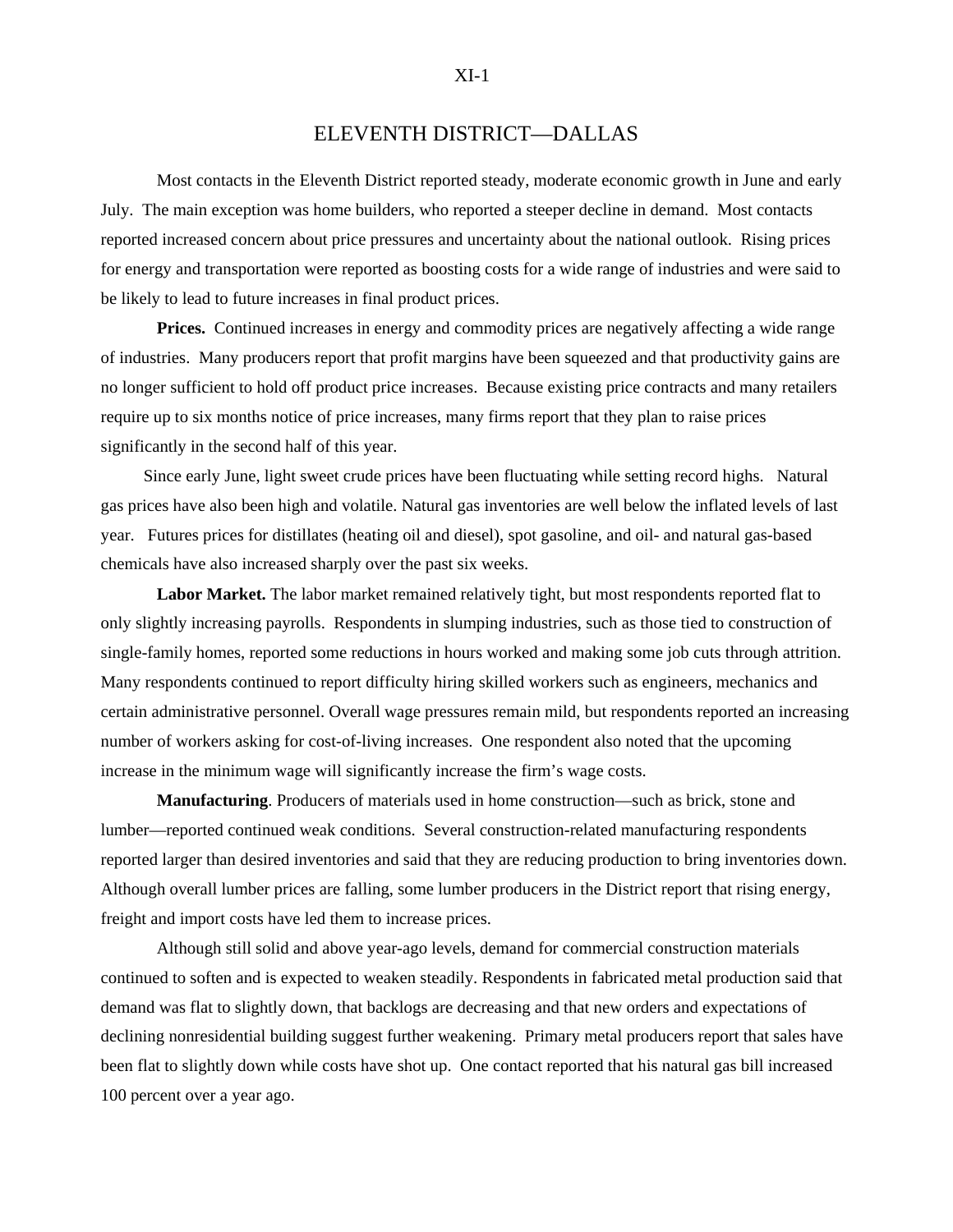# ELEVENTH DISTRICT—DALLAS

Most contacts in the Eleventh District reported steady, moderate economic growth in June and early July. The main exception was home builders, who reported a steeper decline in demand. Most contacts reported increased concern about price pressures and uncertainty about the national outlook. Rising prices for energy and transportation were reported as boosting costs for a wide range of industries and were said to be likely to lead to future increases in final product prices.

**Prices.** Continued increases in energy and commodity prices are negatively affecting a wide range of industries. Many producers report that profit margins have been squeezed and that productivity gains are no longer sufficient to hold off product price increases. Because existing price contracts and many retailers require up to six months notice of price increases, many firms report that they plan to raise prices significantly in the second half of this year.

Since early June, light sweet crude prices have been fluctuating while setting record highs. Natural gas prices have also been high and volatile. Natural gas inventories are well below the inflated levels of last year. Futures prices for distillates (heating oil and diesel), spot gasoline, and oil- and natural gas-based chemicals have also increased sharply over the past six weeks.

**Labor Market.** The labor market remained relatively tight, but most respondents reported flat to only slightly increasing payrolls. Respondents in slumping industries, such as those tied to construction of single-family homes, reported some reductions in hours worked and making some job cuts through attrition. Many respondents continued to report difficulty hiring skilled workers such as engineers, mechanics and certain administrative personnel. Overall wage pressures remain mild, but respondents reported an increasing number of workers asking for cost-of-living increases. One respondent also noted that the upcoming increase in the minimum wage will significantly increase the firm's wage costs.

**Manufacturing**. Producers of materials used in home construction—such as brick, stone and lumber—reported continued weak conditions. Several construction-related manufacturing respondents reported larger than desired inventories and said that they are reducing production to bring inventories down. Although overall lumber prices are falling, some lumber producers in the District report that rising energy, freight and import costs have led them to increase prices.

Although still solid and above year-ago levels, demand for commercial construction materials continued to soften and is expected to weaken steadily. Respondents in fabricated metal production said that demand was flat to slightly down, that backlogs are decreasing and that new orders and expectations of declining nonresidential building suggest further weakening. Primary metal producers report that sales have been flat to slightly down while costs have shot up. One contact reported that his natural gas bill increased 100 percent over a year ago.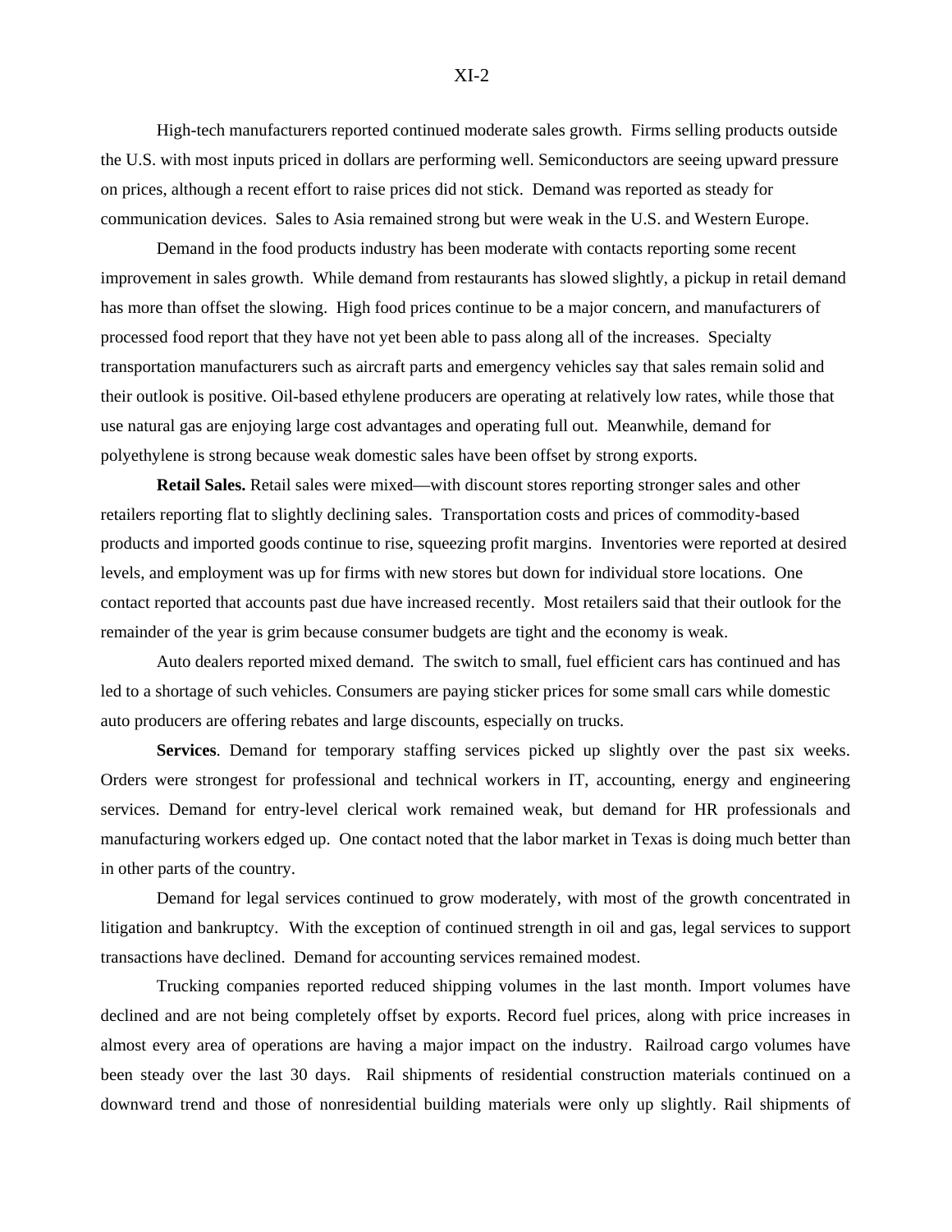High-tech manufacturers reported continued moderate sales growth. Firms selling products outside the U.S. with most inputs priced in dollars are performing well. Semiconductors are seeing upward pressure on prices, although a recent effort to raise prices did not stick. Demand was reported as steady for communication devices. Sales to Asia remained strong but were weak in the U.S. and Western Europe.

Demand in the food products industry has been moderate with contacts reporting some recent improvement in sales growth. While demand from restaurants has slowed slightly, a pickup in retail demand has more than offset the slowing. High food prices continue to be a major concern, and manufacturers of processed food report that they have not yet been able to pass along all of the increases. Specialty transportation manufacturers such as aircraft parts and emergency vehicles say that sales remain solid and their outlook is positive. Oil-based ethylene producers are operating at relatively low rates, while those that use natural gas are enjoying large cost advantages and operating full out. Meanwhile, demand for polyethylene is strong because weak domestic sales have been offset by strong exports.

**Retail Sales.** Retail sales were mixed—with discount stores reporting stronger sales and other retailers reporting flat to slightly declining sales. Transportation costs and prices of commodity-based products and imported goods continue to rise, squeezing profit margins. Inventories were reported at desired levels, and employment was up for firms with new stores but down for individual store locations. One contact reported that accounts past due have increased recently. Most retailers said that their outlook for the remainder of the year is grim because consumer budgets are tight and the economy is weak.

Auto dealers reported mixed demand. The switch to small, fuel efficient cars has continued and has led to a shortage of such vehicles. Consumers are paying sticker prices for some small cars while domestic auto producers are offering rebates and large discounts, especially on trucks.

**Services**. Demand for temporary staffing services picked up slightly over the past six weeks. Orders were strongest for professional and technical workers in IT, accounting, energy and engineering services. Demand for entry-level clerical work remained weak, but demand for HR professionals and manufacturing workers edged up. One contact noted that the labor market in Texas is doing much better than in other parts of the country.

Demand for legal services continued to grow moderately, with most of the growth concentrated in litigation and bankruptcy. With the exception of continued strength in oil and gas, legal services to support transactions have declined. Demand for accounting services remained modest.

Trucking companies reported reduced shipping volumes in the last month. Import volumes have declined and are not being completely offset by exports. Record fuel prices, along with price increases in almost every area of operations are having a major impact on the industry. Railroad cargo volumes have been steady over the last 30 days. Rail shipments of residential construction materials continued on a downward trend and those of nonresidential building materials were only up slightly. Rail shipments of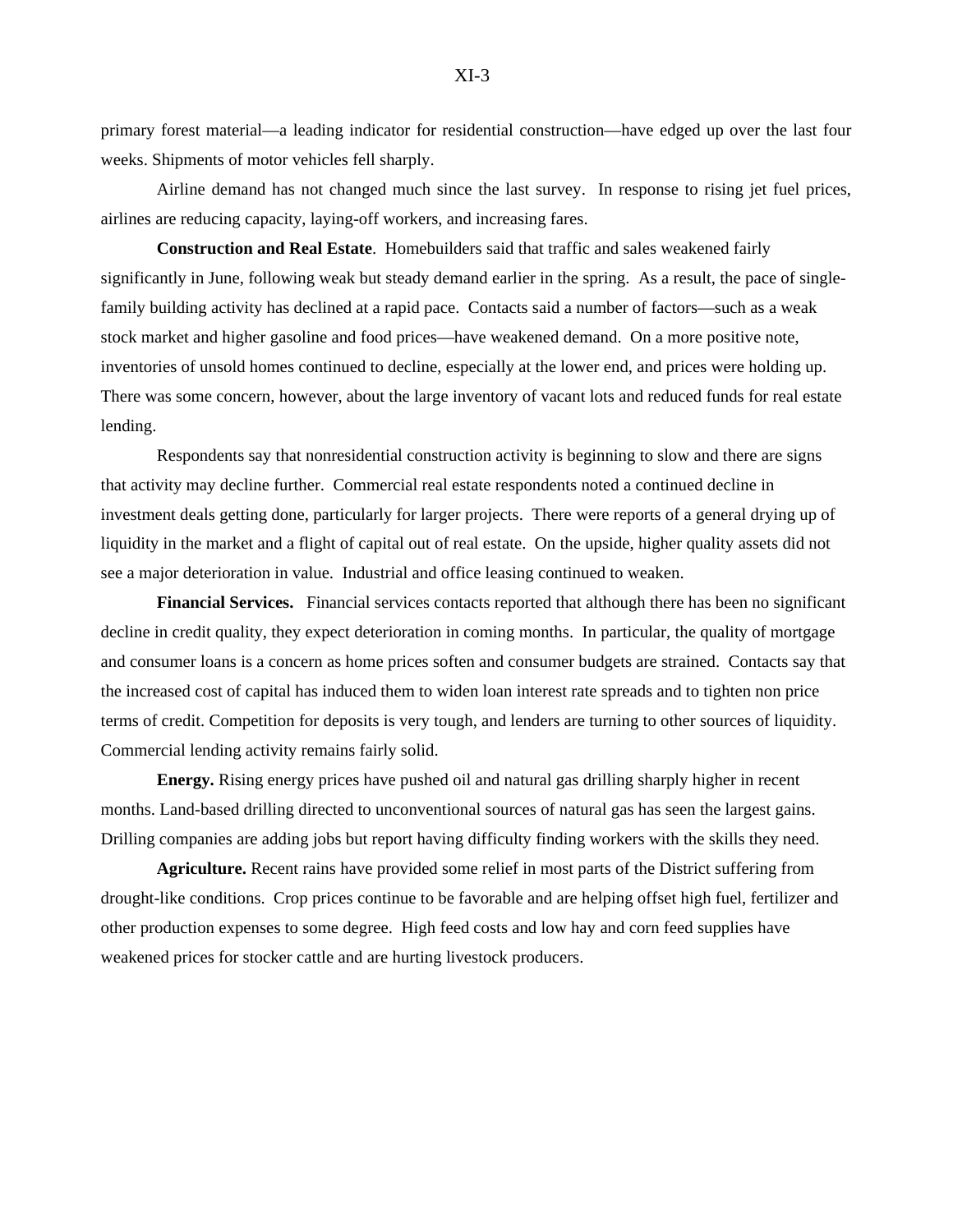primary forest material—a leading indicator for residential construction—have edged up over the last four weeks. Shipments of motor vehicles fell sharply.

Airline demand has not changed much since the last survey. In response to rising jet fuel prices, airlines are reducing capacity, laying-off workers, and increasing fares.

**Construction and Real Estate**. Homebuilders said that traffic and sales weakened fairly significantly in June, following weak but steady demand earlier in the spring. As a result, the pace of single-family building activity has declined at a rapid pace. Contacts said a number of factors—such as a weak stock market and higher gasoline and food prices—have weakened demand. On a more positive note, inventories of unsold homes continued to decline, especially at the lower end, and prices were holding up. There was some concern, however, about the large inventory of vacant lots and reduced funds for real estate lending.

Respondents say that nonresidential construction activity is beginning to slow and there are signs that activity may decline further. Commercial real estate respondents noted a continued decline in investment deals getting done, particularly for larger projects. There were reports of a general drying up of liquidity in the market and a flight of capital out of real estate. On the upside, higher quality assets did not see a major deterioration in value. Industrial and office leasing continued to weaken.

**Financial Services.** Financial services contacts reported that although there has been no significant decline in credit quality, they expect deterioration in coming months. In particular, the quality of mortgage and consumer loans is a concern as home prices soften and consumer budgets are strained. Contacts say that the increased cost of capital has induced them to widen loan interest rate spreads and to tighten non price terms of credit. Competition for deposits is very tough, and lenders are turning to other sources of liquidity. Commercial lending activity remains fairly solid.

**Energy.** Rising energy prices have pushed oil and natural gas drilling sharply higher in recent months. Land-based drilling directed to unconventional sources of natural gas has seen the largest gains. Drilling companies are adding jobs but report having difficulty finding workers with the skills they need.

**Agriculture.** Recent rains have provided some relief in most parts of the District suffering from drought-like conditions. Crop prices continue to be favorable and are helping offset high fuel, fertilizer and other production expenses to some degree. High feed costs and low hay and corn feed supplies have weakened prices for stocker cattle and are hurting livestock producers.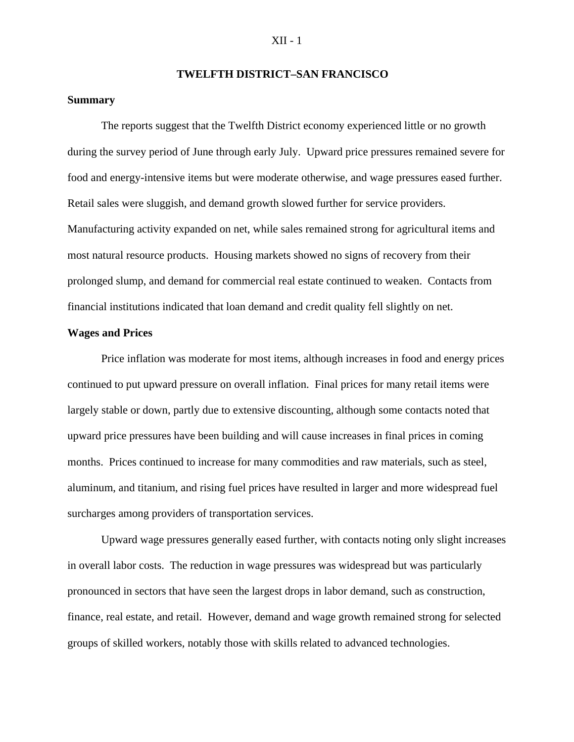# TWELFTH DISTRICT–SAN FRANCISCO

## Summary

The reports suggest that the Twelfth District economy experienced little or no growth during the survey period of June through early July. Upward price pressures remained severe for food and energy-intensive items but were moderate otherwise, and wage pressures eased further. Retail sales were sluggish, and demand growth slowed further for service providers. Manufacturing activity expanded on net, while sales remained strong for agricultural items and most natural resource products. Housing markets showed no signs of recovery from their prolonged slump, and demand for commercial real estate continued to weaken. Contacts from financial institutions indicated that loan demand and credit quality fell slightly on net.

## Wages and Prices

Price inflation was moderate for most items, although increases in food and energy prices continued to put upward pressure on overall inflation. Final prices for many retail items were largely stable or down, partly due to extensive discounting, although some contacts noted that upward price pressures have been building and will cause increases in final prices in coming months. Prices continued to increase for many commodities and raw materials, such as steel, aluminum, and titanium, and rising fuel prices have resulted in larger and more widespread fuel surcharges among providers of transportation services.

Upward wage pressures generally eased further, with contacts noting only slight increases in overall labor costs. The reduction in wage pressures was widespread but was particularly pronounced in sectors that have seen the largest drops in labor demand, such as construction, finance, real estate, and retail. However, demand and wage growth remained strong for selected groups of skilled workers, notably those with skills related to advanced technologies.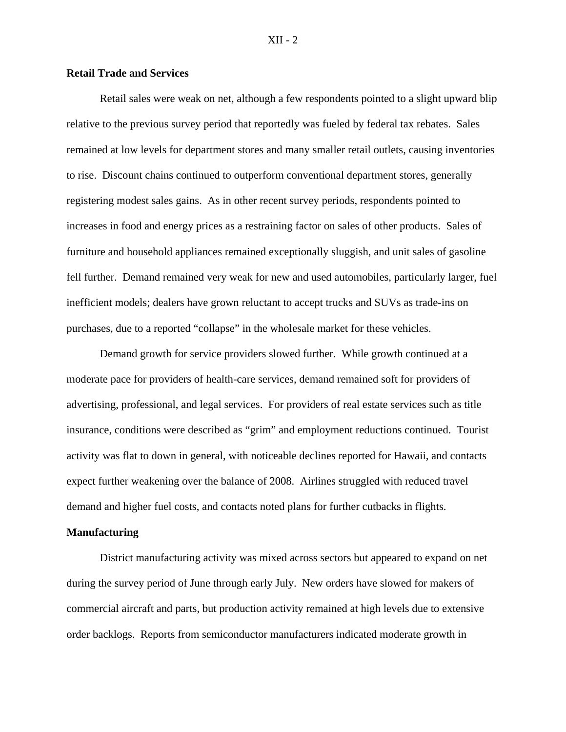**Retail Trade and Services**

Retail sales were weak on net, although a few respondents pointed to a slight upward blip relative to the previous survey period that reportedly was fueled by federal tax rebates. Sales remained at low levels for department stores and many smaller retail outlets, causing inventories to rise. Discount chains continued to outperform conventional department stores, generally registering modest sales gains. As in other recent survey periods, respondents pointed to increases in food and energy prices as a restraining factor on sales of other products. Sales of furniture and household appliances remained exceptionally sluggish, and unit sales of gasoline fell further. Demand remained very weak for new and used automobiles, particularly larger, fuel inefficient models; dealers have grown reluctant to accept trucks and SUVs as trade-ins on purchases, due to a reported "collapse" in the wholesale market for these vehicles.

Demand growth for service providers slowed further. While growth continued at a moderate pace for providers of health-care services, demand remained soft for providers of advertising, professional, and legal services. For providers of real estate services such as title insurance, conditions were described as "grim" and employment reductions continued. Tourist activity was flat to down in general, with noticeable declines reported for Hawaii, and contacts expect further weakening over the balance of 2008. Airlines struggled with reduced travel demand and higher fuel costs, and contacts noted plans for further cutbacks in flights.

**Manufacturing**

District manufacturing activity was mixed across sectors but appeared to expand on net during the survey period of June through early July. New orders have slowed for makers of commercial aircraft and parts, but production activity remained at high levels due to extensive order backlogs. Reports from semiconductor manufacturers indicated moderate growth in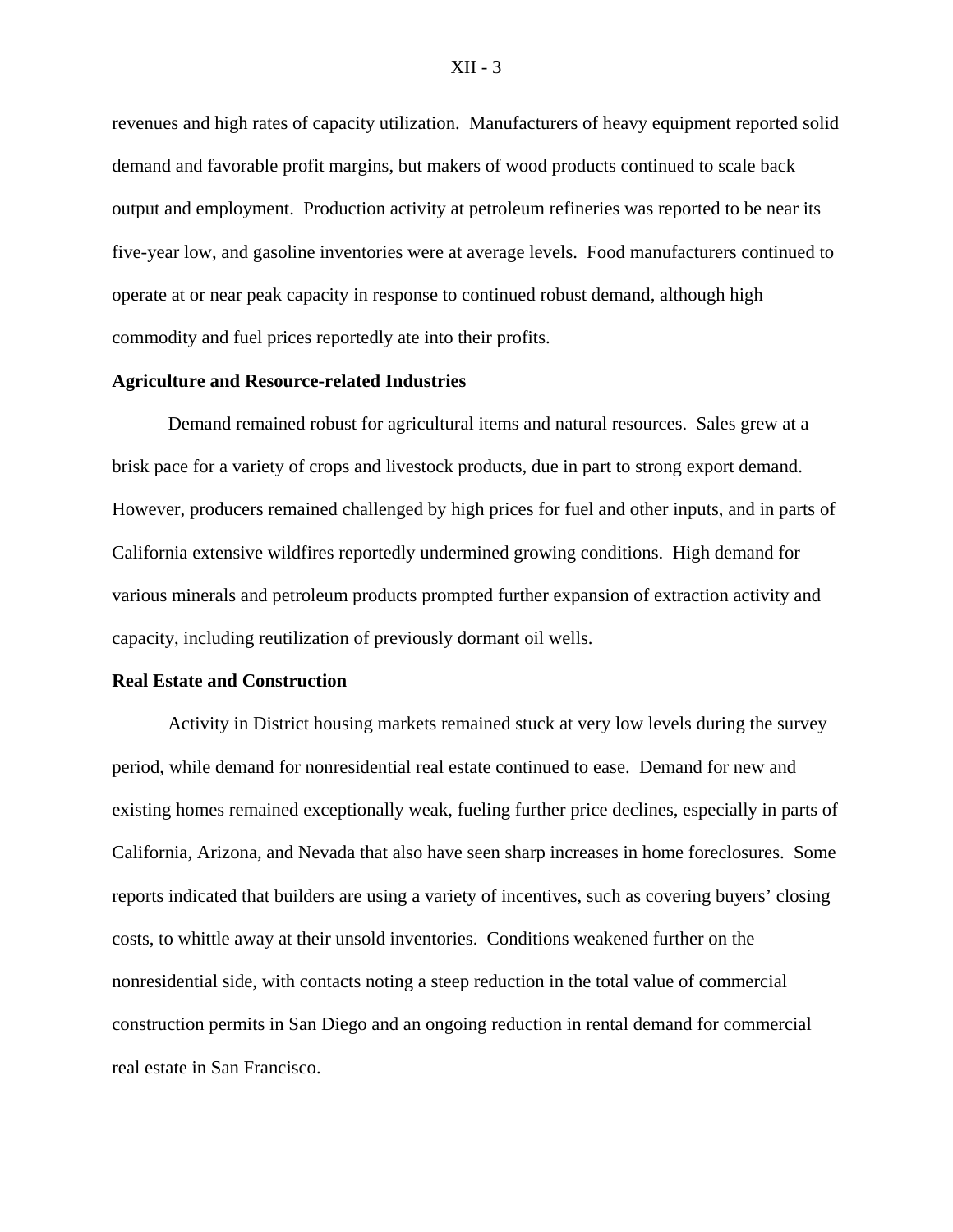revenues and high rates of capacity utilization. Manufacturers of heavy equipment reported solid demand and favorable profit margins, but makers of wood products continued to scale back output and employment. Production activity at petroleum refineries was reported to be near its five-year low, and gasoline inventories were at average levels. Food manufacturers continued to operate at or near peak capacity in response to continued robust demand, although high commodity and fuel prices reportedly ate into their profits.

**Agriculture and Resource-related Industries**

Demand remained robust for agricultural items and natural resources. Sales grew at a brisk pace for a variety of crops and livestock products, due in part to strong export demand. However, producers remained challenged by high prices for fuel and other inputs, and in parts of California extensive wildfires reportedly undermined growing conditions. High demand for various minerals and petroleum products prompted further expansion of extraction activity and capacity, including reutilization of previously dormant oil wells.

**Real Estate and Construction**

Activity in District housing markets remained stuck at very low levels during the survey period, while demand for nonresidential real estate continued to ease. Demand for new and existing homes remained exceptionally weak, fueling further price declines, especially in parts of California, Arizona, and Nevada that also have seen sharp increases in home foreclosures. Some reports indicated that builders are using a variety of incentives, such as covering buyers' closing costs, to whittle away at their unsold inventories. Conditions weakened further on the nonresidential side, with contacts noting a steep reduction in the total value of commercial construction permits in San Diego and an ongoing reduction in rental demand for commercial real estate in San Francisco.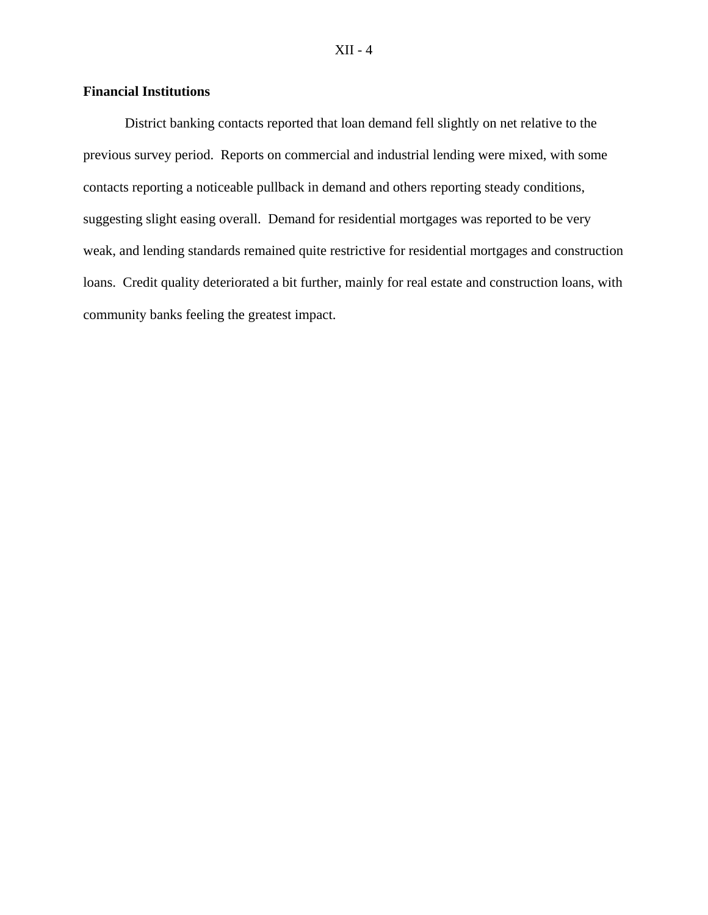**Financial Institutions**

District banking contacts reported that loan demand fell slightly on net relative to the previous survey period. Reports on commercial and industrial lending were mixed, with some contacts reporting a noticeable pullback in demand and others reporting steady conditions, suggesting slight easing overall. Demand for residential mortgages was reported to be very weak, and lending standards remained quite restrictive for residential mortgages and construction loans. Credit quality deteriorated a bit further, mainly for real estate and construction loans, with community banks feeling the greatest impact.